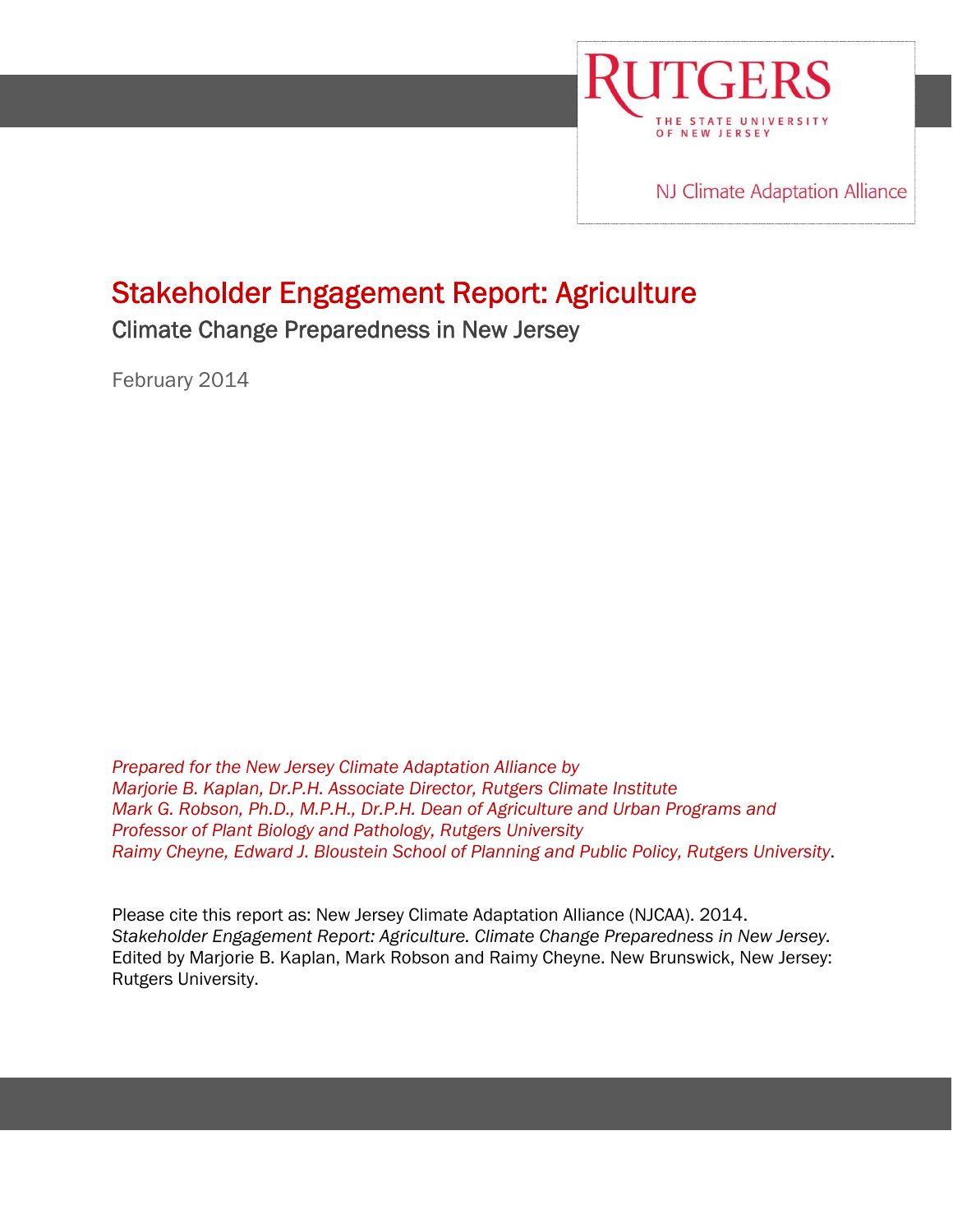RUTGERS
THE STATE UNIVERSITY OF NEW JERSEY

NJ Climate Adaptation Alliance

# Stakeholder Engagement Report: Agriculture

## Climate Change Preparedness in New Jersey

February 2014

*Prepared for the New Jersey Climate Adaptation Alliance by*
*Marjorie B. Kaplan, Dr.P.H. Associate Director, Rutgers Climate Institute*
*Mark G. Robson, Ph.D., M.P.H., Dr.P.H. Dean of Agriculture and Urban Programs and Professor of Plant Biology and Pathology, Rutgers University*
*Raimy Cheyne, Edward J. Bloustein School of Planning and Public Policy, Rutgers University*.

Please cite this report as: New Jersey Climate Adaptation Alliance (NJCAA). 2014. *Stakeholder Engagement Report: Agriculture. Climate Change Preparedness in New Jersey.* Edited by Marjorie B. Kaplan, Mark Robson and Raimy Cheyne. New Brunswick, New Jersey: Rutgers University.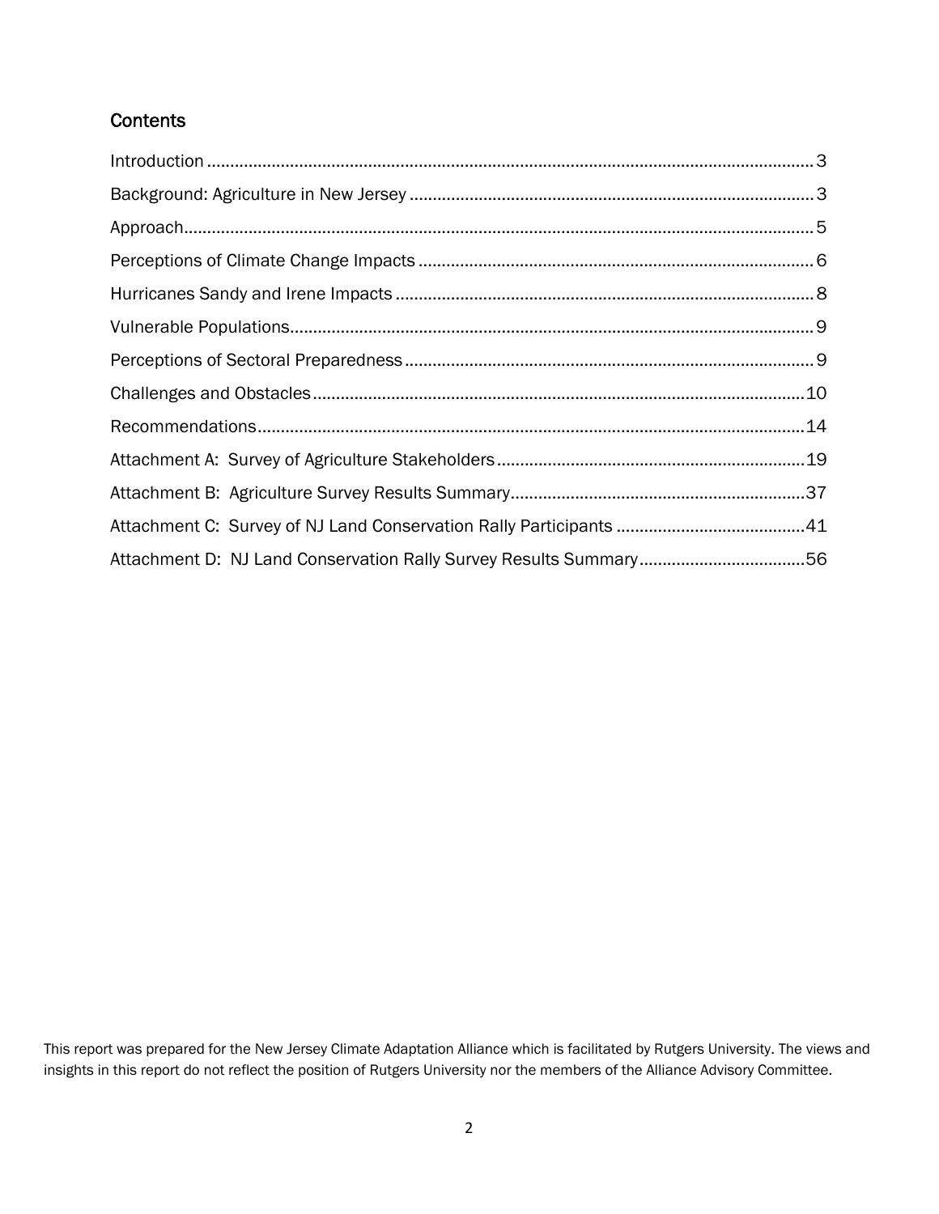## Contents

Introduction .......... 3
Background: Agriculture in New Jersey .......... 3
Approach .......... 5
Perceptions of Climate Change Impacts .......... 6
Hurricanes Sandy and Irene Impacts .......... 8
Vulnerable Populations .......... 9
Perceptions of Sectoral Preparedness .......... 9
Challenges and Obstacles .......... 10
Recommendations .......... 14
Attachment A: Survey of Agriculture Stakeholders .......... 19
Attachment B: Agriculture Survey Results Summary .......... 37
Attachment C: Survey of NJ Land Conservation Rally Participants .......... 41
Attachment D: NJ Land Conservation Rally Survey Results Summary .......... 56

This report was prepared for the New Jersey Climate Adaptation Alliance which is facilitated by Rutgers University. The views and insights in this report do not reflect the position of Rutgers University nor the members of the Alliance Advisory Committee.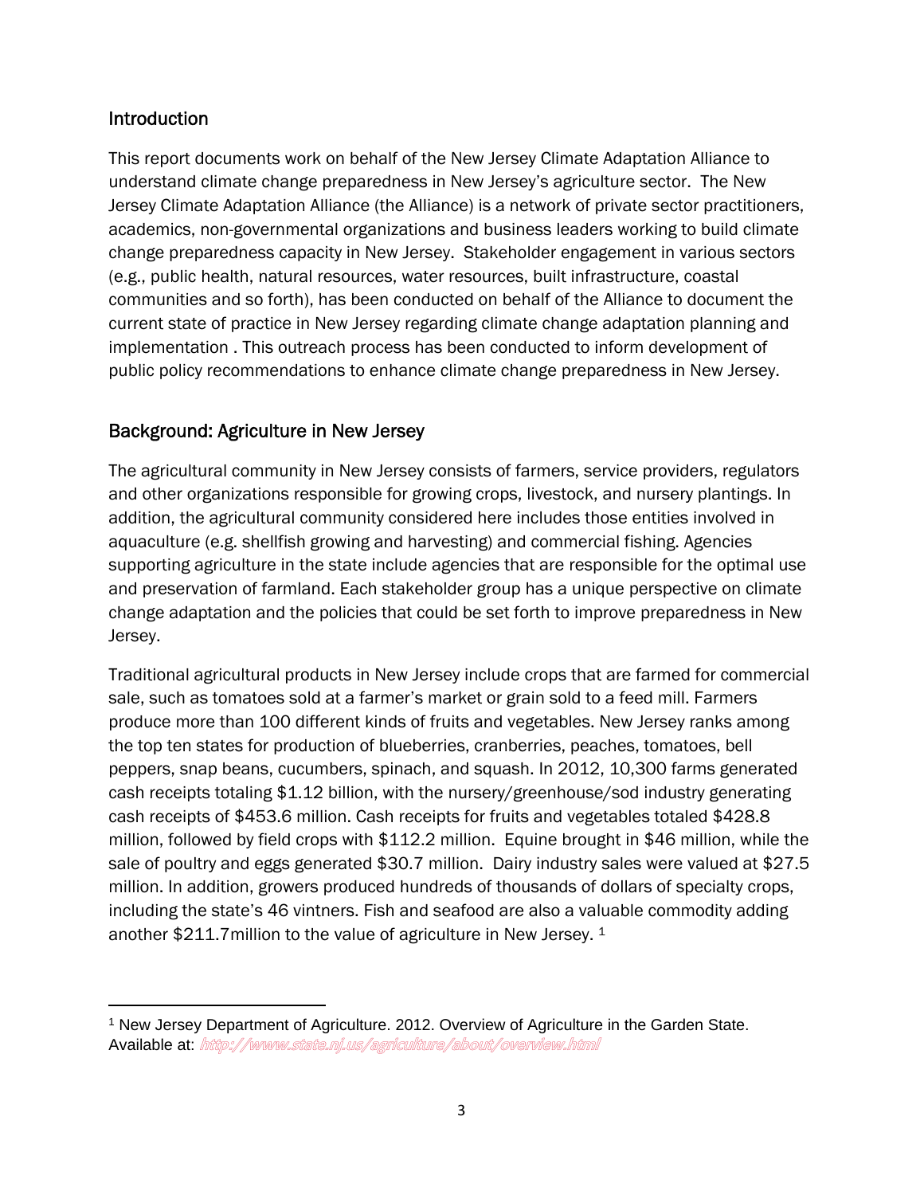## Introduction

This report documents work on behalf of the New Jersey Climate Adaptation Alliance to understand climate change preparedness in New Jersey's agriculture sector. The New Jersey Climate Adaptation Alliance (the Alliance) is a network of private sector practitioners, academics, non-governmental organizations and business leaders working to build climate change preparedness capacity in New Jersey. Stakeholder engagement in various sectors (e.g., public health, natural resources, water resources, built infrastructure, coastal communities and so forth), has been conducted on behalf of the Alliance to document the current state of practice in New Jersey regarding climate change adaptation planning and implementation . This outreach process has been conducted to inform development of public policy recommendations to enhance climate change preparedness in New Jersey.

## Background: Agriculture in New Jersey

The agricultural community in New Jersey consists of farmers, service providers, regulators and other organizations responsible for growing crops, livestock, and nursery plantings. In addition, the agricultural community considered here includes those entities involved in aquaculture (e.g. shellfish growing and harvesting) and commercial fishing. Agencies supporting agriculture in the state include agencies that are responsible for the optimal use and preservation of farmland. Each stakeholder group has a unique perspective on climate change adaptation and the policies that could be set forth to improve preparedness in New Jersey.

Traditional agricultural products in New Jersey include crops that are farmed for commercial sale, such as tomatoes sold at a farmer's market or grain sold to a feed mill. Farmers produce more than 100 different kinds of fruits and vegetables. New Jersey ranks among the top ten states for production of blueberries, cranberries, peaches, tomatoes, bell peppers, snap beans, cucumbers, spinach, and squash. In 2012, 10,300 farms generated cash receipts totaling $1.12 billion, with the nursery/greenhouse/sod industry generating cash receipts of $453.6 million. Cash receipts for fruits and vegetables totaled $428.8 million, followed by field crops with $112.2 million. Equine brought in $46 million, while the sale of poultry and eggs generated $30.7 million. Dairy industry sales were valued at $27.5 million. In addition, growers produced hundreds of thousands of dollars of specialty crops, including the state's 46 vintners. Fish and seafood are also a valuable commodity adding another $211.7million to the value of agriculture in New Jersey. [1]

---

[1] New Jersey Department of Agriculture. 2012. Overview of Agriculture in the Garden State. Available at: http://www.state.nj.us/agriculture/about/overview.html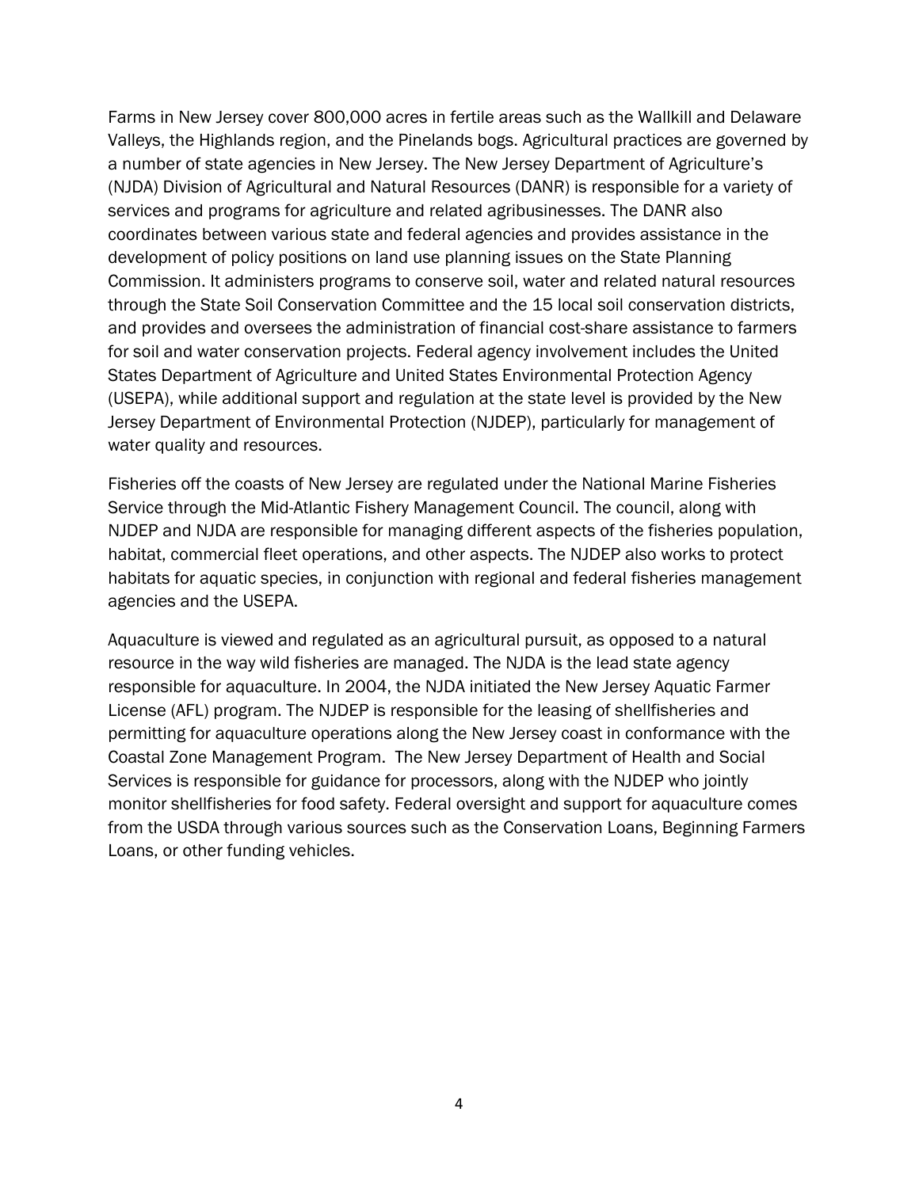Farms in New Jersey cover 800,000 acres in fertile areas such as the Wallkill and Delaware Valleys, the Highlands region, and the Pinelands bogs. Agricultural practices are governed by a number of state agencies in New Jersey. The New Jersey Department of Agriculture's (NJDA) Division of Agricultural and Natural Resources (DANR) is responsible for a variety of services and programs for agriculture and related agribusinesses. The DANR also coordinates between various state and federal agencies and provides assistance in the development of policy positions on land use planning issues on the State Planning Commission. It administers programs to conserve soil, water and related natural resources through the State Soil Conservation Committee and the 15 local soil conservation districts, and provides and oversees the administration of financial cost-share assistance to farmers for soil and water conservation projects. Federal agency involvement includes the United States Department of Agriculture and United States Environmental Protection Agency (USEPA), while additional support and regulation at the state level is provided by the New Jersey Department of Environmental Protection (NJDEP), particularly for management of water quality and resources.

Fisheries off the coasts of New Jersey are regulated under the National Marine Fisheries Service through the Mid-Atlantic Fishery Management Council. The council, along with NJDEP and NJDA are responsible for managing different aspects of the fisheries population, habitat, commercial fleet operations, and other aspects. The NJDEP also works to protect habitats for aquatic species, in conjunction with regional and federal fisheries management agencies and the USEPA.

Aquaculture is viewed and regulated as an agricultural pursuit, as opposed to a natural resource in the way wild fisheries are managed. The NJDA is the lead state agency responsible for aquaculture. In 2004, the NJDA initiated the New Jersey Aquatic Farmer License (AFL) program. The NJDEP is responsible for the leasing of shellfisheries and permitting for aquaculture operations along the New Jersey coast in conformance with the Coastal Zone Management Program. The New Jersey Department of Health and Social Services is responsible for guidance for processors, along with the NJDEP who jointly monitor shellfisheries for food safety. Federal oversight and support for aquaculture comes from the USDA through various sources such as the Conservation Loans, Beginning Farmers Loans, or other funding vehicles.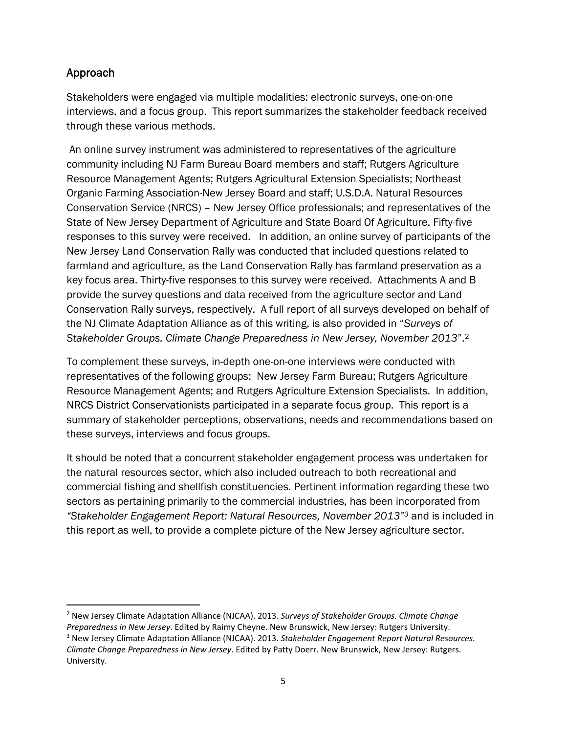## Approach

Stakeholders were engaged via multiple modalities: electronic surveys, one-on-one interviews, and a focus group. This report summarizes the stakeholder feedback received through these various methods.

An online survey instrument was administered to representatives of the agriculture community including NJ Farm Bureau Board members and staff; Rutgers Agriculture Resource Management Agents; Rutgers Agricultural Extension Specialists; Northeast Organic Farming Association-New Jersey Board and staff; U.S.D.A. Natural Resources Conservation Service (NRCS) – New Jersey Office professionals; and representatives of the State of New Jersey Department of Agriculture and State Board Of Agriculture. Fifty-five responses to this survey were received. In addition, an online survey of participants of the New Jersey Land Conservation Rally was conducted that included questions related to farmland and agriculture, as the Land Conservation Rally has farmland preservation as a key focus area. Thirty-five responses to this survey were received. Attachments A and B provide the survey questions and data received from the agriculture sector and Land Conservation Rally surveys, respectively. A full report of all surveys developed on behalf of the NJ Climate Adaptation Alliance as of this writing, is also provided in "*Surveys of Stakeholder Groups. Climate Change Preparedness in New Jersey, November 2013*".[2]

To complement these surveys, in-depth one-on-one interviews were conducted with representatives of the following groups: New Jersey Farm Bureau; Rutgers Agriculture Resource Management Agents; and Rutgers Agriculture Extension Specialists. In addition, NRCS District Conservationists participated in a separate focus group. This report is a summary of stakeholder perceptions, observations, needs and recommendations based on these surveys, interviews and focus groups.

It should be noted that a concurrent stakeholder engagement process was undertaken for the natural resources sector, which also included outreach to both recreational and commercial fishing and shellfish constituencies. Pertinent information regarding these two sectors as pertaining primarily to the commercial industries, has been incorporated from *"Stakeholder Engagement Report: Natural Resources, November 2013"*[3] and is included in this report as well, to provide a complete picture of the New Jersey agriculture sector.

---

[2] New Jersey Climate Adaptation Alliance (NJCAA). 2013. *Surveys of Stakeholder Groups. Climate Change Preparedness in New Jersey*. Edited by Raimy Cheyne. New Brunswick, New Jersey: Rutgers University.

[3] New Jersey Climate Adaptation Alliance (NJCAA). 2013. *Stakeholder Engagement Report Natural Resources. Climate Change Preparedness in New Jersey*. Edited by Patty Doerr. New Brunswick, New Jersey: Rutgers. University.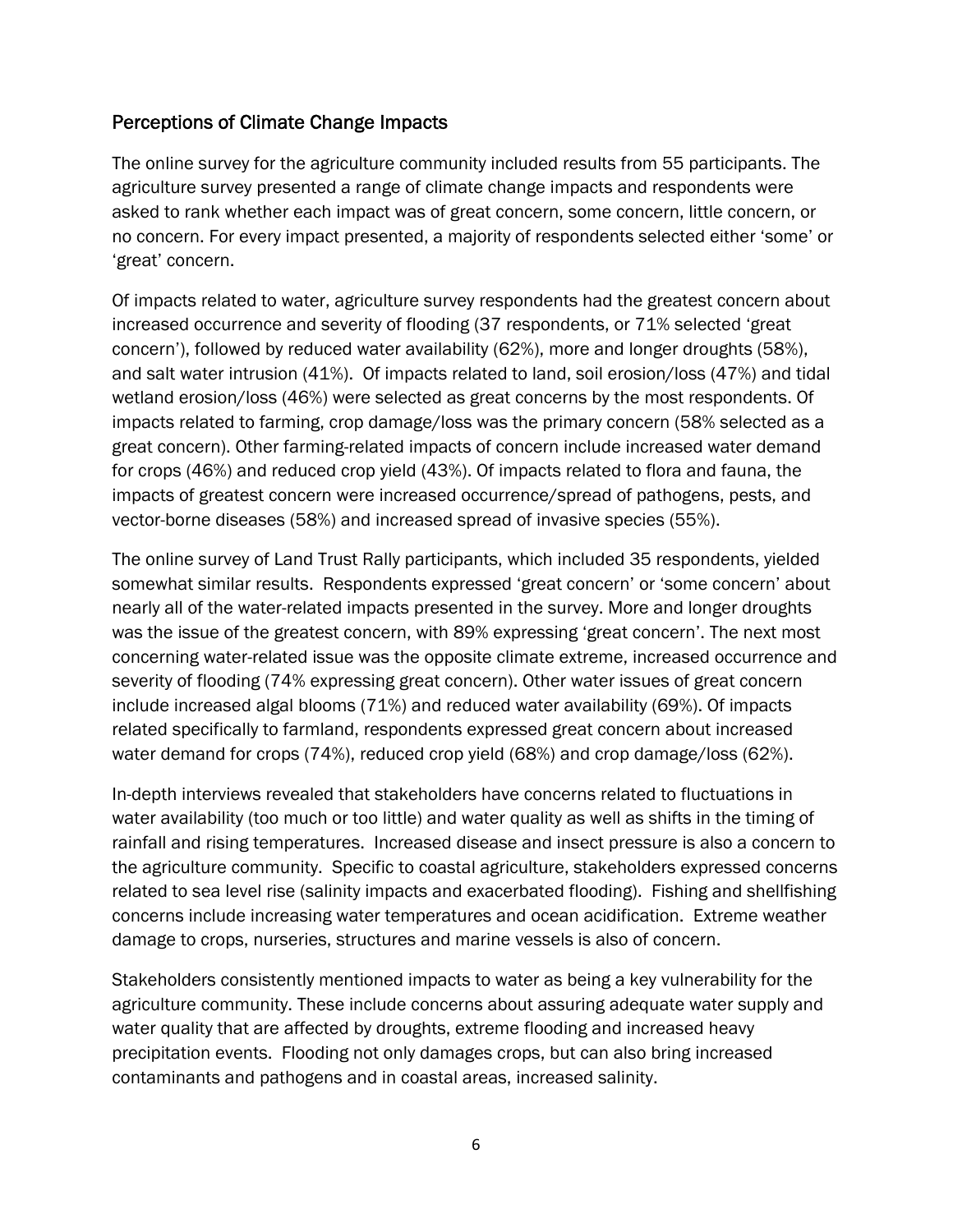## Perceptions of Climate Change Impacts

The online survey for the agriculture community included results from 55 participants. The agriculture survey presented a range of climate change impacts and respondents were asked to rank whether each impact was of great concern, some concern, little concern, or no concern. For every impact presented, a majority of respondents selected either 'some' or 'great' concern.

Of impacts related to water, agriculture survey respondents had the greatest concern about increased occurrence and severity of flooding (37 respondents, or 71% selected 'great concern'), followed by reduced water availability (62%), more and longer droughts (58%), and salt water intrusion (41%). Of impacts related to land, soil erosion/loss (47%) and tidal wetland erosion/loss (46%) were selected as great concerns by the most respondents. Of impacts related to farming, crop damage/loss was the primary concern (58% selected as a great concern). Other farming-related impacts of concern include increased water demand for crops (46%) and reduced crop yield (43%). Of impacts related to flora and fauna, the impacts of greatest concern were increased occurrence/spread of pathogens, pests, and vector-borne diseases (58%) and increased spread of invasive species (55%).

The online survey of Land Trust Rally participants, which included 35 respondents, yielded somewhat similar results. Respondents expressed 'great concern' or 'some concern' about nearly all of the water-related impacts presented in the survey. More and longer droughts was the issue of the greatest concern, with 89% expressing 'great concern'. The next most concerning water-related issue was the opposite climate extreme, increased occurrence and severity of flooding (74% expressing great concern). Other water issues of great concern include increased algal blooms (71%) and reduced water availability (69%). Of impacts related specifically to farmland, respondents expressed great concern about increased water demand for crops (74%), reduced crop yield (68%) and crop damage/loss (62%).

In-depth interviews revealed that stakeholders have concerns related to fluctuations in water availability (too much or too little) and water quality as well as shifts in the timing of rainfall and rising temperatures. Increased disease and insect pressure is also a concern to the agriculture community. Specific to coastal agriculture, stakeholders expressed concerns related to sea level rise (salinity impacts and exacerbated flooding). Fishing and shellfishing concerns include increasing water temperatures and ocean acidification. Extreme weather damage to crops, nurseries, structures and marine vessels is also of concern.

Stakeholders consistently mentioned impacts to water as being a key vulnerability for the agriculture community. These include concerns about assuring adequate water supply and water quality that are affected by droughts, extreme flooding and increased heavy precipitation events. Flooding not only damages crops, but can also bring increased contaminants and pathogens and in coastal areas, increased salinity.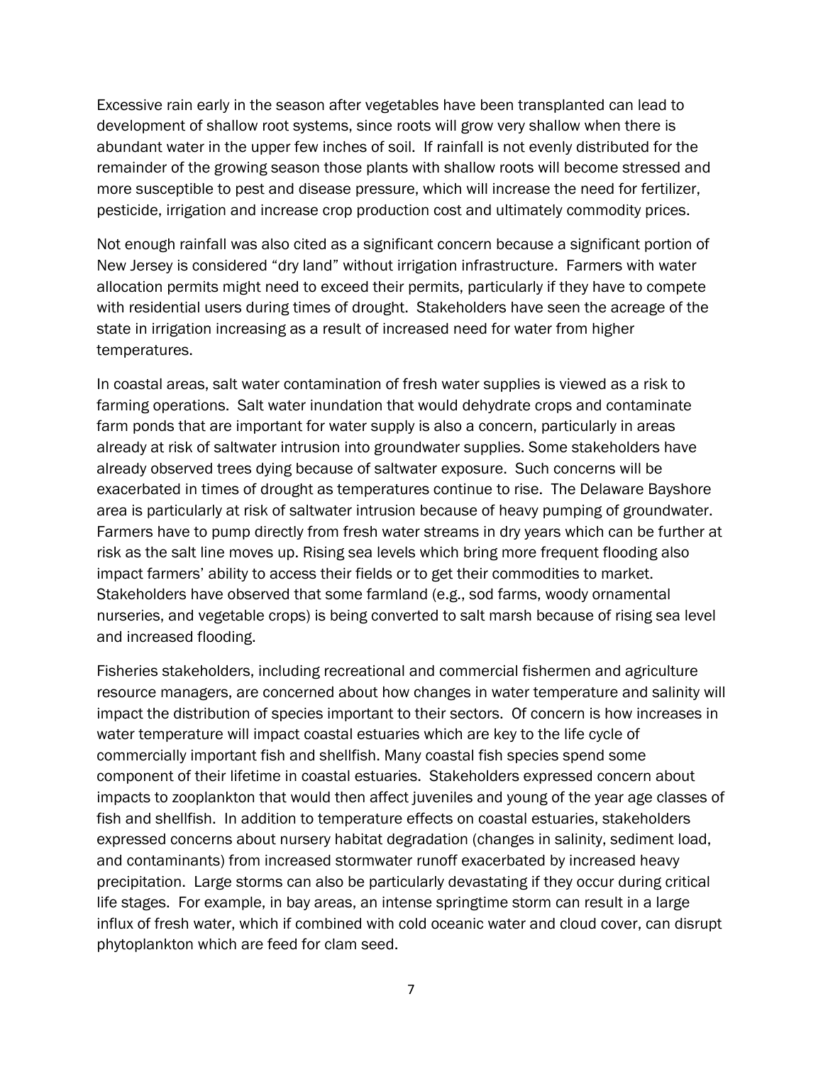Excessive rain early in the season after vegetables have been transplanted can lead to development of shallow root systems, since roots will grow very shallow when there is abundant water in the upper few inches of soil. If rainfall is not evenly distributed for the remainder of the growing season those plants with shallow roots will become stressed and more susceptible to pest and disease pressure, which will increase the need for fertilizer, pesticide, irrigation and increase crop production cost and ultimately commodity prices.

Not enough rainfall was also cited as a significant concern because a significant portion of New Jersey is considered "dry land" without irrigation infrastructure. Farmers with water allocation permits might need to exceed their permits, particularly if they have to compete with residential users during times of drought. Stakeholders have seen the acreage of the state in irrigation increasing as a result of increased need for water from higher temperatures.

In coastal areas, salt water contamination of fresh water supplies is viewed as a risk to farming operations. Salt water inundation that would dehydrate crops and contaminate farm ponds that are important for water supply is also a concern, particularly in areas already at risk of saltwater intrusion into groundwater supplies. Some stakeholders have already observed trees dying because of saltwater exposure. Such concerns will be exacerbated in times of drought as temperatures continue to rise. The Delaware Bayshore area is particularly at risk of saltwater intrusion because of heavy pumping of groundwater. Farmers have to pump directly from fresh water streams in dry years which can be further at risk as the salt line moves up. Rising sea levels which bring more frequent flooding also impact farmers' ability to access their fields or to get their commodities to market. Stakeholders have observed that some farmland (e.g., sod farms, woody ornamental nurseries, and vegetable crops) is being converted to salt marsh because of rising sea level and increased flooding.

Fisheries stakeholders, including recreational and commercial fishermen and agriculture resource managers, are concerned about how changes in water temperature and salinity will impact the distribution of species important to their sectors. Of concern is how increases in water temperature will impact coastal estuaries which are key to the life cycle of commercially important fish and shellfish. Many coastal fish species spend some component of their lifetime in coastal estuaries. Stakeholders expressed concern about impacts to zooplankton that would then affect juveniles and young of the year age classes of fish and shellfish. In addition to temperature effects on coastal estuaries, stakeholders expressed concerns about nursery habitat degradation (changes in salinity, sediment load, and contaminants) from increased stormwater runoff exacerbated by increased heavy precipitation. Large storms can also be particularly devastating if they occur during critical life stages. For example, in bay areas, an intense springtime storm can result in a large influx of fresh water, which if combined with cold oceanic water and cloud cover, can disrupt phytoplankton which are feed for clam seed.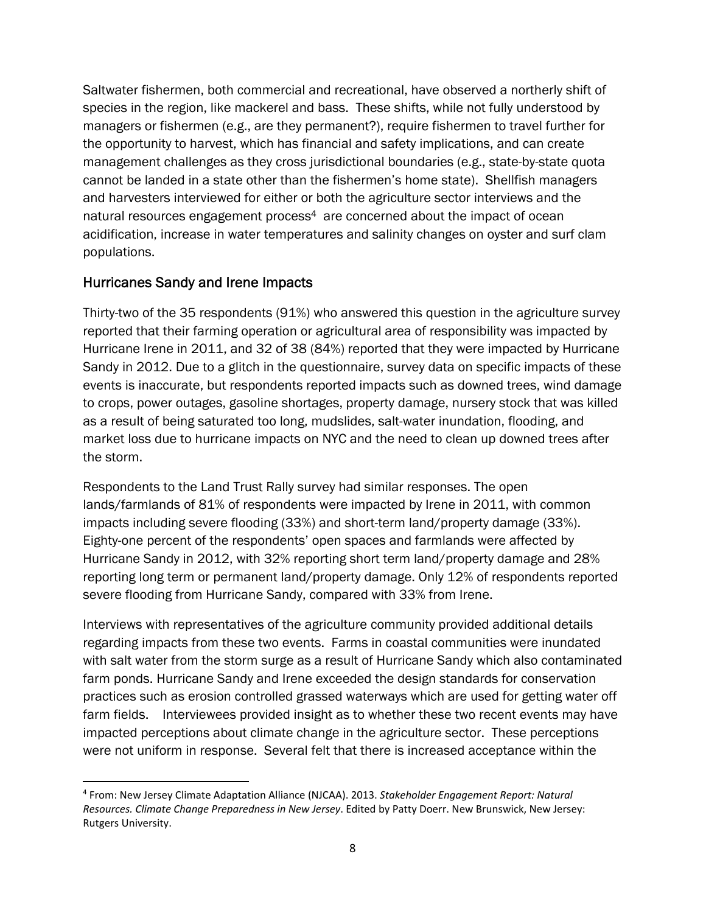Saltwater fishermen, both commercial and recreational, have observed a northerly shift of species in the region, like mackerel and bass. These shifts, while not fully understood by managers or fishermen (e.g., are they permanent?), require fishermen to travel further for the opportunity to harvest, which has financial and safety implications, and can create management challenges as they cross jurisdictional boundaries (e.g., state-by-state quota cannot be landed in a state other than the fishermen's home state). Shellfish managers and harvesters interviewed for either or both the agriculture sector interviews and the natural resources engagement process[4] are concerned about the impact of ocean acidification, increase in water temperatures and salinity changes on oyster and surf clam populations.

## Hurricanes Sandy and Irene Impacts

Thirty-two of the 35 respondents (91%) who answered this question in the agriculture survey reported that their farming operation or agricultural area of responsibility was impacted by Hurricane Irene in 2011, and 32 of 38 (84%) reported that they were impacted by Hurricane Sandy in 2012. Due to a glitch in the questionnaire, survey data on specific impacts of these events is inaccurate, but respondents reported impacts such as downed trees, wind damage to crops, power outages, gasoline shortages, property damage, nursery stock that was killed as a result of being saturated too long, mudslides, salt-water inundation, flooding, and market loss due to hurricane impacts on NYC and the need to clean up downed trees after the storm.

Respondents to the Land Trust Rally survey had similar responses. The open lands/farmlands of 81% of respondents were impacted by Irene in 2011, with common impacts including severe flooding (33%) and short-term land/property damage (33%). Eighty-one percent of the respondents' open spaces and farmlands were affected by Hurricane Sandy in 2012, with 32% reporting short term land/property damage and 28% reporting long term or permanent land/property damage. Only 12% of respondents reported severe flooding from Hurricane Sandy, compared with 33% from Irene.

Interviews with representatives of the agriculture community provided additional details regarding impacts from these two events. Farms in coastal communities were inundated with salt water from the storm surge as a result of Hurricane Sandy which also contaminated farm ponds. Hurricane Sandy and Irene exceeded the design standards for conservation practices such as erosion controlled grassed waterways which are used for getting water off farm fields. Interviewees provided insight as to whether these two recent events may have impacted perceptions about climate change in the agriculture sector. These perceptions were not uniform in response. Several felt that there is increased acceptance within the

[4] From: New Jersey Climate Adaptation Alliance (NJCAA). 2013. *Stakeholder Engagement Report: Natural Resources. Climate Change Preparedness in New Jersey*. Edited by Patty Doerr. New Brunswick, New Jersey: Rutgers University.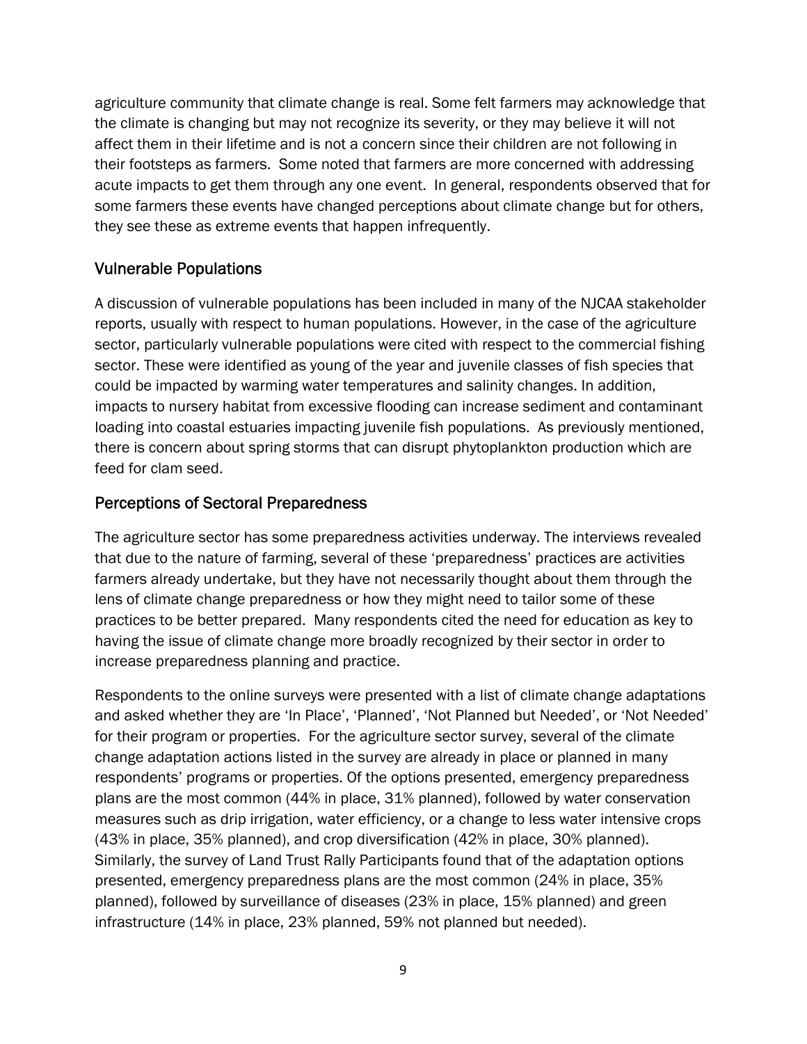agriculture community that climate change is real. Some felt farmers may acknowledge that the climate is changing but may not recognize its severity, or they may believe it will not affect them in their lifetime and is not a concern since their children are not following in their footsteps as farmers. Some noted that farmers are more concerned with addressing acute impacts to get them through any one event. In general, respondents observed that for some farmers these events have changed perceptions about climate change but for others, they see these as extreme events that happen infrequently.

## Vulnerable Populations

A discussion of vulnerable populations has been included in many of the NJCAA stakeholder reports, usually with respect to human populations. However, in the case of the agriculture sector, particularly vulnerable populations were cited with respect to the commercial fishing sector. These were identified as young of the year and juvenile classes of fish species that could be impacted by warming water temperatures and salinity changes. In addition, impacts to nursery habitat from excessive flooding can increase sediment and contaminant loading into coastal estuaries impacting juvenile fish populations. As previously mentioned, there is concern about spring storms that can disrupt phytoplankton production which are feed for clam seed.

## Perceptions of Sectoral Preparedness

The agriculture sector has some preparedness activities underway. The interviews revealed that due to the nature of farming, several of these 'preparedness' practices are activities farmers already undertake, but they have not necessarily thought about them through the lens of climate change preparedness or how they might need to tailor some of these practices to be better prepared. Many respondents cited the need for education as key to having the issue of climate change more broadly recognized by their sector in order to increase preparedness planning and practice.

Respondents to the online surveys were presented with a list of climate change adaptations and asked whether they are 'In Place', 'Planned', 'Not Planned but Needed', or 'Not Needed' for their program or properties. For the agriculture sector survey, several of the climate change adaptation actions listed in the survey are already in place or planned in many respondents' programs or properties. Of the options presented, emergency preparedness plans are the most common (44% in place, 31% planned), followed by water conservation measures such as drip irrigation, water efficiency, or a change to less water intensive crops (43% in place, 35% planned), and crop diversification (42% in place, 30% planned). Similarly, the survey of Land Trust Rally Participants found that of the adaptation options presented, emergency preparedness plans are the most common (24% in place, 35% planned), followed by surveillance of diseases (23% in place, 15% planned) and green infrastructure (14% in place, 23% planned, 59% not planned but needed).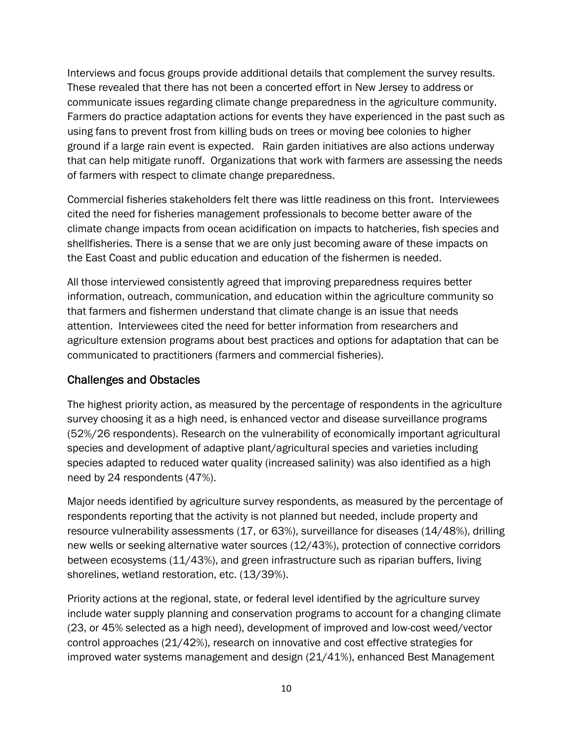Interviews and focus groups provide additional details that complement the survey results. These revealed that there has not been a concerted effort in New Jersey to address or communicate issues regarding climate change preparedness in the agriculture community. Farmers do practice adaptation actions for events they have experienced in the past such as using fans to prevent frost from killing buds on trees or moving bee colonies to higher ground if a large rain event is expected. Rain garden initiatives are also actions underway that can help mitigate runoff. Organizations that work with farmers are assessing the needs of farmers with respect to climate change preparedness.

Commercial fisheries stakeholders felt there was little readiness on this front. Interviewees cited the need for fisheries management professionals to become better aware of the climate change impacts from ocean acidification on impacts to hatcheries, fish species and shellfisheries. There is a sense that we are only just becoming aware of these impacts on the East Coast and public education and education of the fishermen is needed.

All those interviewed consistently agreed that improving preparedness requires better information, outreach, communication, and education within the agriculture community so that farmers and fishermen understand that climate change is an issue that needs attention. Interviewees cited the need for better information from researchers and agriculture extension programs about best practices and options for adaptation that can be communicated to practitioners (farmers and commercial fisheries).

## Challenges and Obstacles

The highest priority action, as measured by the percentage of respondents in the agriculture survey choosing it as a high need, is enhanced vector and disease surveillance programs (52%/26 respondents). Research on the vulnerability of economically important agricultural species and development of adaptive plant/agricultural species and varieties including species adapted to reduced water quality (increased salinity) was also identified as a high need by 24 respondents (47%).

Major needs identified by agriculture survey respondents, as measured by the percentage of respondents reporting that the activity is not planned but needed, include property and resource vulnerability assessments (17, or 63%), surveillance for diseases (14/48%), drilling new wells or seeking alternative water sources (12/43%), protection of connective corridors between ecosystems (11/43%), and green infrastructure such as riparian buffers, living shorelines, wetland restoration, etc. (13/39%).

Priority actions at the regional, state, or federal level identified by the agriculture survey include water supply planning and conservation programs to account for a changing climate (23, or 45% selected as a high need), development of improved and low-cost weed/vector control approaches (21/42%), research on innovative and cost effective strategies for improved water systems management and design (21/41%), enhanced Best Management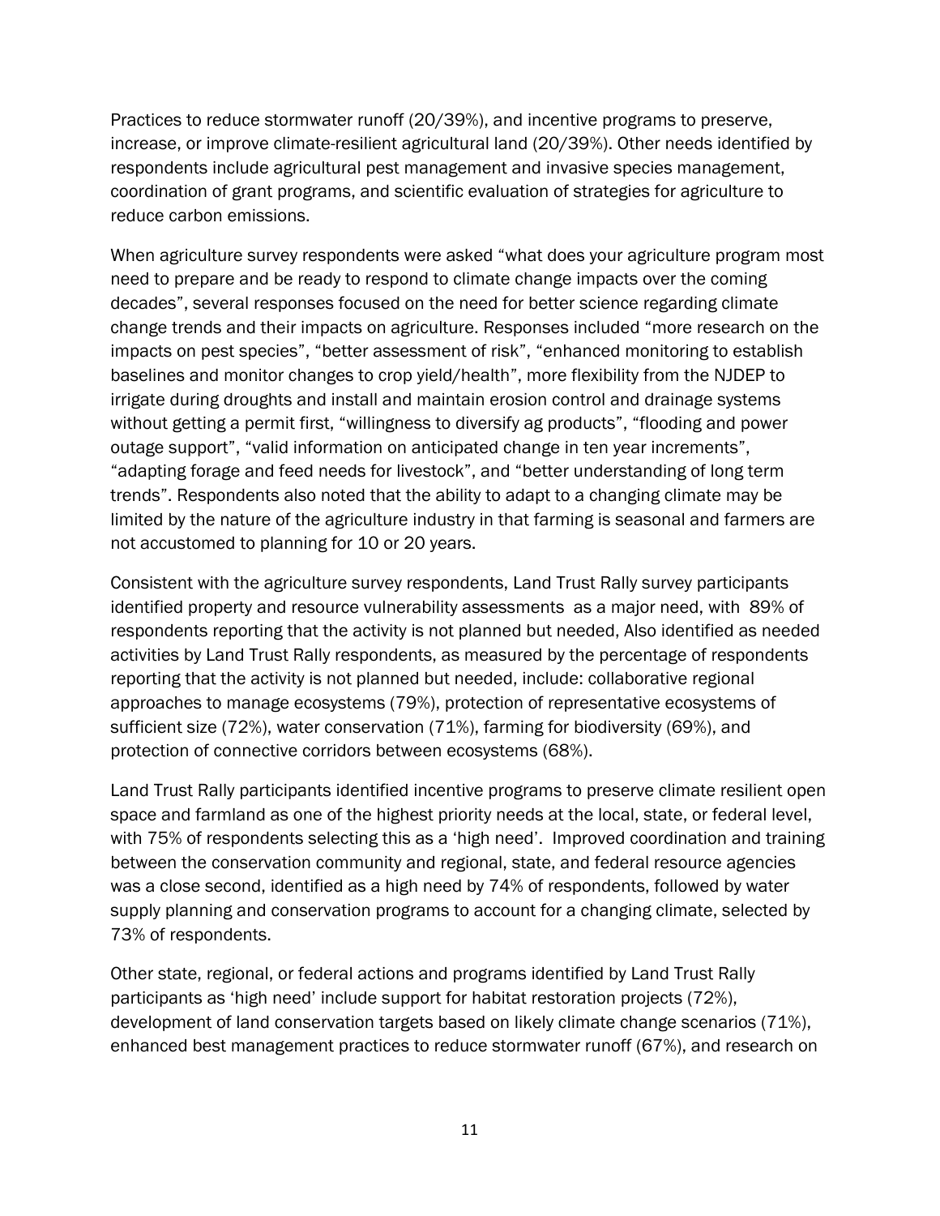Practices to reduce stormwater runoff (20/39%), and incentive programs to preserve, increase, or improve climate-resilient agricultural land (20/39%). Other needs identified by respondents include agricultural pest management and invasive species management, coordination of grant programs, and scientific evaluation of strategies for agriculture to reduce carbon emissions.

When agriculture survey respondents were asked "what does your agriculture program most need to prepare and be ready to respond to climate change impacts over the coming decades", several responses focused on the need for better science regarding climate change trends and their impacts on agriculture. Responses included "more research on the impacts on pest species", "better assessment of risk", "enhanced monitoring to establish baselines and monitor changes to crop yield/health", more flexibility from the NJDEP to irrigate during droughts and install and maintain erosion control and drainage systems without getting a permit first, "willingness to diversify ag products", "flooding and power outage support", "valid information on anticipated change in ten year increments", "adapting forage and feed needs for livestock", and "better understanding of long term trends". Respondents also noted that the ability to adapt to a changing climate may be limited by the nature of the agriculture industry in that farming is seasonal and farmers are not accustomed to planning for 10 or 20 years.

Consistent with the agriculture survey respondents, Land Trust Rally survey participants identified property and resource vulnerability assessments as a major need, with 89% of respondents reporting that the activity is not planned but needed, Also identified as needed activities by Land Trust Rally respondents, as measured by the percentage of respondents reporting that the activity is not planned but needed, include: collaborative regional approaches to manage ecosystems (79%), protection of representative ecosystems of sufficient size (72%), water conservation (71%), farming for biodiversity (69%), and protection of connective corridors between ecosystems (68%).

Land Trust Rally participants identified incentive programs to preserve climate resilient open space and farmland as one of the highest priority needs at the local, state, or federal level, with 75% of respondents selecting this as a 'high need'. Improved coordination and training between the conservation community and regional, state, and federal resource agencies was a close second, identified as a high need by 74% of respondents, followed by water supply planning and conservation programs to account for a changing climate, selected by 73% of respondents.

Other state, regional, or federal actions and programs identified by Land Trust Rally participants as 'high need' include support for habitat restoration projects (72%), development of land conservation targets based on likely climate change scenarios (71%), enhanced best management practices to reduce stormwater runoff (67%), and research on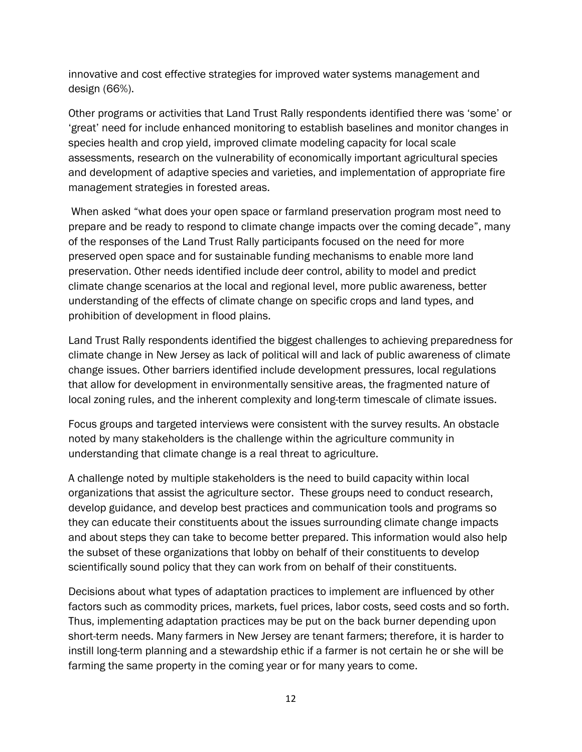innovative and cost effective strategies for improved water systems management and design (66%).

Other programs or activities that Land Trust Rally respondents identified there was 'some' or 'great' need for include enhanced monitoring to establish baselines and monitor changes in species health and crop yield, improved climate modeling capacity for local scale assessments, research on the vulnerability of economically important agricultural species and development of adaptive species and varieties, and implementation of appropriate fire management strategies in forested areas.

When asked "what does your open space or farmland preservation program most need to prepare and be ready to respond to climate change impacts over the coming decade", many of the responses of the Land Trust Rally participants focused on the need for more preserved open space and for sustainable funding mechanisms to enable more land preservation. Other needs identified include deer control, ability to model and predict climate change scenarios at the local and regional level, more public awareness, better understanding of the effects of climate change on specific crops and land types, and prohibition of development in flood plains.

Land Trust Rally respondents identified the biggest challenges to achieving preparedness for climate change in New Jersey as lack of political will and lack of public awareness of climate change issues. Other barriers identified include development pressures, local regulations that allow for development in environmentally sensitive areas, the fragmented nature of local zoning rules, and the inherent complexity and long-term timescale of climate issues.

Focus groups and targeted interviews were consistent with the survey results. An obstacle noted by many stakeholders is the challenge within the agriculture community in understanding that climate change is a real threat to agriculture.

A challenge noted by multiple stakeholders is the need to build capacity within local organizations that assist the agriculture sector. These groups need to conduct research, develop guidance, and develop best practices and communication tools and programs so they can educate their constituents about the issues surrounding climate change impacts and about steps they can take to become better prepared. This information would also help the subset of these organizations that lobby on behalf of their constituents to develop scientifically sound policy that they can work from on behalf of their constituents.

Decisions about what types of adaptation practices to implement are influenced by other factors such as commodity prices, markets, fuel prices, labor costs, seed costs and so forth. Thus, implementing adaptation practices may be put on the back burner depending upon short-term needs. Many farmers in New Jersey are tenant farmers; therefore, it is harder to instill long-term planning and a stewardship ethic if a farmer is not certain he or she will be farming the same property in the coming year or for many years to come.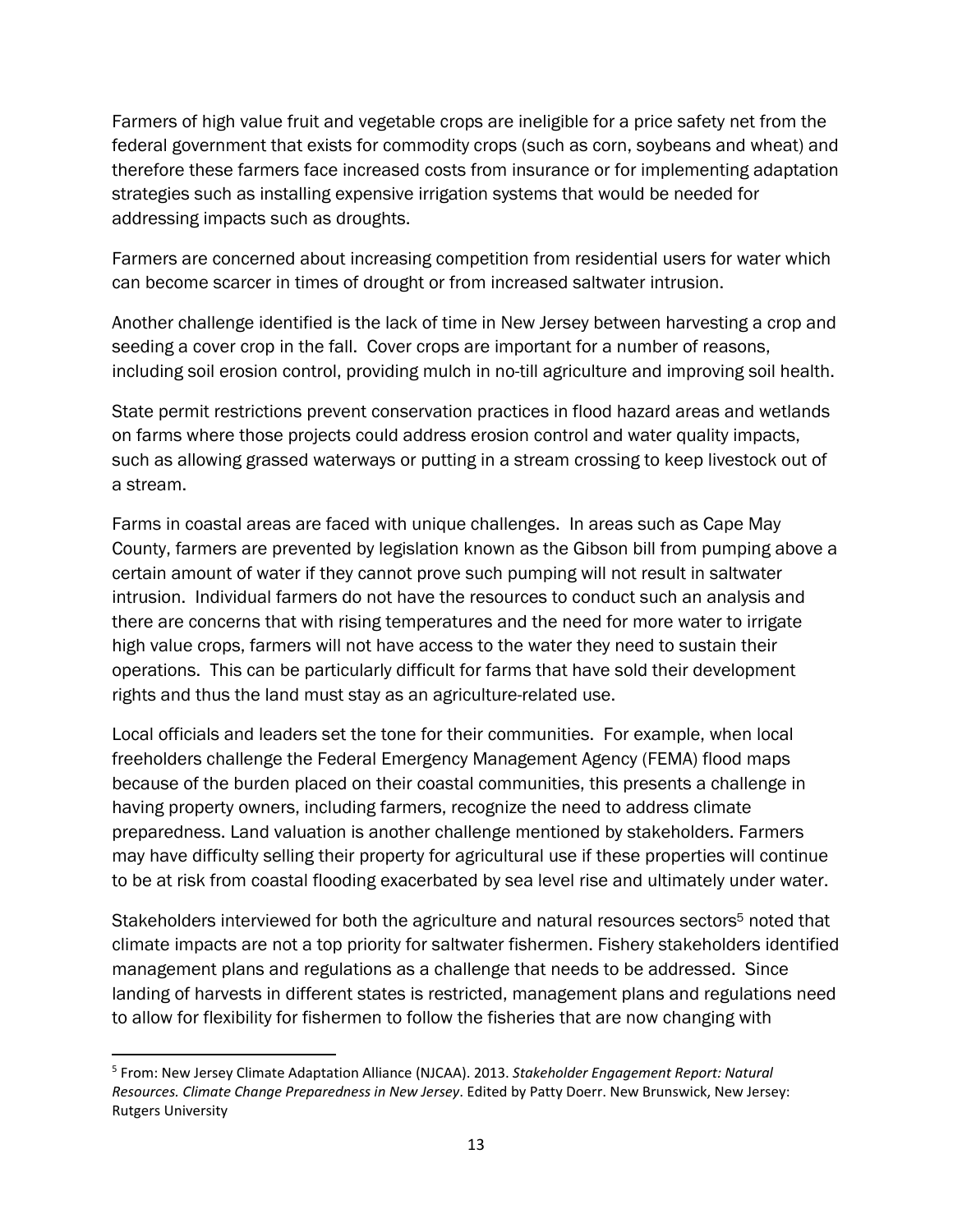Farmers of high value fruit and vegetable crops are ineligible for a price safety net from the federal government that exists for commodity crops (such as corn, soybeans and wheat) and therefore these farmers face increased costs from insurance or for implementing adaptation strategies such as installing expensive irrigation systems that would be needed for addressing impacts such as droughts.

Farmers are concerned about increasing competition from residential users for water which can become scarcer in times of drought or from increased saltwater intrusion.

Another challenge identified is the lack of time in New Jersey between harvesting a crop and seeding a cover crop in the fall. Cover crops are important for a number of reasons, including soil erosion control, providing mulch in no-till agriculture and improving soil health.

State permit restrictions prevent conservation practices in flood hazard areas and wetlands on farms where those projects could address erosion control and water quality impacts, such as allowing grassed waterways or putting in a stream crossing to keep livestock out of a stream.

Farms in coastal areas are faced with unique challenges. In areas such as Cape May County, farmers are prevented by legislation known as the Gibson bill from pumping above a certain amount of water if they cannot prove such pumping will not result in saltwater intrusion. Individual farmers do not have the resources to conduct such an analysis and there are concerns that with rising temperatures and the need for more water to irrigate high value crops, farmers will not have access to the water they need to sustain their operations. This can be particularly difficult for farms that have sold their development rights and thus the land must stay as an agriculture-related use.

Local officials and leaders set the tone for their communities. For example, when local freeholders challenge the Federal Emergency Management Agency (FEMA) flood maps because of the burden placed on their coastal communities, this presents a challenge in having property owners, including farmers, recognize the need to address climate preparedness. Land valuation is another challenge mentioned by stakeholders. Farmers may have difficulty selling their property for agricultural use if these properties will continue to be at risk from coastal flooding exacerbated by sea level rise and ultimately under water.

Stakeholders interviewed for both the agriculture and natural resources sectors[5] noted that climate impacts are not a top priority for saltwater fishermen. Fishery stakeholders identified management plans and regulations as a challenge that needs to be addressed. Since landing of harvests in different states is restricted, management plans and regulations need to allow for flexibility for fishermen to follow the fisheries that are now changing with

[5] From: New Jersey Climate Adaptation Alliance (NJCAA). 2013. *Stakeholder Engagement Report: Natural Resources. Climate Change Preparedness in New Jersey*. Edited by Patty Doerr. New Brunswick, New Jersey: Rutgers University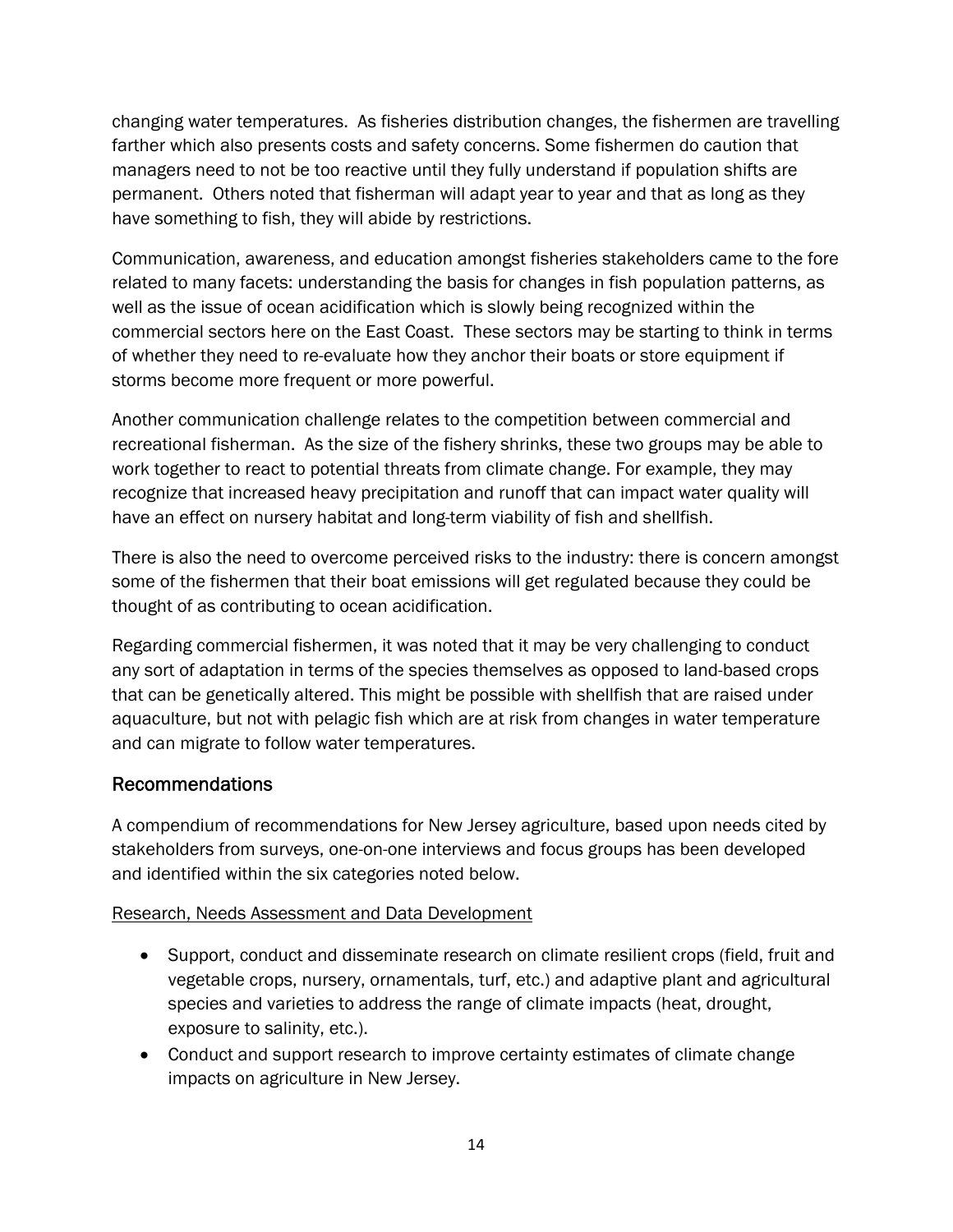changing water temperatures. As fisheries distribution changes, the fishermen are travelling farther which also presents costs and safety concerns. Some fishermen do caution that managers need to not be too reactive until they fully understand if population shifts are permanent. Others noted that fisherman will adapt year to year and that as long as they have something to fish, they will abide by restrictions.

Communication, awareness, and education amongst fisheries stakeholders came to the fore related to many facets: understanding the basis for changes in fish population patterns, as well as the issue of ocean acidification which is slowly being recognized within the commercial sectors here on the East Coast. These sectors may be starting to think in terms of whether they need to re-evaluate how they anchor their boats or store equipment if storms become more frequent or more powerful.

Another communication challenge relates to the competition between commercial and recreational fisherman. As the size of the fishery shrinks, these two groups may be able to work together to react to potential threats from climate change. For example, they may recognize that increased heavy precipitation and runoff that can impact water quality will have an effect on nursery habitat and long-term viability of fish and shellfish.

There is also the need to overcome perceived risks to the industry: there is concern amongst some of the fishermen that their boat emissions will get regulated because they could be thought of as contributing to ocean acidification.

Regarding commercial fishermen, it was noted that it may be very challenging to conduct any sort of adaptation in terms of the species themselves as opposed to land-based crops that can be genetically altered. This might be possible with shellfish that are raised under aquaculture, but not with pelagic fish which are at risk from changes in water temperature and can migrate to follow water temperatures.

## Recommendations

A compendium of recommendations for New Jersey agriculture, based upon needs cited by stakeholders from surveys, one-on-one interviews and focus groups has been developed and identified within the six categories noted below.

<u>Research, Needs Assessment and Data Development</u>

- Support, conduct and disseminate research on climate resilient crops (field, fruit and vegetable crops, nursery, ornamentals, turf, etc.) and adaptive plant and agricultural species and varieties to address the range of climate impacts (heat, drought, exposure to salinity, etc.).
- Conduct and support research to improve certainty estimates of climate change impacts on agriculture in New Jersey.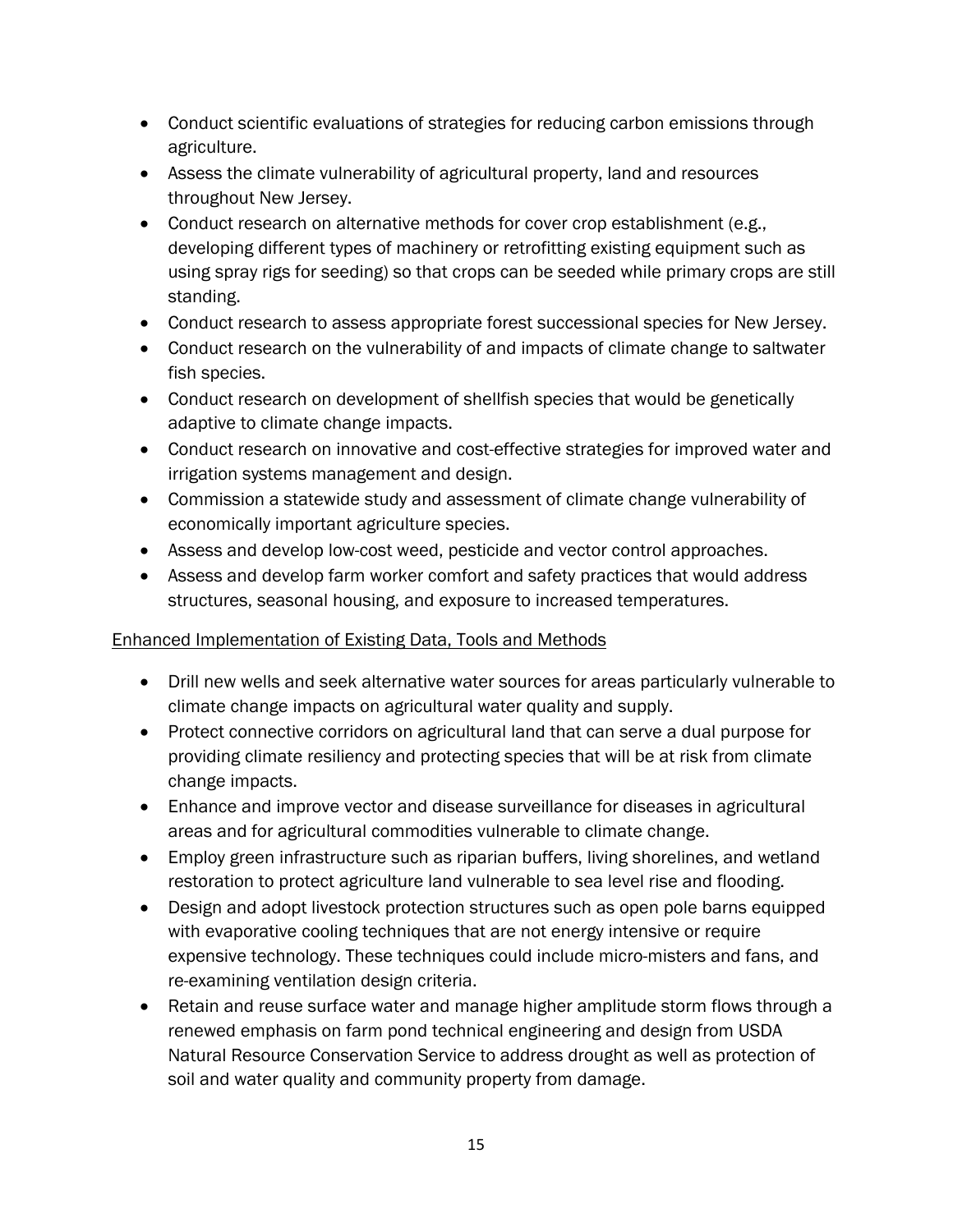- Conduct scientific evaluations of strategies for reducing carbon emissions through agriculture.
- Assess the climate vulnerability of agricultural property, land and resources throughout New Jersey.
- Conduct research on alternative methods for cover crop establishment (e.g., developing different types of machinery or retrofitting existing equipment such as using spray rigs for seeding) so that crops can be seeded while primary crops are still standing.
- Conduct research to assess appropriate forest successional species for New Jersey.
- Conduct research on the vulnerability of and impacts of climate change to saltwater fish species.
- Conduct research on development of shellfish species that would be genetically adaptive to climate change impacts.
- Conduct research on innovative and cost-effective strategies for improved water and irrigation systems management and design.
- Commission a statewide study and assessment of climate change vulnerability of economically important agriculture species.
- Assess and develop low-cost weed, pesticide and vector control approaches.
- Assess and develop farm worker comfort and safety practices that would address structures, seasonal housing, and exposure to increased temperatures.

Enhanced Implementation of Existing Data, Tools and Methods

- Drill new wells and seek alternative water sources for areas particularly vulnerable to climate change impacts on agricultural water quality and supply.
- Protect connective corridors on agricultural land that can serve a dual purpose for providing climate resiliency and protecting species that will be at risk from climate change impacts.
- Enhance and improve vector and disease surveillance for diseases in agricultural areas and for agricultural commodities vulnerable to climate change.
- Employ green infrastructure such as riparian buffers, living shorelines, and wetland restoration to protect agriculture land vulnerable to sea level rise and flooding.
- Design and adopt livestock protection structures such as open pole barns equipped with evaporative cooling techniques that are not energy intensive or require expensive technology. These techniques could include micro-misters and fans, and re-examining ventilation design criteria.
- Retain and reuse surface water and manage higher amplitude storm flows through a renewed emphasis on farm pond technical engineering and design from USDA Natural Resource Conservation Service to address drought as well as protection of soil and water quality and community property from damage.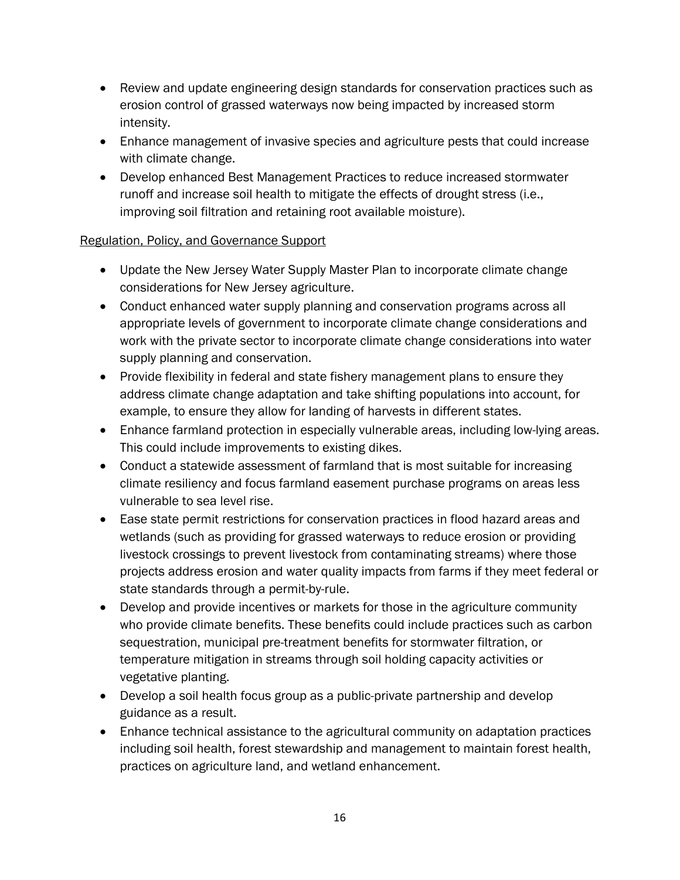- Review and update engineering design standards for conservation practices such as erosion control of grassed waterways now being impacted by increased storm intensity.
- Enhance management of invasive species and agriculture pests that could increase with climate change.
- Develop enhanced Best Management Practices to reduce increased stormwater runoff and increase soil health to mitigate the effects of drought stress (i.e., improving soil filtration and retaining root available moisture).

<u>Regulation, Policy, and Governance Support</u>

- Update the New Jersey Water Supply Master Plan to incorporate climate change considerations for New Jersey agriculture.
- Conduct enhanced water supply planning and conservation programs across all appropriate levels of government to incorporate climate change considerations and work with the private sector to incorporate climate change considerations into water supply planning and conservation.
- Provide flexibility in federal and state fishery management plans to ensure they address climate change adaptation and take shifting populations into account, for example, to ensure they allow for landing of harvests in different states.
- Enhance farmland protection in especially vulnerable areas, including low-lying areas. This could include improvements to existing dikes.
- Conduct a statewide assessment of farmland that is most suitable for increasing climate resiliency and focus farmland easement purchase programs on areas less vulnerable to sea level rise.
- Ease state permit restrictions for conservation practices in flood hazard areas and wetlands (such as providing for grassed waterways to reduce erosion or providing livestock crossings to prevent livestock from contaminating streams) where those projects address erosion and water quality impacts from farms if they meet federal or state standards through a permit-by-rule.
- Develop and provide incentives or markets for those in the agriculture community who provide climate benefits. These benefits could include practices such as carbon sequestration, municipal pre-treatment benefits for stormwater filtration, or temperature mitigation in streams through soil holding capacity activities or vegetative planting.
- Develop a soil health focus group as a public-private partnership and develop guidance as a result.
- Enhance technical assistance to the agricultural community on adaptation practices including soil health, forest stewardship and management to maintain forest health, practices on agriculture land, and wetland enhancement.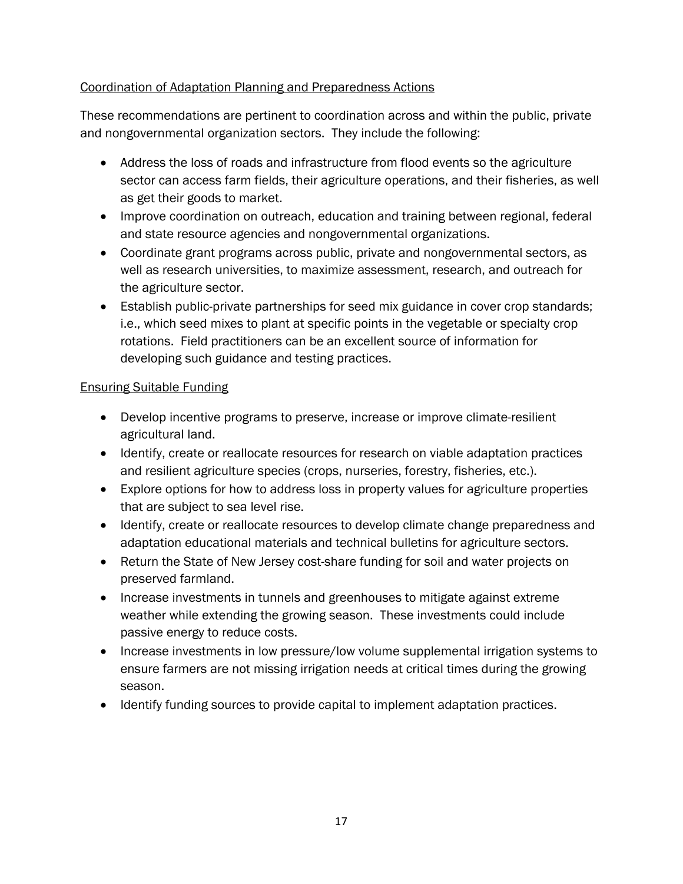Coordination of Adaptation Planning and Preparedness Actions

These recommendations are pertinent to coordination across and within the public, private and nongovernmental organization sectors. They include the following:

- Address the loss of roads and infrastructure from flood events so the agriculture sector can access farm fields, their agriculture operations, and their fisheries, as well as get their goods to market.
- Improve coordination on outreach, education and training between regional, federal and state resource agencies and nongovernmental organizations.
- Coordinate grant programs across public, private and nongovernmental sectors, as well as research universities, to maximize assessment, research, and outreach for the agriculture sector.
- Establish public-private partnerships for seed mix guidance in cover crop standards; i.e., which seed mixes to plant at specific points in the vegetable or specialty crop rotations. Field practitioners can be an excellent source of information for developing such guidance and testing practices.

Ensuring Suitable Funding

- Develop incentive programs to preserve, increase or improve climate-resilient agricultural land.
- Identify, create or reallocate resources for research on viable adaptation practices and resilient agriculture species (crops, nurseries, forestry, fisheries, etc.).
- Explore options for how to address loss in property values for agriculture properties that are subject to sea level rise.
- Identify, create or reallocate resources to develop climate change preparedness and adaptation educational materials and technical bulletins for agriculture sectors.
- Return the State of New Jersey cost-share funding for soil and water projects on preserved farmland.
- Increase investments in tunnels and greenhouses to mitigate against extreme weather while extending the growing season. These investments could include passive energy to reduce costs.
- Increase investments in low pressure/low volume supplemental irrigation systems to ensure farmers are not missing irrigation needs at critical times during the growing season.
- Identify funding sources to provide capital to implement adaptation practices.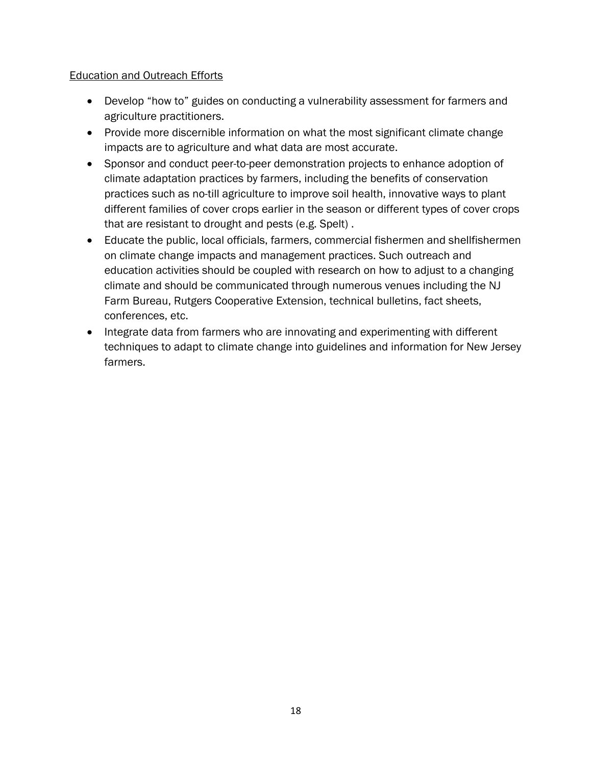Education and Outreach Efforts

- Develop "how to" guides on conducting a vulnerability assessment for farmers and agriculture practitioners.
- Provide more discernible information on what the most significant climate change impacts are to agriculture and what data are most accurate.
- Sponsor and conduct peer-to-peer demonstration projects to enhance adoption of climate adaptation practices by farmers, including the benefits of conservation practices such as no-till agriculture to improve soil health, innovative ways to plant different families of cover crops earlier in the season or different types of cover crops that are resistant to drought and pests (e.g. Spelt) .
- Educate the public, local officials, farmers, commercial fishermen and shellfishermen on climate change impacts and management practices. Such outreach and education activities should be coupled with research on how to adjust to a changing climate and should be communicated through numerous venues including the NJ Farm Bureau, Rutgers Cooperative Extension, technical bulletins, fact sheets, conferences, etc.
- Integrate data from farmers who are innovating and experimenting with different techniques to adapt to climate change into guidelines and information for New Jersey farmers.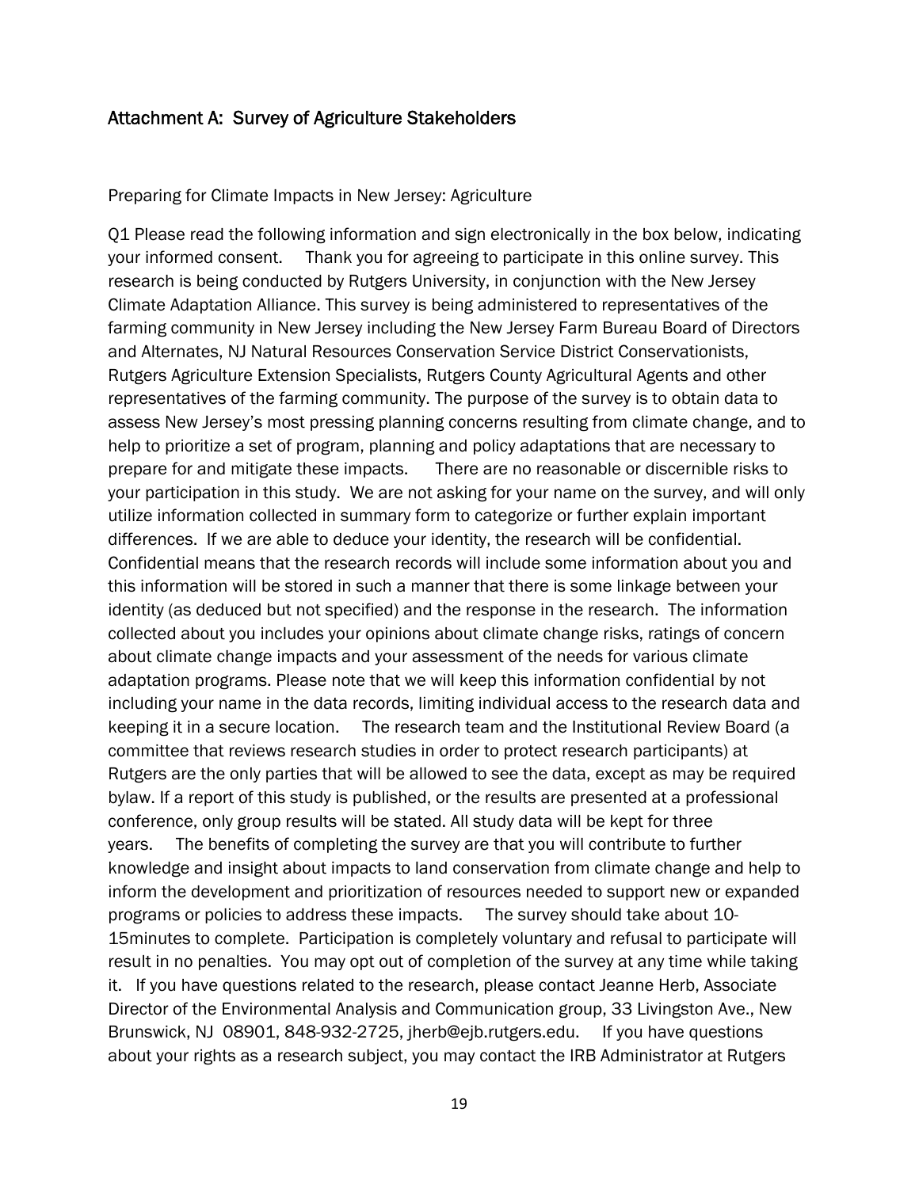## Attachment A: Survey of Agriculture Stakeholders

Preparing for Climate Impacts in New Jersey: Agriculture

Q1 Please read the following information and sign electronically in the box below, indicating your informed consent. Thank you for agreeing to participate in this online survey. This research is being conducted by Rutgers University, in conjunction with the New Jersey Climate Adaptation Alliance. This survey is being administered to representatives of the farming community in New Jersey including the New Jersey Farm Bureau Board of Directors and Alternates, NJ Natural Resources Conservation Service District Conservationists, Rutgers Agriculture Extension Specialists, Rutgers County Agricultural Agents and other representatives of the farming community. The purpose of the survey is to obtain data to assess New Jersey's most pressing planning concerns resulting from climate change, and to help to prioritize a set of program, planning and policy adaptations that are necessary to prepare for and mitigate these impacts. There are no reasonable or discernible risks to your participation in this study. We are not asking for your name on the survey, and will only utilize information collected in summary form to categorize or further explain important differences. If we are able to deduce your identity, the research will be confidential. Confidential means that the research records will include some information about you and this information will be stored in such a manner that there is some linkage between your identity (as deduced but not specified) and the response in the research. The information collected about you includes your opinions about climate change risks, ratings of concern about climate change impacts and your assessment of the needs for various climate adaptation programs. Please note that we will keep this information confidential by not including your name in the data records, limiting individual access to the research data and keeping it in a secure location. The research team and the Institutional Review Board (a committee that reviews research studies in order to protect research participants) at Rutgers are the only parties that will be allowed to see the data, except as may be required bylaw. If a report of this study is published, or the results are presented at a professional conference, only group results will be stated. All study data will be kept for three years. The benefits of completing the survey are that you will contribute to further knowledge and insight about impacts to land conservation from climate change and help to inform the development and prioritization of resources needed to support new or expanded programs or policies to address these impacts. The survey should take about 10-15minutes to complete. Participation is completely voluntary and refusal to participate will result in no penalties. You may opt out of completion of the survey at any time while taking it. If you have questions related to the research, please contact Jeanne Herb, Associate Director of the Environmental Analysis and Communication group, 33 Livingston Ave., New Brunswick, NJ 08901, 848-932-2725, jherb@ejb.rutgers.edu. If you have questions about your rights as a research subject, you may contact the IRB Administrator at Rutgers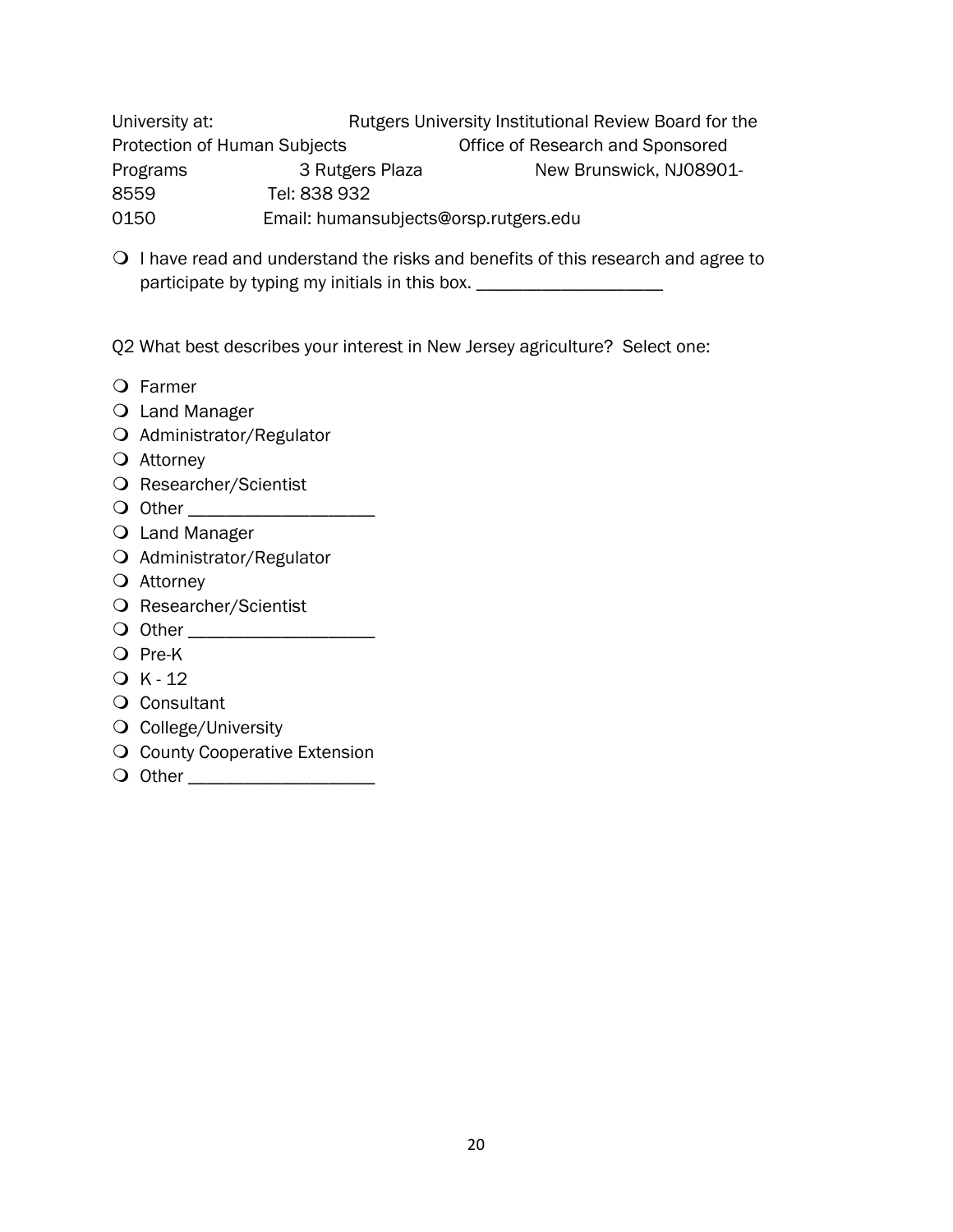University at: Rutgers University Institutional Review Board for the Protection of Human Subjects Office of Research and Sponsored Programs 3 Rutgers Plaza New Brunswick, NJ08901-8559 Tel: 838 932 0150 Email: humansubjects@orsp.rutgers.edu

- ❍ I have read and understand the risks and benefits of this research and agree to participate by typing my initials in this box. ____________________

Q2 What best describes your interest in New Jersey agriculture? Select one:

- ❍ Farmer
- ❍ Land Manager
- ❍ Administrator/Regulator
- ❍ Attorney
- ❍ Researcher/Scientist
- ❍ Other ____________________
- ❍ Land Manager
- ❍ Administrator/Regulator
- ❍ Attorney
- ❍ Researcher/Scientist
- ❍ Other ____________________
- ❍ Pre-K
- ❍ K - 12
- ❍ Consultant
- ❍ College/University
- ❍ County Cooperative Extension
- ❍ Other ____________________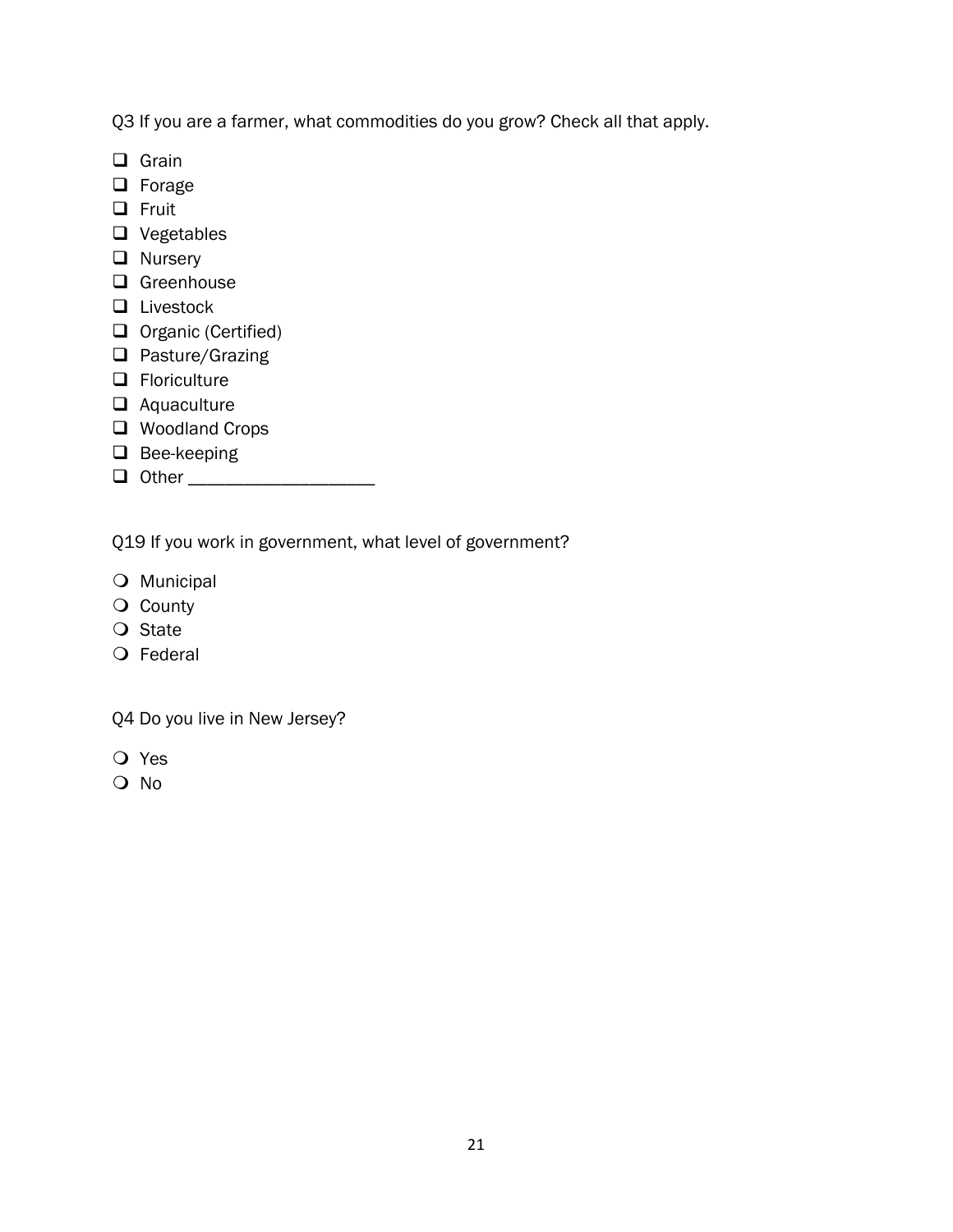Q3 If you are a farmer, what commodities do you grow? Check all that apply.

- ❑ Grain
- ❑ Forage
- ❑ Fruit
- ❑ Vegetables
- ❑ Nursery
- ❑ Greenhouse
- ❑ Livestock
- ❑ Organic (Certified)
- ❑ Pasture/Grazing
- ❑ Floriculture
- ❑ Aquaculture
- ❑ Woodland Crops
- ❑ Bee-keeping
- ❑ Other ____________________

Q19 If you work in government, what level of government?

- ❍ Municipal
- ❍ County
- ❍ State
- ❍ Federal

Q4 Do you live in New Jersey?

- ❍ Yes
- ❍ No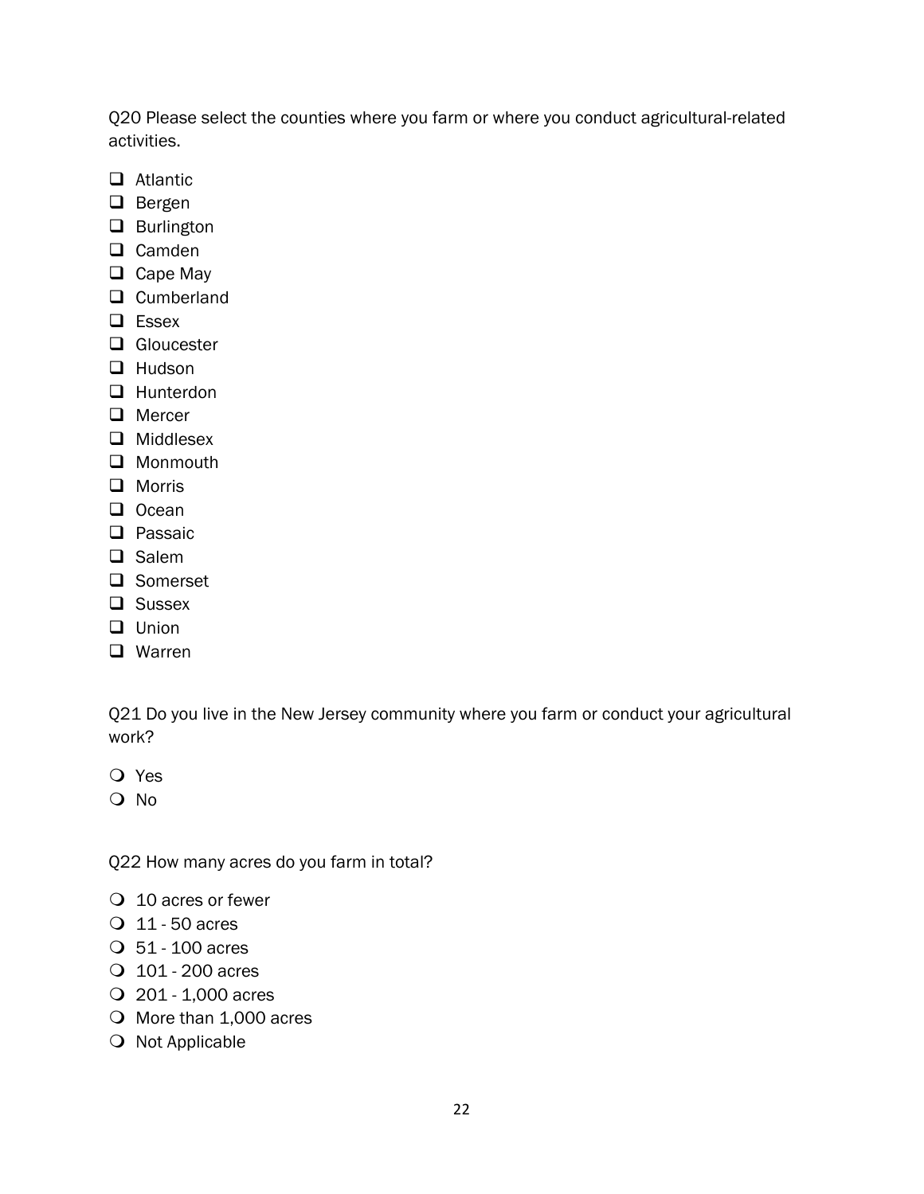Q20 Please select the counties where you farm or where you conduct agricultural-related activities.

- ❑ Atlantic
- ❑ Bergen
- ❑ Burlington
- ❑ Camden
- ❑ Cape May
- ❑ Cumberland
- ❑ Essex
- ❑ Gloucester
- ❑ Hudson
- ❑ Hunterdon
- ❑ Mercer
- ❑ Middlesex
- ❑ Monmouth
- ❑ Morris
- ❑ Ocean
- ❑ Passaic
- ❑ Salem
- ❑ Somerset
- ❑ Sussex
- ❑ Union
- ❑ Warren

Q21 Do you live in the New Jersey community where you farm or conduct your agricultural work?

- ❍ Yes
- ❍ No

Q22 How many acres do you farm in total?

- ❍ 10 acres or fewer
- ❍ 11 - 50 acres
- ❍ 51 - 100 acres
- ❍ 101 - 200 acres
- ❍ 201 - 1,000 acres
- ❍ More than 1,000 acres
- ❍ Not Applicable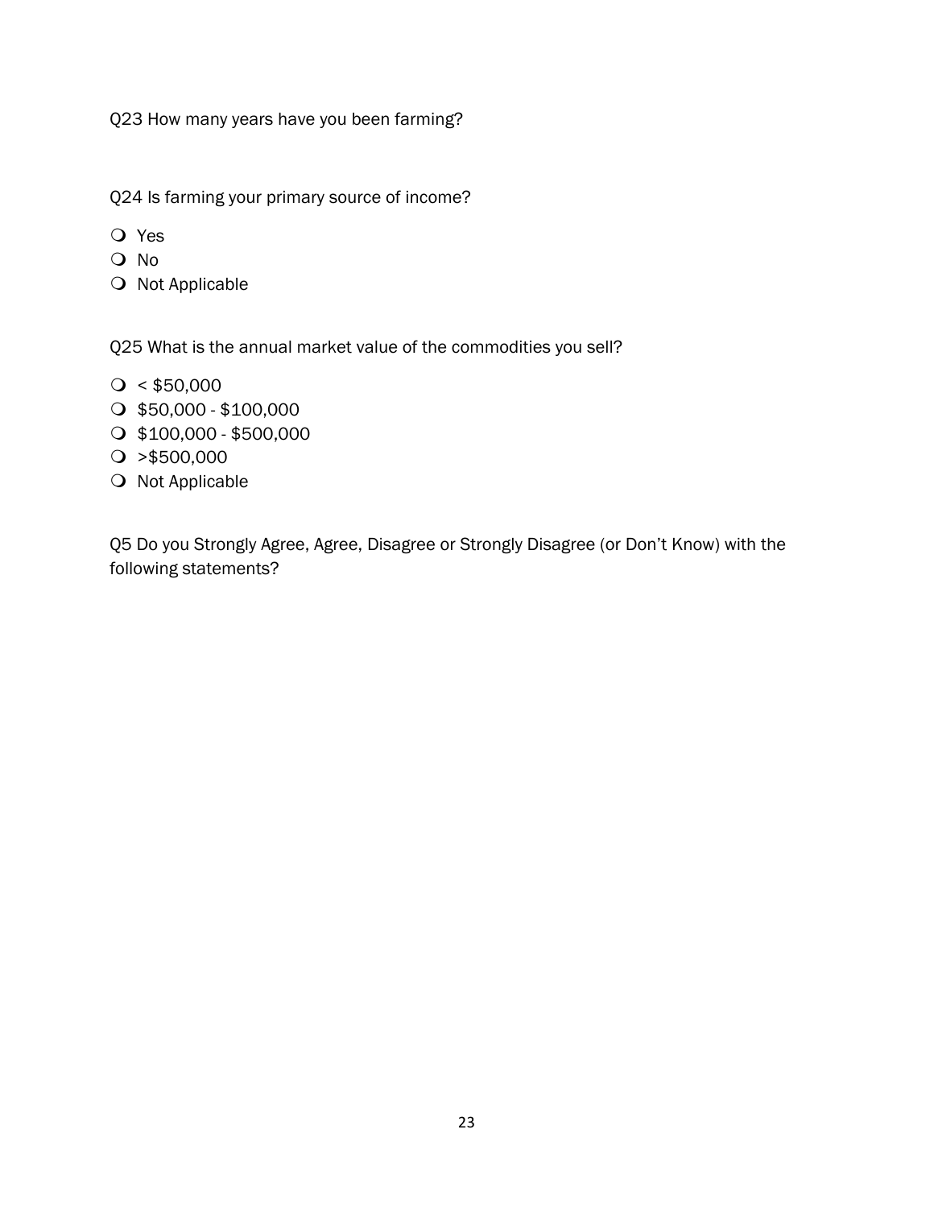Q23 How many years have you been farming?

Q24 Is farming your primary source of income?

- Yes
- No
- Not Applicable

Q25 What is the annual market value of the commodities you sell?

- < $50,000
- $50,000 - $100,000
- $100,000 - $500,000
- >$500,000
- Not Applicable

Q5 Do you Strongly Agree, Agree, Disagree or Strongly Disagree (or Don't Know) with the following statements?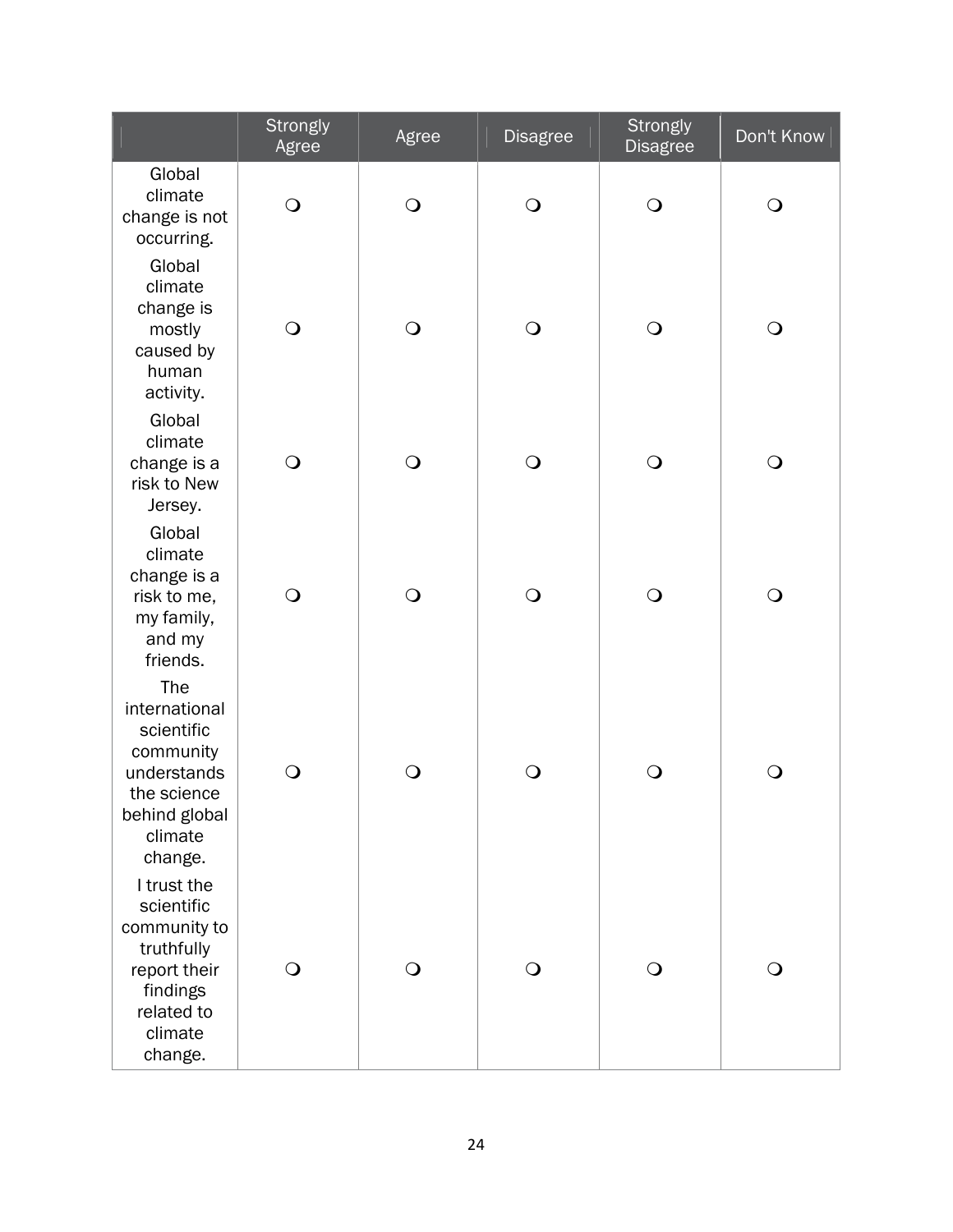| | Strongly Agree | Agree | Disagree | Strongly Disagree | Don't Know |
|---|---|---|---|---|---|
| Global climate change is not occurring. | ❍ | ❍ | ❍ | ❍ | ❍ |
| Global climate change is mostly caused by human activity. | ❍ | ❍ | ❍ | ❍ | ❍ |
| Global climate change is a risk to New Jersey. | ❍ | ❍ | ❍ | ❍ | ❍ |
| Global climate change is a risk to me, my family, and my friends. | ❍ | ❍ | ❍ | ❍ | ❍ |
| The international scientific community understands the science behind global climate change. | ❍ | ❍ | ❍ | ❍ | ❍ |
| I trust the scientific community to truthfully report their findings related to climate change. | ❍ | ❍ | ❍ | ❍ | ❍ |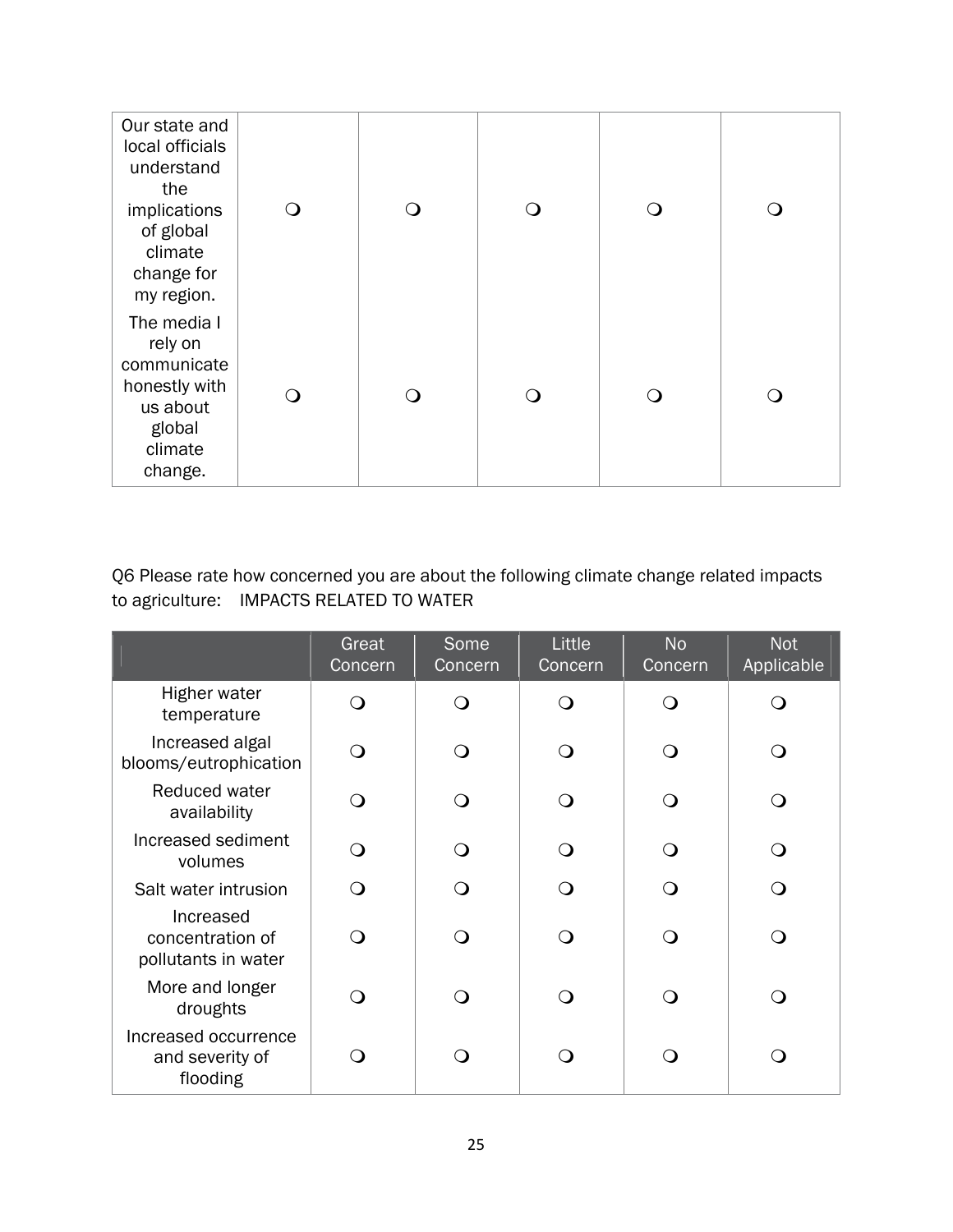| | | | | | |
|---|---|---|---|---|---|
| Our state and local officials understand the implications of global climate change for my region. | ❍ | ❍ | ❍ | ❍ | ❍ |
| The media I rely on communicate honestly with us about global climate change. | ❍ | ❍ | ❍ | ❍ | ❍ |

Q6 Please rate how concerned you are about the following climate change related impacts to agriculture: IMPACTS RELATED TO WATER

| | Great Concern | Some Concern | Little Concern | No Concern | Not Applicable |
|---|---|---|---|---|---|
| Higher water temperature | ❍ | ❍ | ❍ | ❍ | ❍ |
| Increased algal blooms/eutrophication | ❍ | ❍ | ❍ | ❍ | ❍ |
| Reduced water availability | ❍ | ❍ | ❍ | ❍ | ❍ |
| Increased sediment volumes | ❍ | ❍ | ❍ | ❍ | ❍ |
| Salt water intrusion | ❍ | ❍ | ❍ | ❍ | ❍ |
| Increased concentration of pollutants in water | ❍ | ❍ | ❍ | ❍ | ❍ |
| More and longer droughts | ❍ | ❍ | ❍ | ❍ | ❍ |
| Increased occurrence and severity of flooding | ❍ | ❍ | ❍ | ❍ | ❍ |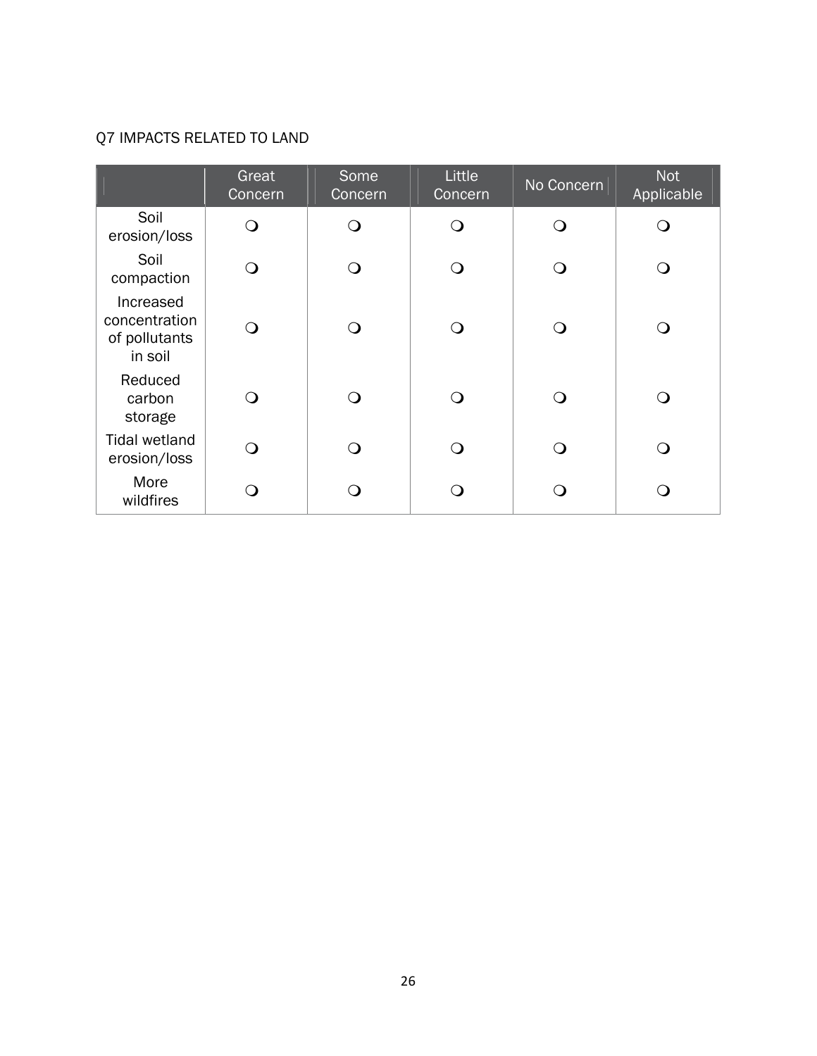Q7 IMPACTS RELATED TO LAND

| | Great Concern | Some Concern | Little Concern | No Concern | Not Applicable |
|---|---|---|---|---|---|
| Soil erosion/loss | ❍ | ❍ | ❍ | ❍ | ❍ |
| Soil compaction | ❍ | ❍ | ❍ | ❍ | ❍ |
| Increased concentration of pollutants in soil | ❍ | ❍ | ❍ | ❍ | ❍ |
| Reduced carbon storage | ❍ | ❍ | ❍ | ❍ | ❍ |
| Tidal wetland erosion/loss | ❍ | ❍ | ❍ | ❍ | ❍ |
| More wildfires | ❍ | ❍ | ❍ | ❍ | ❍ |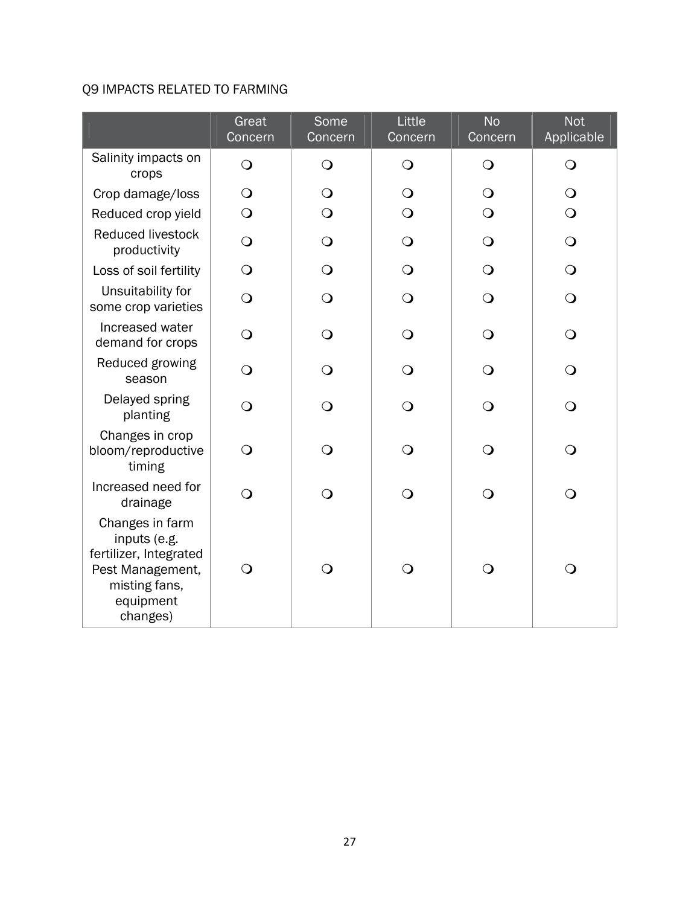Q9 IMPACTS RELATED TO FARMING

| | Great Concern | Some Concern | Little Concern | No Concern | Not Applicable |
|---|---|---|---|---|---|
| Salinity impacts on crops | ❍ | ❍ | ❍ | ❍ | ❍ |
| Crop damage/loss | ❍ | ❍ | ❍ | ❍ | ❍ |
| Reduced crop yield | ❍ | ❍ | ❍ | ❍ | ❍ |
| Reduced livestock productivity | ❍ | ❍ | ❍ | ❍ | ❍ |
| Loss of soil fertility | ❍ | ❍ | ❍ | ❍ | ❍ |
| Unsuitability for some crop varieties | ❍ | ❍ | ❍ | ❍ | ❍ |
| Increased water demand for crops | ❍ | ❍ | ❍ | ❍ | ❍ |
| Reduced growing season | ❍ | ❍ | ❍ | ❍ | ❍ |
| Delayed spring planting | ❍ | ❍ | ❍ | ❍ | ❍ |
| Changes in crop bloom/reproductive timing | ❍ | ❍ | ❍ | ❍ | ❍ |
| Increased need for drainage | ❍ | ❍ | ❍ | ❍ | ❍ |
| Changes in farm inputs (e.g. fertilizer, Integrated Pest Management, misting fans, equipment changes) | ❍ | ❍ | ❍ | ❍ | ❍ |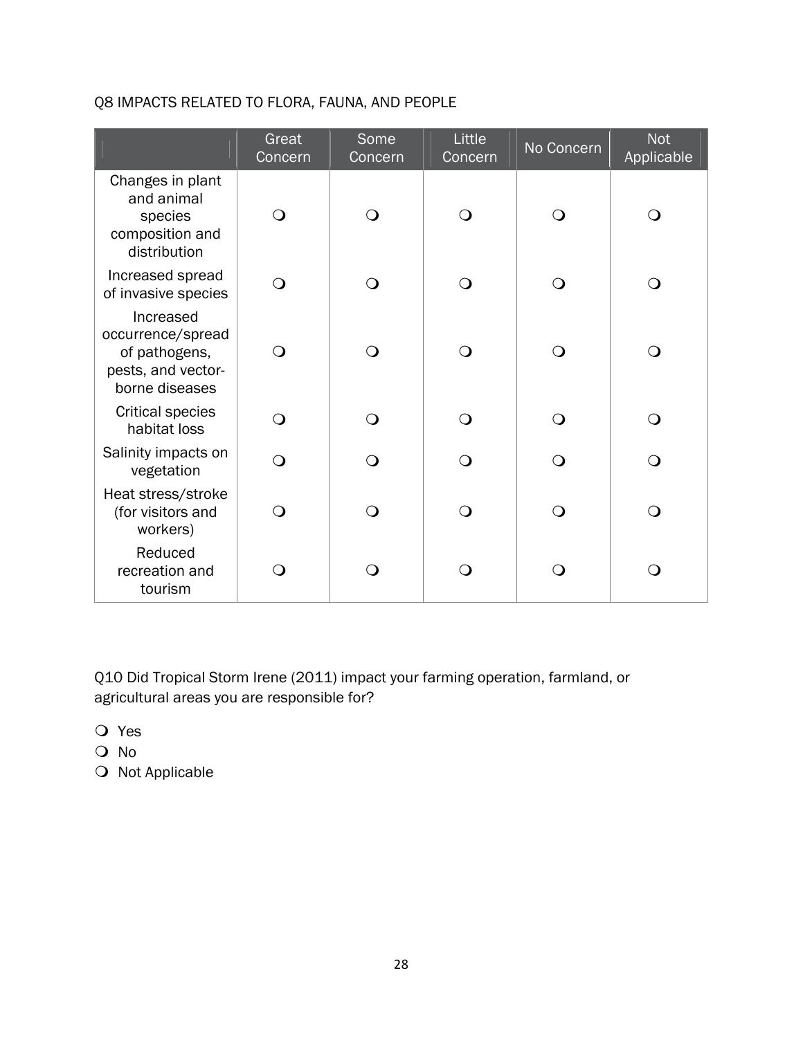Q8 IMPACTS RELATED TO FLORA, FAUNA, AND PEOPLE

| | Great Concern | Some Concern | Little Concern | No Concern | Not Applicable |
|---|---|---|---|---|---|
| Changes in plant and animal species composition and distribution | ❍ | ❍ | ❍ | ❍ | ❍ |
| Increased spread of invasive species | ❍ | ❍ | ❍ | ❍ | ❍ |
| Increased occurrence/spread of pathogens, pests, and vector-borne diseases | ❍ | ❍ | ❍ | ❍ | ❍ |
| Critical species habitat loss | ❍ | ❍ | ❍ | ❍ | ❍ |
| Salinity impacts on vegetation | ❍ | ❍ | ❍ | ❍ | ❍ |
| Heat stress/stroke (for visitors and workers) | ❍ | ❍ | ❍ | ❍ | ❍ |
| Reduced recreation and tourism | ❍ | ❍ | ❍ | ❍ | ❍ |

Q10 Did Tropical Storm Irene (2011) impact your farming operation, farmland, or agricultural areas you are responsible for?

- ❍ Yes
- ❍ No
- ❍ Not Applicable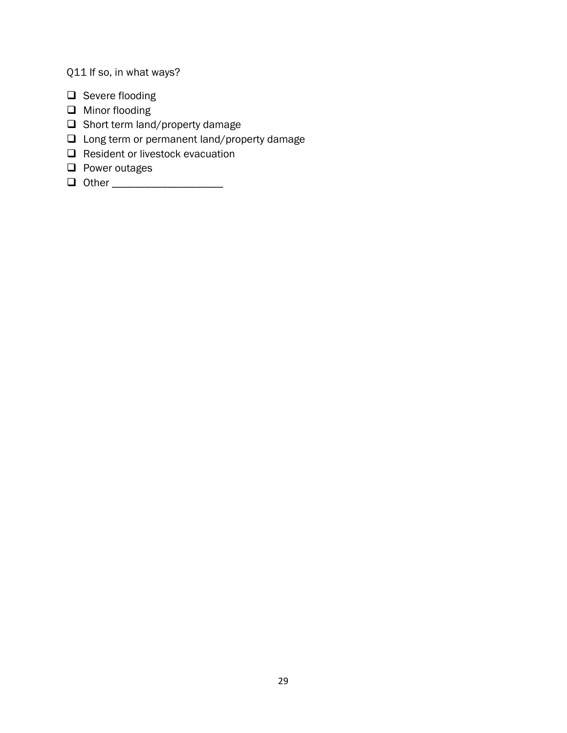Q11 If so, in what ways?

- ☐ Severe flooding
- ☐ Minor flooding
- ☐ Short term land/property damage
- ☐ Long term or permanent land/property damage
- ☐ Resident or livestock evacuation
- ☐ Power outages
- ☐ Other ____________________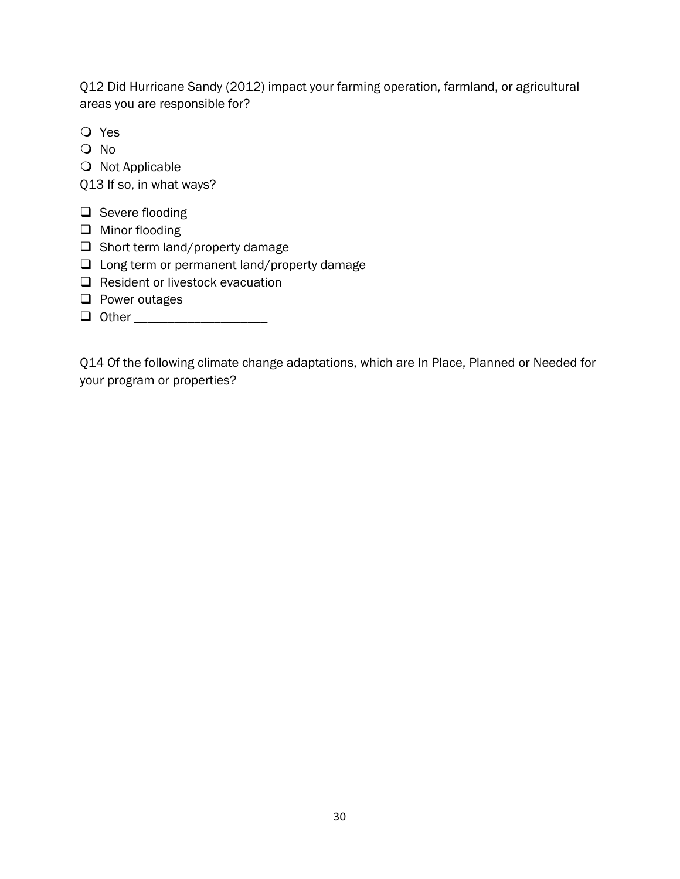Q12 Did Hurricane Sandy (2012) impact your farming operation, farmland, or agricultural areas you are responsible for?

- ❍ Yes
- ❍ No
- ❍ Not Applicable

Q13 If so, in what ways?

- ❑ Severe flooding
- ❑ Minor flooding
- ❑ Short term land/property damage
- ❑ Long term or permanent land/property damage
- ❑ Resident or livestock evacuation
- ❑ Power outages
- ❑ Other ____________________

Q14 Of the following climate change adaptations, which are In Place, Planned or Needed for your program or properties?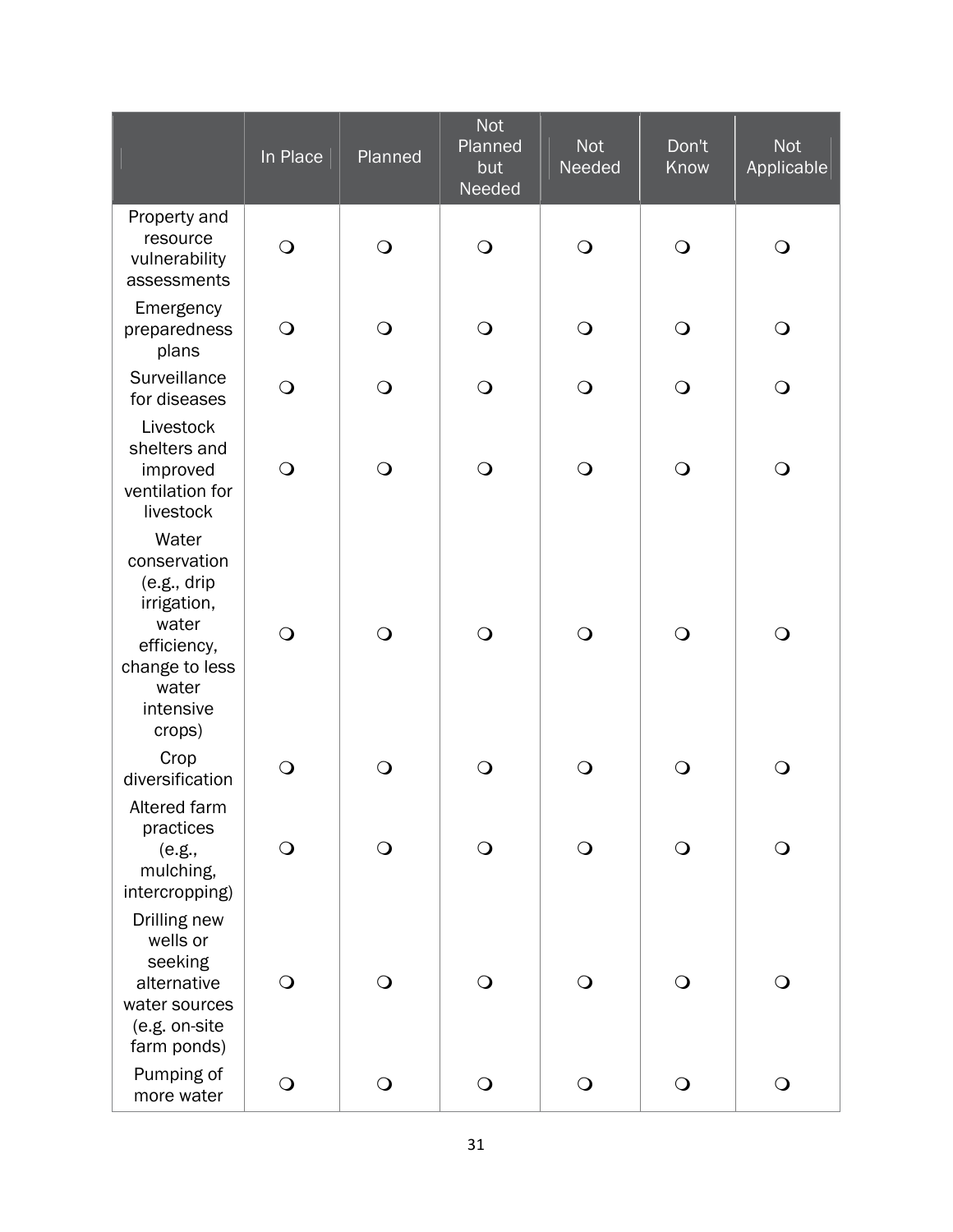| | In Place | Planned | Not Planned but Needed | Not Needed | Don't Know | Not Applicable |
|---|---|---|---|---|---|---|
| Property and resource vulnerability assessments | ❍ | ❍ | ❍ | ❍ | ❍ | ❍ |
| Emergency preparedness plans | ❍ | ❍ | ❍ | ❍ | ❍ | ❍ |
| Surveillance for diseases | ❍ | ❍ | ❍ | ❍ | ❍ | ❍ |
| Livestock shelters and improved ventilation for livestock | ❍ | ❍ | ❍ | ❍ | ❍ | ❍ |
| Water conservation (e.g., drip irrigation, water efficiency, change to less water intensive crops) | ❍ | ❍ | ❍ | ❍ | ❍ | ❍ |
| Crop diversification | ❍ | ❍ | ❍ | ❍ | ❍ | ❍ |
| Altered farm practices (e.g., mulching, intercropping) | ❍ | ❍ | ❍ | ❍ | ❍ | ❍ |
| Drilling new wells or seeking alternative water sources (e.g. on-site farm ponds) | ❍ | ❍ | ❍ | ❍ | ❍ | ❍ |
| Pumping of more water | ❍ | ❍ | ❍ | ❍ | ❍ | ❍ |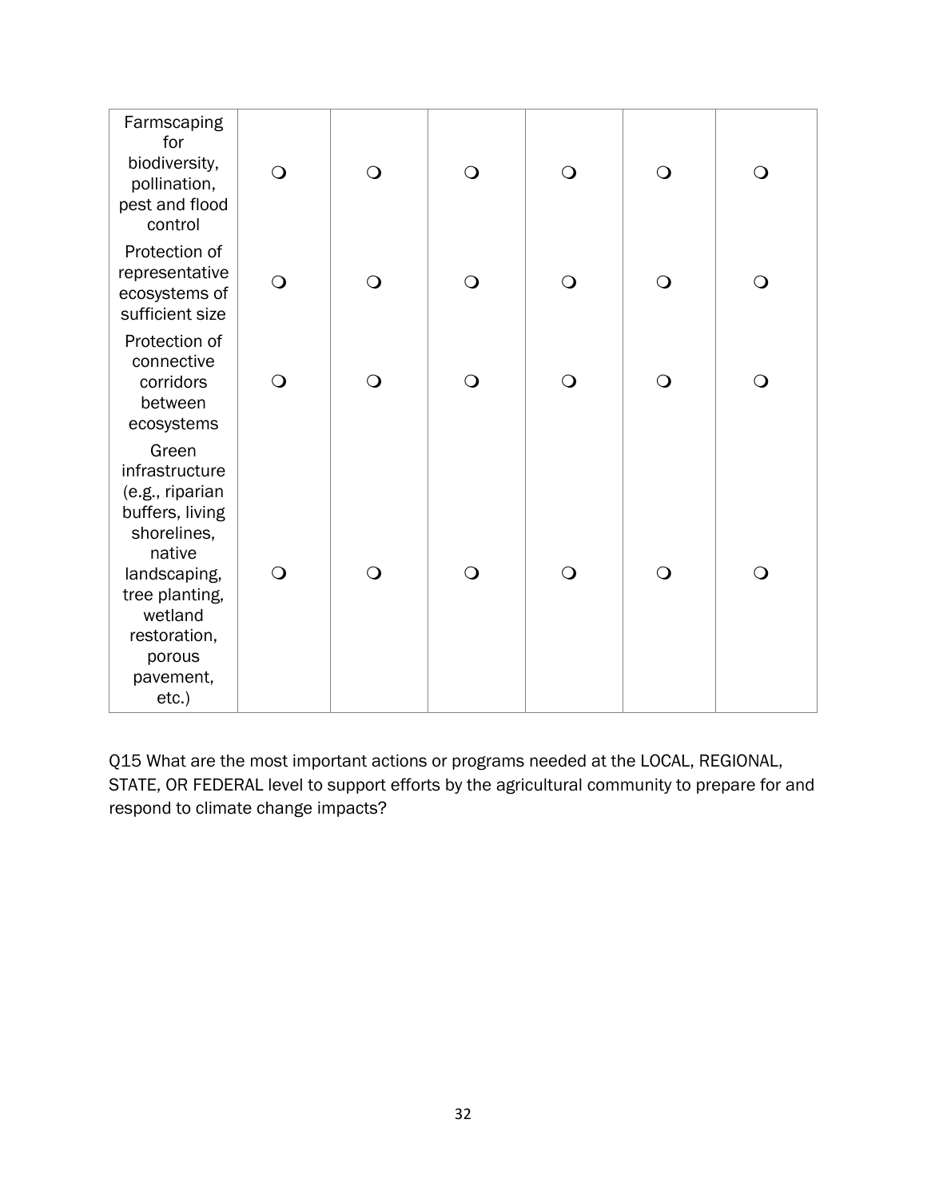| | | | | | | |
|---|---|---|---|---|---|---|
| Farmscaping for biodiversity, pollination, pest and flood control | ❍ | ❍ | ❍ | ❍ | ❍ | ❍ |
| Protection of representative ecosystems of sufficient size | ❍ | ❍ | ❍ | ❍ | ❍ | ❍ |
| Protection of connective corridors between ecosystems | ❍ | ❍ | ❍ | ❍ | ❍ | ❍ |
| Green infrastructure (e.g., riparian buffers, living shorelines, native landscaping, tree planting, wetland restoration, porous pavement, etc.) | ❍ | ❍ | ❍ | ❍ | ❍ | ❍ |

Q15 What are the most important actions or programs needed at the LOCAL, REGIONAL, STATE, OR FEDERAL level to support efforts by the agricultural community to prepare for and respond to climate change impacts?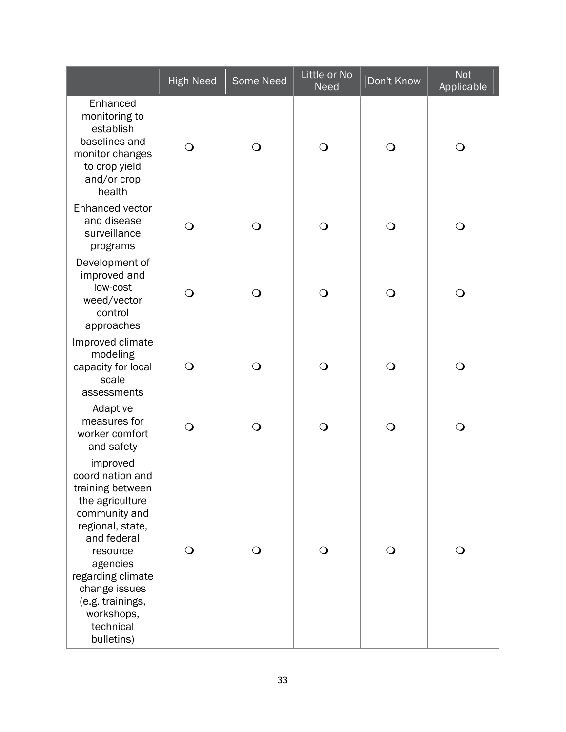|  | High Need | Some Need | Little or No Need | Don't Know | Not Applicable |
|---|---|---|---|---|---|
| Enhanced monitoring to establish baselines and monitor changes to crop yield and/or crop health | ❍ | ❍ | ❍ | ❍ | ❍ |
| Enhanced vector and disease surveillance programs | ❍ | ❍ | ❍ | ❍ | ❍ |
| Development of improved and low-cost weed/vector control approaches | ❍ | ❍ | ❍ | ❍ | ❍ |
| Improved climate modeling capacity for local scale assessments | ❍ | ❍ | ❍ | ❍ | ❍ |
| Adaptive measures for worker comfort and safety | ❍ | ❍ | ❍ | ❍ | ❍ |
| improved coordination and training between the agriculture community and regional, state, and federal resource agencies regarding climate change issues (e.g. trainings, workshops, technical bulletins) | ❍ | ❍ | ❍ | ❍ | ❍ |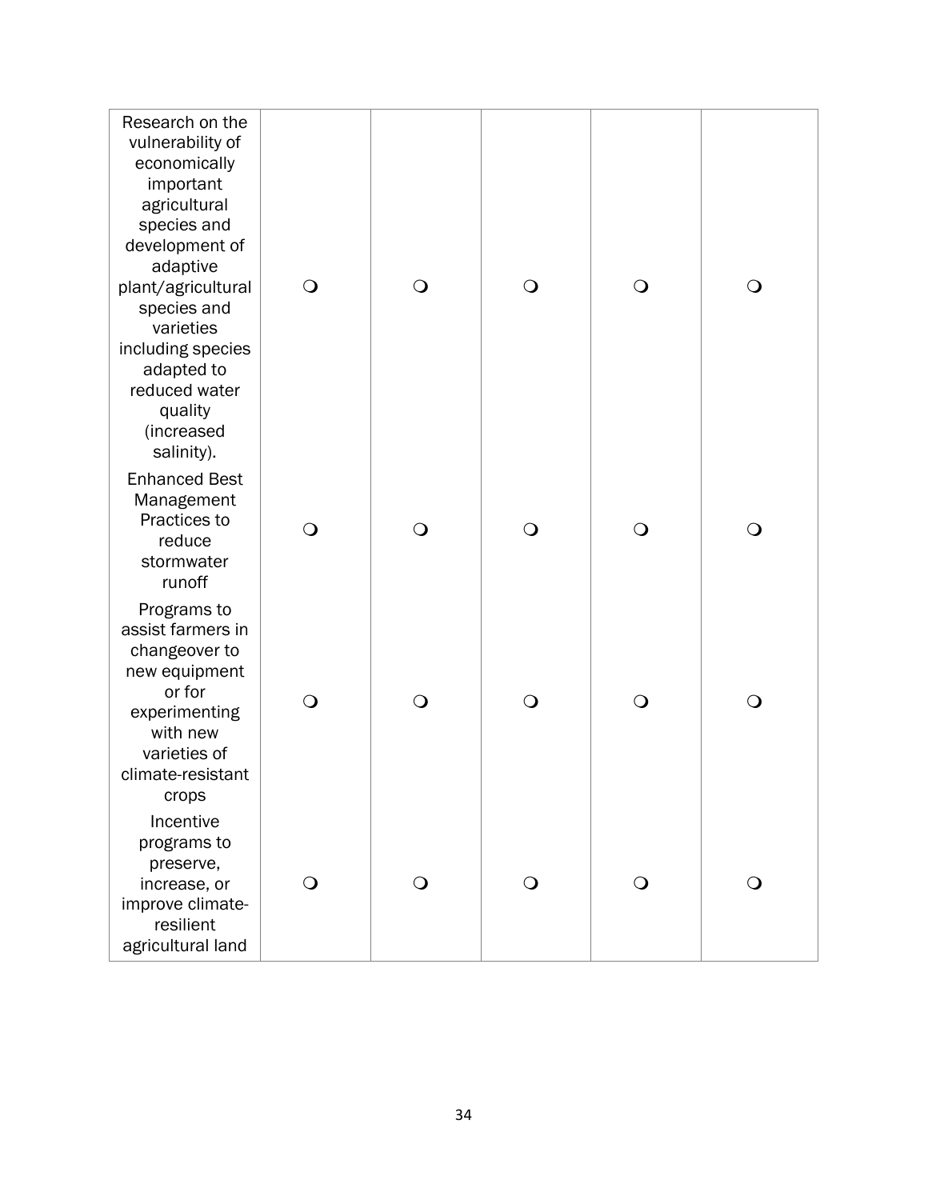| | | | | | |
|---|---|---|---|---|---|
| Research on the vulnerability of economically important agricultural species and development of adaptive plant/agricultural species and varieties including species adapted to reduced water quality (increased salinity). | ❍ | ❍ | ❍ | ❍ | ❍ |
| Enhanced Best Management Practices to reduce stormwater runoff | ❍ | ❍ | ❍ | ❍ | ❍ |
| Programs to assist farmers in changeover to new equipment or for experimenting with new varieties of climate-resistant crops | ❍ | ❍ | ❍ | ❍ | ❍ |
| Incentive programs to preserve, increase, or improve climate-resilient agricultural land | ❍ | ❍ | ❍ | ❍ | ❍ |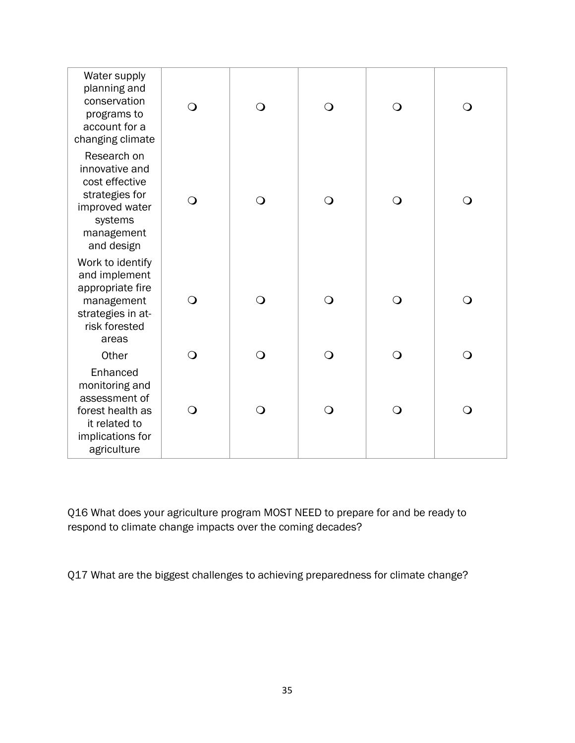| | | | | | |
|---|---|---|---|---|---|
| Water supply planning and conservation programs to account for a changing climate | ❍ | ❍ | ❍ | ❍ | ❍ |
| Research on innovative and cost effective strategies for improved water systems management and design | ❍ | ❍ | ❍ | ❍ | ❍ |
| Work to identify and implement appropriate fire management strategies in at-risk forested areas | ❍ | ❍ | ❍ | ❍ | ❍ |
| Other | ❍ | ❍ | ❍ | ❍ | ❍ |
| Enhanced monitoring and assessment of forest health as it related to implications for agriculture | ❍ | ❍ | ❍ | ❍ | ❍ |

Q16 What does your agriculture program MOST NEED to prepare for and be ready to respond to climate change impacts over the coming decades?

Q17 What are the biggest challenges to achieving preparedness for climate change?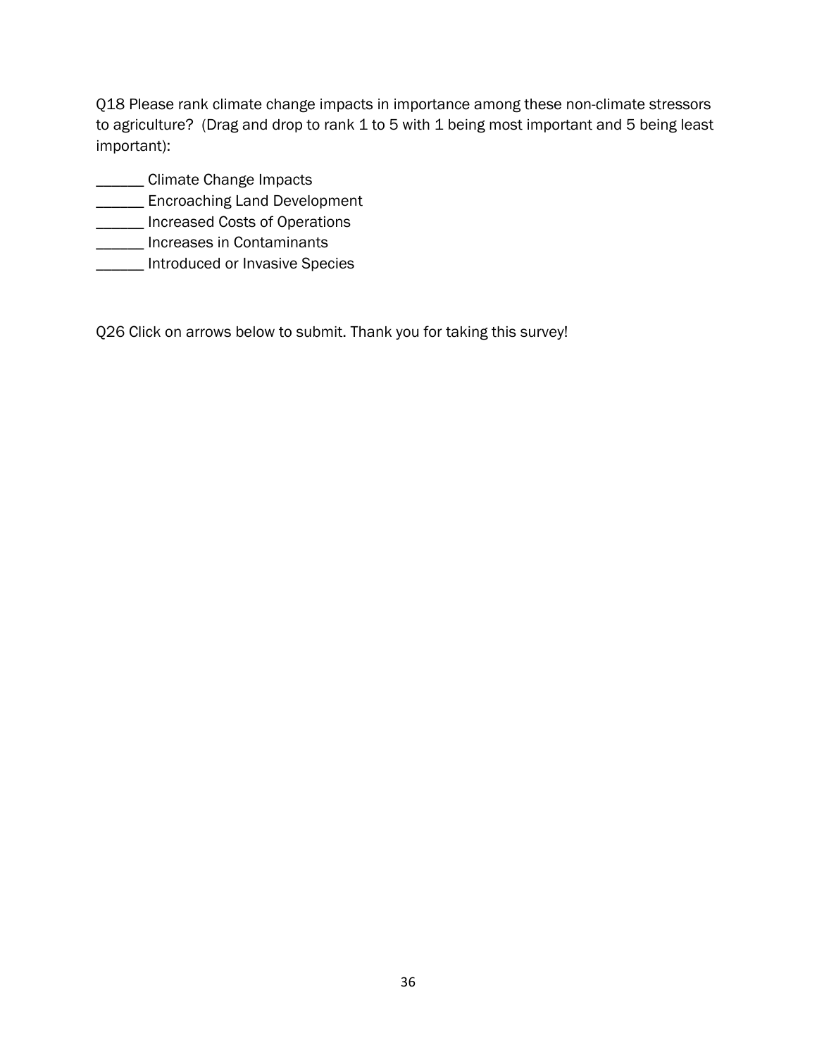Q18 Please rank climate change impacts in importance among these non-climate stressors to agriculture? (Drag and drop to rank 1 to 5 with 1 being most important and 5 being least important):

______ Climate Change Impacts
______ Encroaching Land Development
______ Increased Costs of Operations
______ Increases in Contaminants
______ Introduced or Invasive Species

Q26 Click on arrows below to submit. Thank you for taking this survey!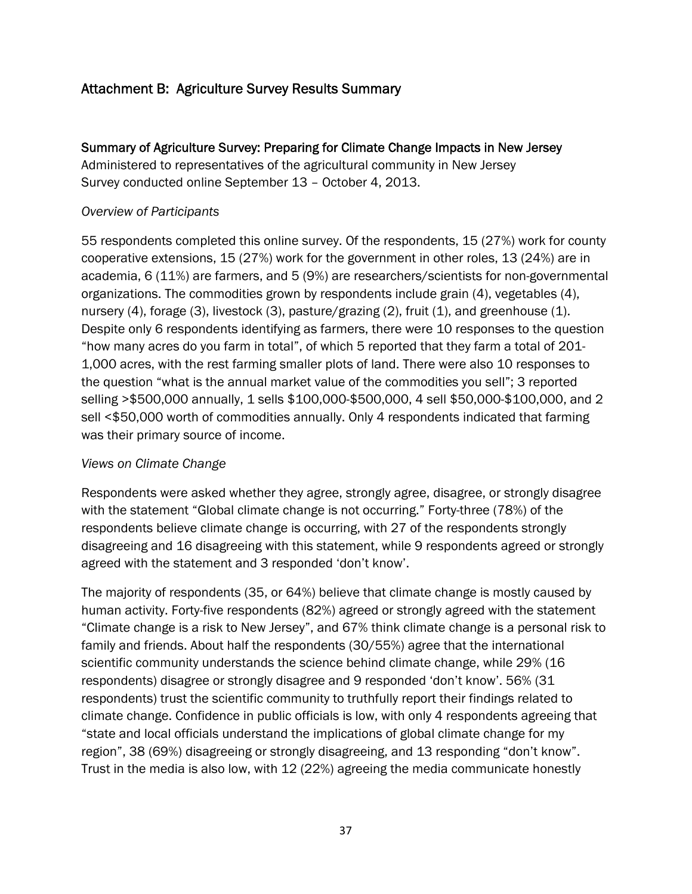## Attachment B: Agriculture Survey Results Summary

### Summary of Agriculture Survey: Preparing for Climate Change Impacts in New Jersey

Administered to representatives of the agricultural community in New Jersey
Survey conducted online September 13 – October 4, 2013.

*Overview of Participants*

55 respondents completed this online survey. Of the respondents, 15 (27%) work for county cooperative extensions, 15 (27%) work for the government in other roles, 13 (24%) are in academia, 6 (11%) are farmers, and 5 (9%) are researchers/scientists for non-governmental organizations. The commodities grown by respondents include grain (4), vegetables (4), nursery (4), forage (3), livestock (3), pasture/grazing (2), fruit (1), and greenhouse (1). Despite only 6 respondents identifying as farmers, there were 10 responses to the question "how many acres do you farm in total", of which 5 reported that they farm a total of 201-1,000 acres, with the rest farming smaller plots of land. There were also 10 responses to the question "what is the annual market value of the commodities you sell"; 3 reported selling >$500,000 annually, 1 sells $100,000-$500,000, 4 sell $50,000-$100,000, and 2 sell <$50,000 worth of commodities annually. Only 4 respondents indicated that farming was their primary source of income.

*Views on Climate Change*

Respondents were asked whether they agree, strongly agree, disagree, or strongly disagree with the statement "Global climate change is not occurring." Forty-three (78%) of the respondents believe climate change is occurring, with 27 of the respondents strongly disagreeing and 16 disagreeing with this statement, while 9 respondents agreed or strongly agreed with the statement and 3 responded 'don't know'.

The majority of respondents (35, or 64%) believe that climate change is mostly caused by human activity. Forty-five respondents (82%) agreed or strongly agreed with the statement "Climate change is a risk to New Jersey", and 67% think climate change is a personal risk to family and friends. About half the respondents (30/55%) agree that the international scientific community understands the science behind climate change, while 29% (16 respondents) disagree or strongly disagree and 9 responded 'don't know'. 56% (31 respondents) trust the scientific community to truthfully report their findings related to climate change. Confidence in public officials is low, with only 4 respondents agreeing that "state and local officials understand the implications of global climate change for my region", 38 (69%) disagreeing or strongly disagreeing, and 13 responding "don't know". Trust in the media is also low, with 12 (22%) agreeing the media communicate honestly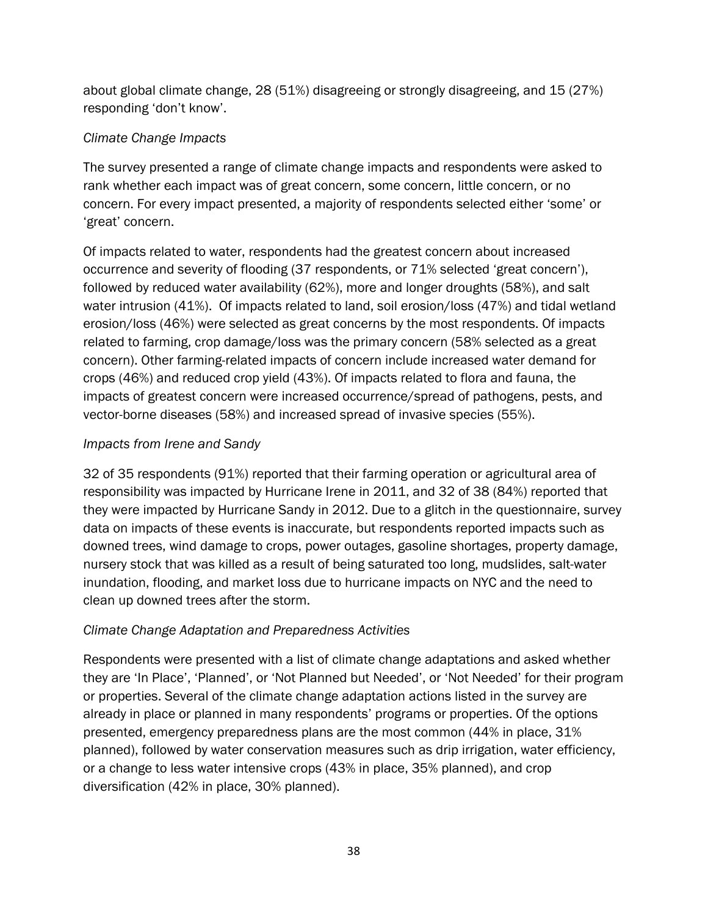about global climate change, 28 (51%) disagreeing or strongly disagreeing, and 15 (27%) responding 'don't know'.

*Climate Change Impacts*

The survey presented a range of climate change impacts and respondents were asked to rank whether each impact was of great concern, some concern, little concern, or no concern. For every impact presented, a majority of respondents selected either 'some' or 'great' concern.

Of impacts related to water, respondents had the greatest concern about increased occurrence and severity of flooding (37 respondents, or 71% selected 'great concern'), followed by reduced water availability (62%), more and longer droughts (58%), and salt water intrusion (41%). Of impacts related to land, soil erosion/loss (47%) and tidal wetland erosion/loss (46%) were selected as great concerns by the most respondents. Of impacts related to farming, crop damage/loss was the primary concern (58% selected as a great concern). Other farming-related impacts of concern include increased water demand for crops (46%) and reduced crop yield (43%). Of impacts related to flora and fauna, the impacts of greatest concern were increased occurrence/spread of pathogens, pests, and vector-borne diseases (58%) and increased spread of invasive species (55%).

*Impacts from Irene and Sandy*

32 of 35 respondents (91%) reported that their farming operation or agricultural area of responsibility was impacted by Hurricane Irene in 2011, and 32 of 38 (84%) reported that they were impacted by Hurricane Sandy in 2012. Due to a glitch in the questionnaire, survey data on impacts of these events is inaccurate, but respondents reported impacts such as downed trees, wind damage to crops, power outages, gasoline shortages, property damage, nursery stock that was killed as a result of being saturated too long, mudslides, salt-water inundation, flooding, and market loss due to hurricane impacts on NYC and the need to clean up downed trees after the storm.

*Climate Change Adaptation and Preparedness Activities*

Respondents were presented with a list of climate change adaptations and asked whether they are 'In Place', 'Planned', or 'Not Planned but Needed', or 'Not Needed' for their program or properties. Several of the climate change adaptation actions listed in the survey are already in place or planned in many respondents' programs or properties. Of the options presented, emergency preparedness plans are the most common (44% in place, 31% planned), followed by water conservation measures such as drip irrigation, water efficiency, or a change to less water intensive crops (43% in place, 35% planned), and crop diversification (42% in place, 30% planned).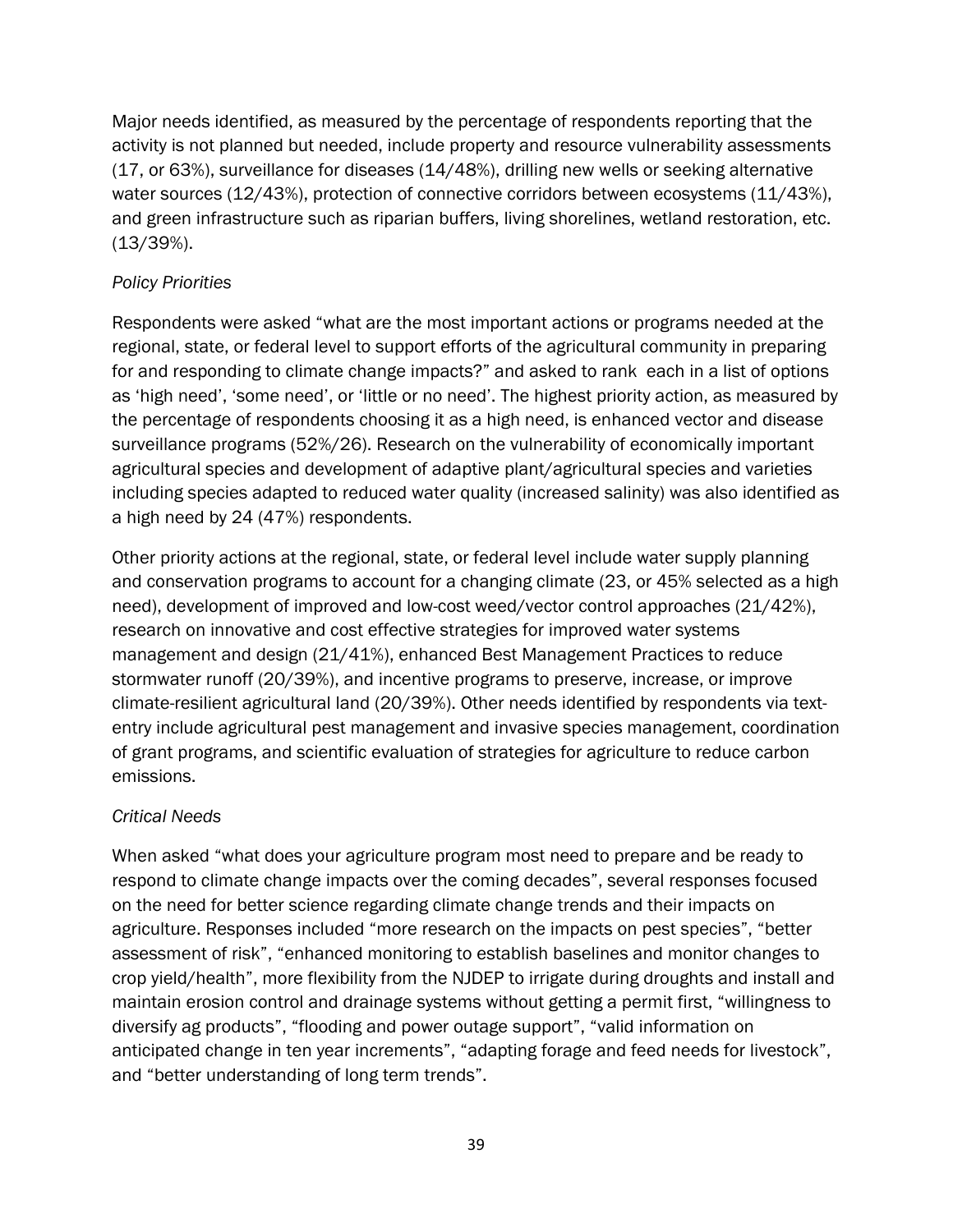Major needs identified, as measured by the percentage of respondents reporting that the activity is not planned but needed, include property and resource vulnerability assessments (17, or 63%), surveillance for diseases (14/48%), drilling new wells or seeking alternative water sources (12/43%), protection of connective corridors between ecosystems (11/43%), and green infrastructure such as riparian buffers, living shorelines, wetland restoration, etc. (13/39%).

*Policy Priorities*

Respondents were asked "what are the most important actions or programs needed at the regional, state, or federal level to support efforts of the agricultural community in preparing for and responding to climate change impacts?" and asked to rank each in a list of options as 'high need', 'some need', or 'little or no need'. The highest priority action, as measured by the percentage of respondents choosing it as a high need, is enhanced vector and disease surveillance programs (52%/26). Research on the vulnerability of economically important agricultural species and development of adaptive plant/agricultural species and varieties including species adapted to reduced water quality (increased salinity) was also identified as a high need by 24 (47%) respondents.

Other priority actions at the regional, state, or federal level include water supply planning and conservation programs to account for a changing climate (23, or 45% selected as a high need), development of improved and low-cost weed/vector control approaches (21/42%), research on innovative and cost effective strategies for improved water systems management and design (21/41%), enhanced Best Management Practices to reduce stormwater runoff (20/39%), and incentive programs to preserve, increase, or improve climate-resilient agricultural land (20/39%). Other needs identified by respondents via text-entry include agricultural pest management and invasive species management, coordination of grant programs, and scientific evaluation of strategies for agriculture to reduce carbon emissions.

*Critical Needs*

When asked "what does your agriculture program most need to prepare and be ready to respond to climate change impacts over the coming decades", several responses focused on the need for better science regarding climate change trends and their impacts on agriculture. Responses included "more research on the impacts on pest species", "better assessment of risk", "enhanced monitoring to establish baselines and monitor changes to crop yield/health", more flexibility from the NJDEP to irrigate during droughts and install and maintain erosion control and drainage systems without getting a permit first, "willingness to diversify ag products", "flooding and power outage support", "valid information on anticipated change in ten year increments", "adapting forage and feed needs for livestock", and "better understanding of long term trends".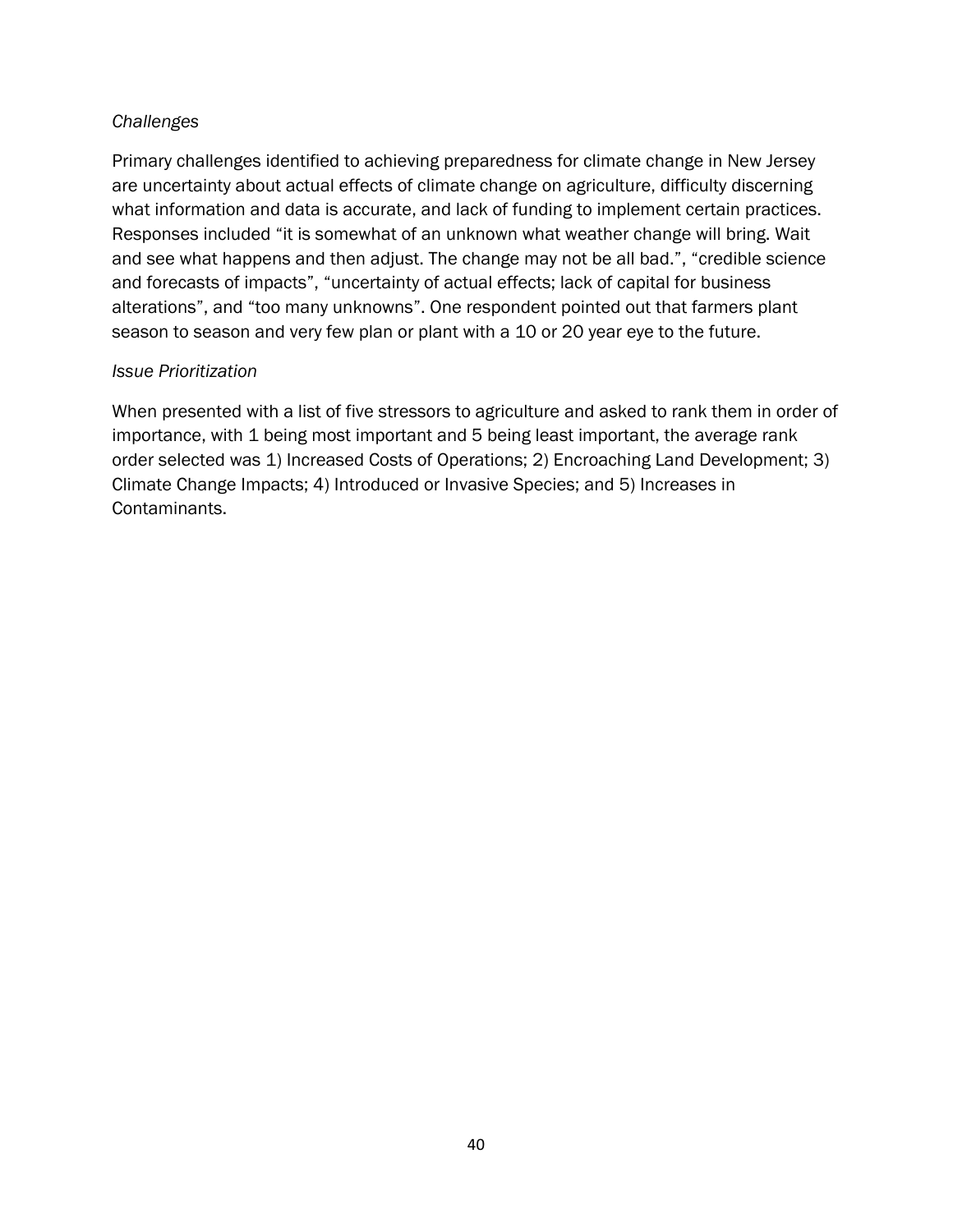*Challenges*

Primary challenges identified to achieving preparedness for climate change in New Jersey are uncertainty about actual effects of climate change on agriculture, difficulty discerning what information and data is accurate, and lack of funding to implement certain practices. Responses included "it is somewhat of an unknown what weather change will bring. Wait and see what happens and then adjust. The change may not be all bad.", "credible science and forecasts of impacts", "uncertainty of actual effects; lack of capital for business alterations", and "too many unknowns". One respondent pointed out that farmers plant season to season and very few plan or plant with a 10 or 20 year eye to the future.

*Issue Prioritization*

When presented with a list of five stressors to agriculture and asked to rank them in order of importance, with 1 being most important and 5 being least important, the average rank order selected was 1) Increased Costs of Operations; 2) Encroaching Land Development; 3) Climate Change Impacts; 4) Introduced or Invasive Species; and 5) Increases in Contaminants.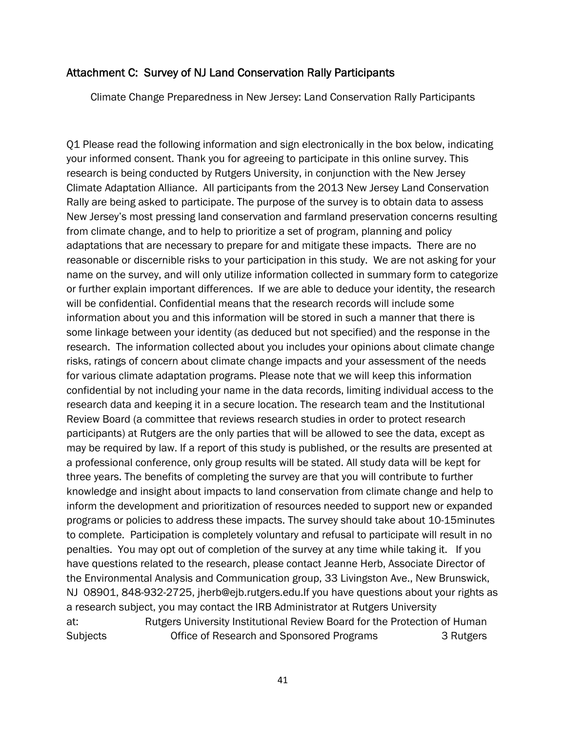## Attachment C: Survey of NJ Land Conservation Rally Participants

Climate Change Preparedness in New Jersey: Land Conservation Rally Participants

Q1 Please read the following information and sign electronically in the box below, indicating your informed consent. Thank you for agreeing to participate in this online survey. This research is being conducted by Rutgers University, in conjunction with the New Jersey Climate Adaptation Alliance. All participants from the 2013 New Jersey Land Conservation Rally are being asked to participate. The purpose of the survey is to obtain data to assess New Jersey's most pressing land conservation and farmland preservation concerns resulting from climate change, and to help to prioritize a set of program, planning and policy adaptations that are necessary to prepare for and mitigate these impacts. There are no reasonable or discernible risks to your participation in this study. We are not asking for your name on the survey, and will only utilize information collected in summary form to categorize or further explain important differences. If we are able to deduce your identity, the research will be confidential. Confidential means that the research records will include some information about you and this information will be stored in such a manner that there is some linkage between your identity (as deduced but not specified) and the response in the research. The information collected about you includes your opinions about climate change risks, ratings of concern about climate change impacts and your assessment of the needs for various climate adaptation programs. Please note that we will keep this information confidential by not including your name in the data records, limiting individual access to the research data and keeping it in a secure location. The research team and the Institutional Review Board (a committee that reviews research studies in order to protect research participants) at Rutgers are the only parties that will be allowed to see the data, except as may be required by law. If a report of this study is published, or the results are presented at a professional conference, only group results will be stated. All study data will be kept for three years. The benefits of completing the survey are that you will contribute to further knowledge and insight about impacts to land conservation from climate change and help to inform the development and prioritization of resources needed to support new or expanded programs or policies to address these impacts. The survey should take about 10-15minutes to complete. Participation is completely voluntary and refusal to participate will result in no penalties. You may opt out of completion of the survey at any time while taking it. If you have questions related to the research, please contact Jeanne Herb, Associate Director of the Environmental Analysis and Communication group, 33 Livingston Ave., New Brunswick, NJ 08901, 848-932-2725, jherb@ejb.rutgers.edu.If you have questions about your rights as a research subject, you may contact the IRB Administrator at Rutgers University at: Rutgers University Institutional Review Board for the Protection of Human Subjects Office of Research and Sponsored Programs 3 Rutgers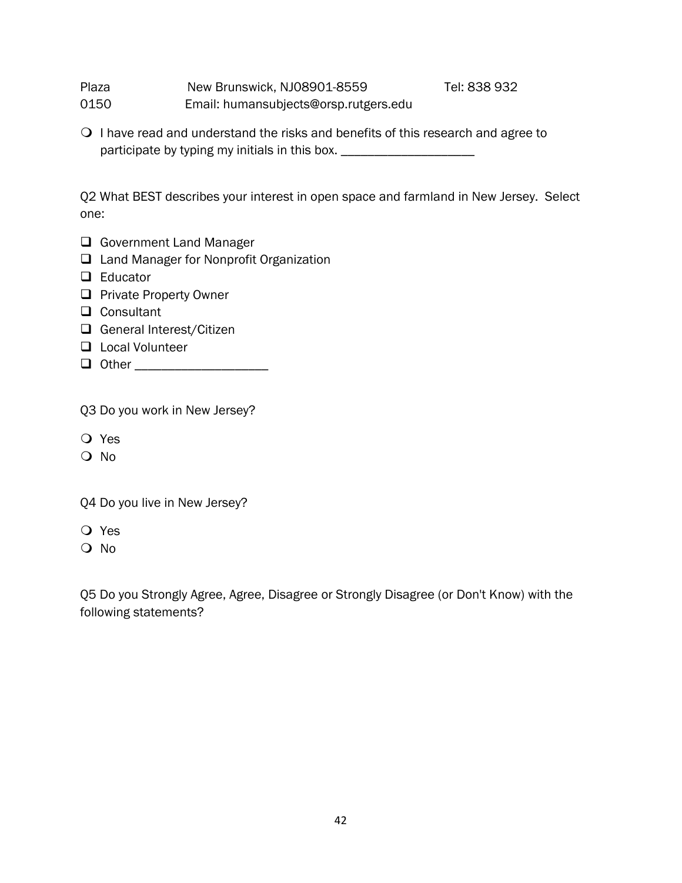Plaza New Brunswick, NJ08901-8559 Tel: 838 932
0150 Email: humansubjects@orsp.rutgers.edu

- ❍ I have read and understand the risks and benefits of this research and agree to participate by typing my initials in this box. ____________________

Q2 What BEST describes your interest in open space and farmland in New Jersey. Select one:

- ☐ Government Land Manager
- ☐ Land Manager for Nonprofit Organization
- ☐ Educator
- ☐ Private Property Owner
- ☐ Consultant
- ☐ General Interest/Citizen
- ☐ Local Volunteer
- ☐ Other ____________________

Q3 Do you work in New Jersey?

- ❍ Yes
- ❍ No

Q4 Do you live in New Jersey?

- ❍ Yes
- ❍ No

Q5 Do you Strongly Agree, Agree, Disagree or Strongly Disagree (or Don't Know) with the following statements?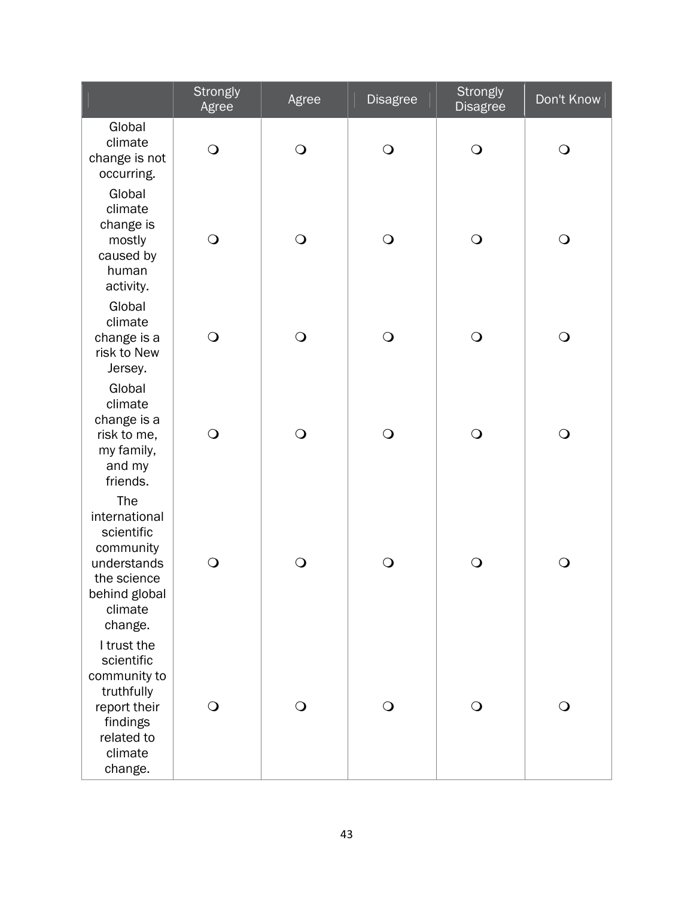| | Strongly Agree | Agree | Disagree | Strongly Disagree | Don't Know |
|---|---|---|---|---|---|
| Global climate change is not occurring. | ❍ | ❍ | ❍ | ❍ | ❍ |
| Global climate change is mostly caused by human activity. | ❍ | ❍ | ❍ | ❍ | ❍ |
| Global climate change is a risk to New Jersey. | ❍ | ❍ | ❍ | ❍ | ❍ |
| Global climate change is a risk to me, my family, and my friends. | ❍ | ❍ | ❍ | ❍ | ❍ |
| The international scientific community understands the science behind global climate change. | ❍ | ❍ | ❍ | ❍ | ❍ |
| I trust the scientific community to truthfully report their findings related to climate change. | ❍ | ❍ | ❍ | ❍ | ❍ |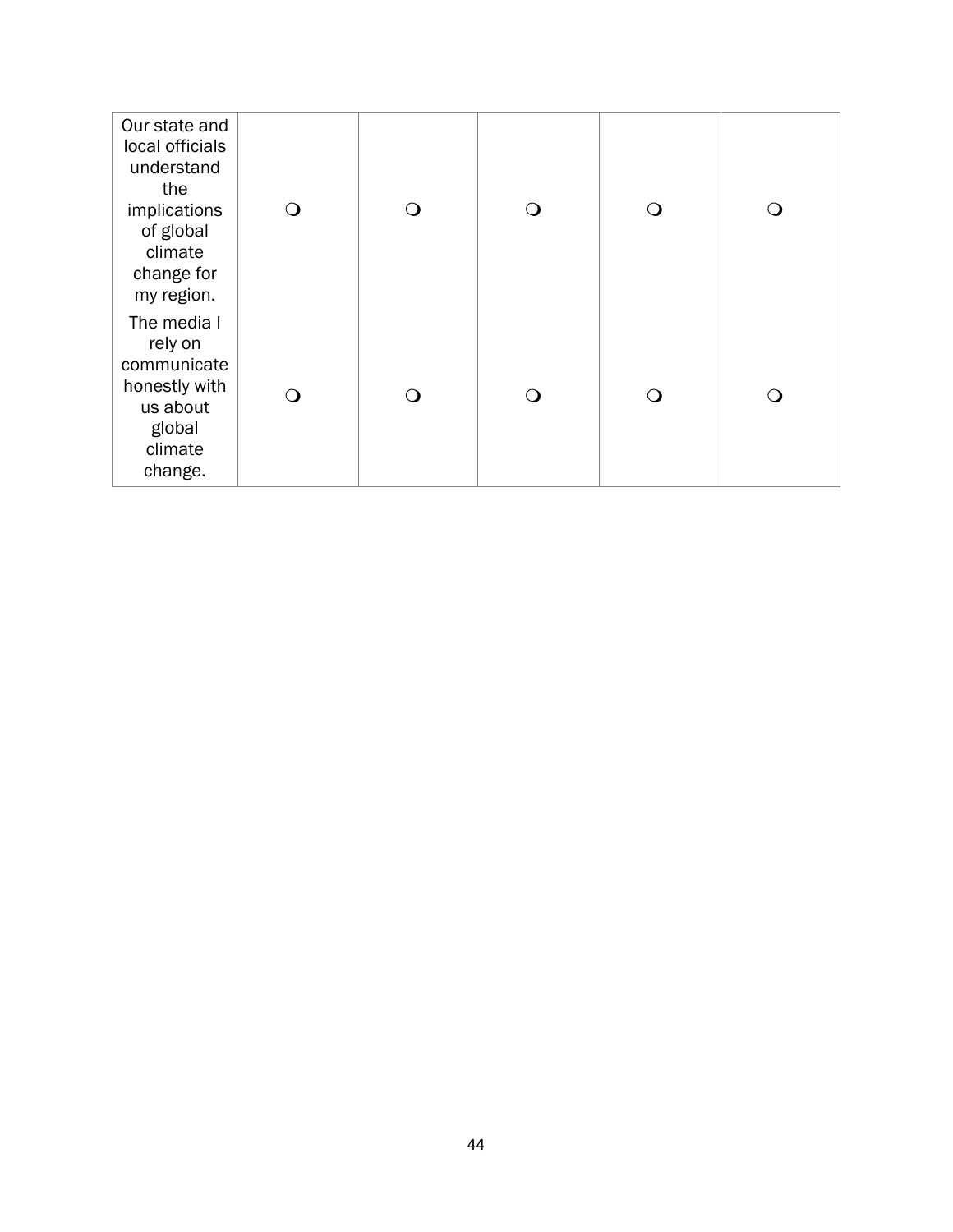| | | | | | |
|---|---|---|---|---|---|
| Our state and local officials understand the implications of global climate change for my region. | ❍ | ❍ | ❍ | ❍ | ❍ |
| The media I rely on communicate honestly with us about global climate change. | ❍ | ❍ | ❍ | ❍ | ❍ |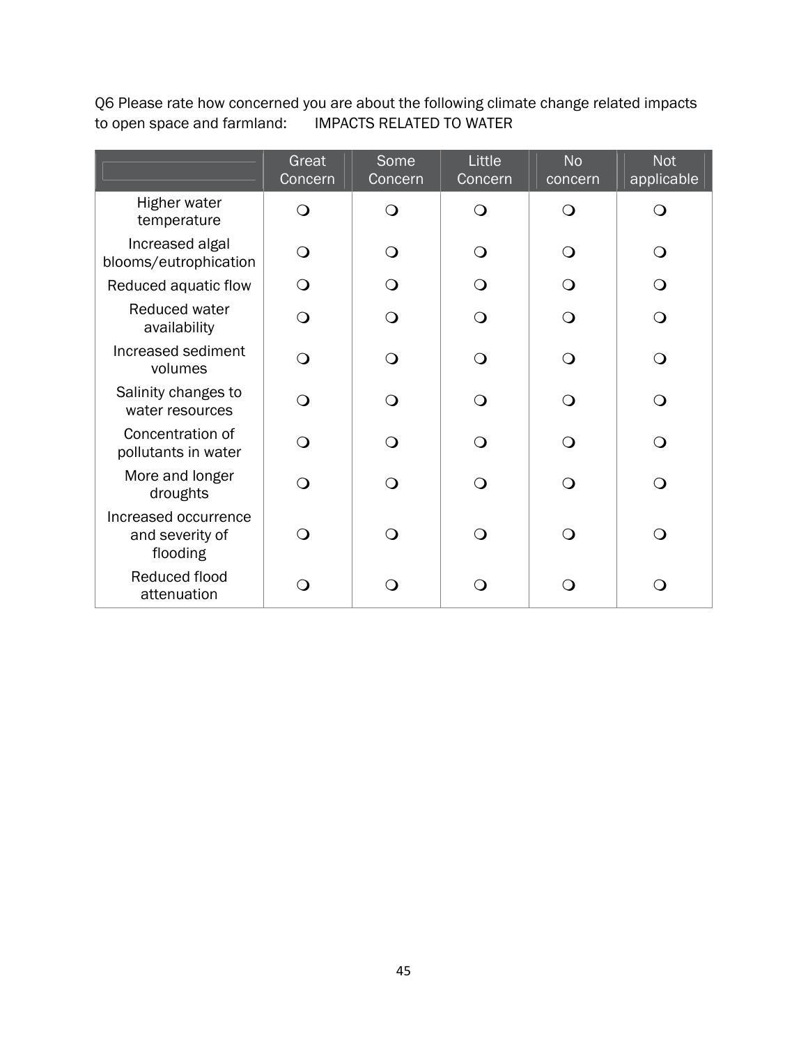Q6 Please rate how concerned you are about the following climate change related impacts to open space and farmland: IMPACTS RELATED TO WATER

| | Great Concern | Some Concern | Little Concern | No concern | Not applicable |
|---|---|---|---|---|---|
| Higher water temperature | ❍ | ❍ | ❍ | ❍ | ❍ |
| Increased algal blooms/eutrophication | ❍ | ❍ | ❍ | ❍ | ❍ |
| Reduced aquatic flow | ❍ | ❍ | ❍ | ❍ | ❍ |
| Reduced water availability | ❍ | ❍ | ❍ | ❍ | ❍ |
| Increased sediment volumes | ❍ | ❍ | ❍ | ❍ | ❍ |
| Salinity changes to water resources | ❍ | ❍ | ❍ | ❍ | ❍ |
| Concentration of pollutants in water | ❍ | ❍ | ❍ | ❍ | ❍ |
| More and longer droughts | ❍ | ❍ | ❍ | ❍ | ❍ |
| Increased occurrence and severity of flooding | ❍ | ❍ | ❍ | ❍ | ❍ |
| Reduced flood attenuation | ❍ | ❍ | ❍ | ❍ | ❍ |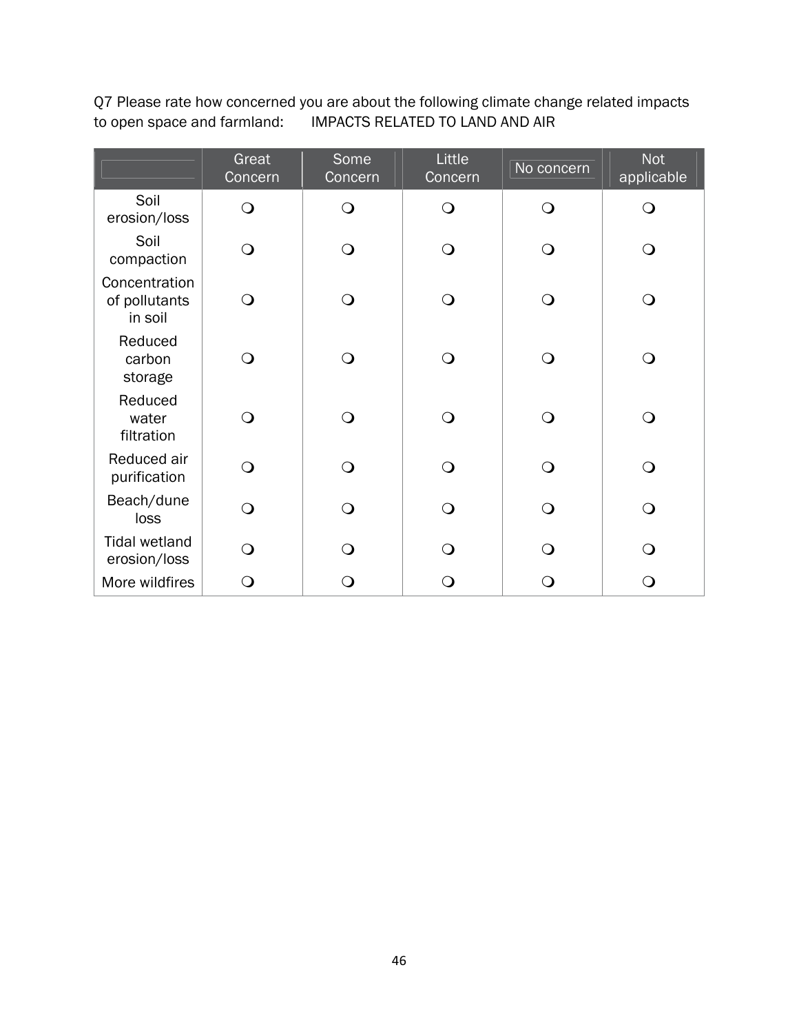Q7 Please rate how concerned you are about the following climate change related impacts to open space and farmland: IMPACTS RELATED TO LAND AND AIR

| | Great Concern | Some Concern | Little Concern | No concern | Not applicable |
|---|---|---|---|---|---|
| Soil erosion/loss | ❍ | ❍ | ❍ | ❍ | ❍ |
| Soil compaction | ❍ | ❍ | ❍ | ❍ | ❍ |
| Concentration of pollutants in soil | ❍ | ❍ | ❍ | ❍ | ❍ |
| Reduced carbon storage | ❍ | ❍ | ❍ | ❍ | ❍ |
| Reduced water filtration | ❍ | ❍ | ❍ | ❍ | ❍ |
| Reduced air purification | ❍ | ❍ | ❍ | ❍ | ❍ |
| Beach/dune loss | ❍ | ❍ | ❍ | ❍ | ❍ |
| Tidal wetland erosion/loss | ❍ | ❍ | ❍ | ❍ | ❍ |
| More wildfires | ❍ | ❍ | ❍ | ❍ | ❍ |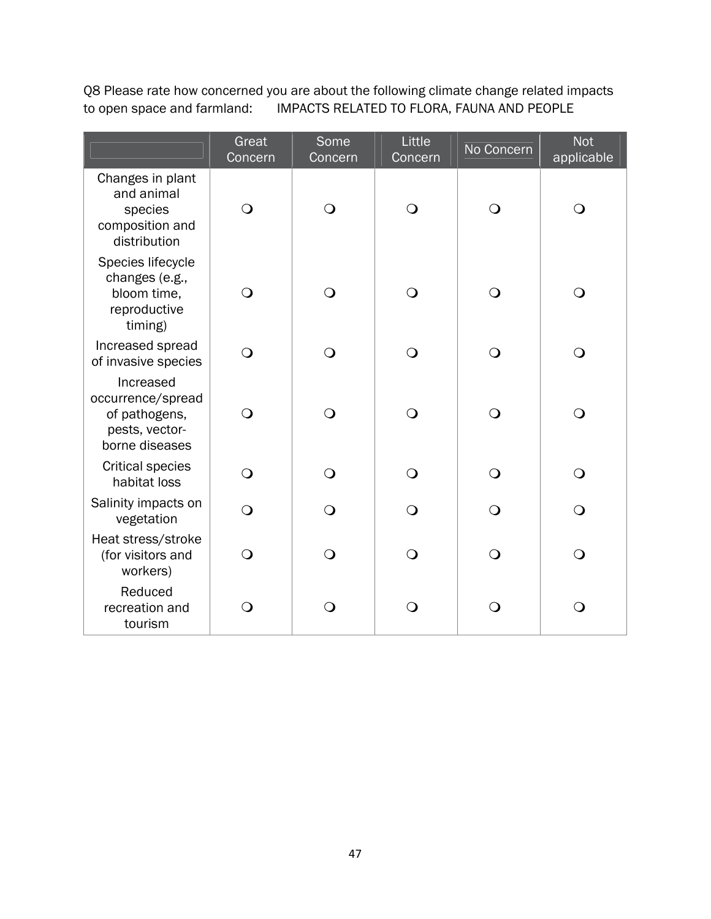Q8 Please rate how concerned you are about the following climate change related impacts to open space and farmland: IMPACTS RELATED TO FLORA, FAUNA AND PEOPLE

| | Great Concern | Some Concern | Little Concern | No Concern | Not applicable |
|---|---|---|---|---|---|
| Changes in plant and animal species composition and distribution | ❍ | ❍ | ❍ | ❍ | ❍ |
| Species lifecycle changes (e.g., bloom time, reproductive timing) | ❍ | ❍ | ❍ | ❍ | ❍ |
| Increased spread of invasive species | ❍ | ❍ | ❍ | ❍ | ❍ |
| Increased occurrence/spread of pathogens, pests, vector-borne diseases | ❍ | ❍ | ❍ | ❍ | ❍ |
| Critical species habitat loss | ❍ | ❍ | ❍ | ❍ | ❍ |
| Salinity impacts on vegetation | ❍ | ❍ | ❍ | ❍ | ❍ |
| Heat stress/stroke (for visitors and workers) | ❍ | ❍ | ❍ | ❍ | ❍ |
| Reduced recreation and tourism | ❍ | ❍ | ❍ | ❍ | ❍ |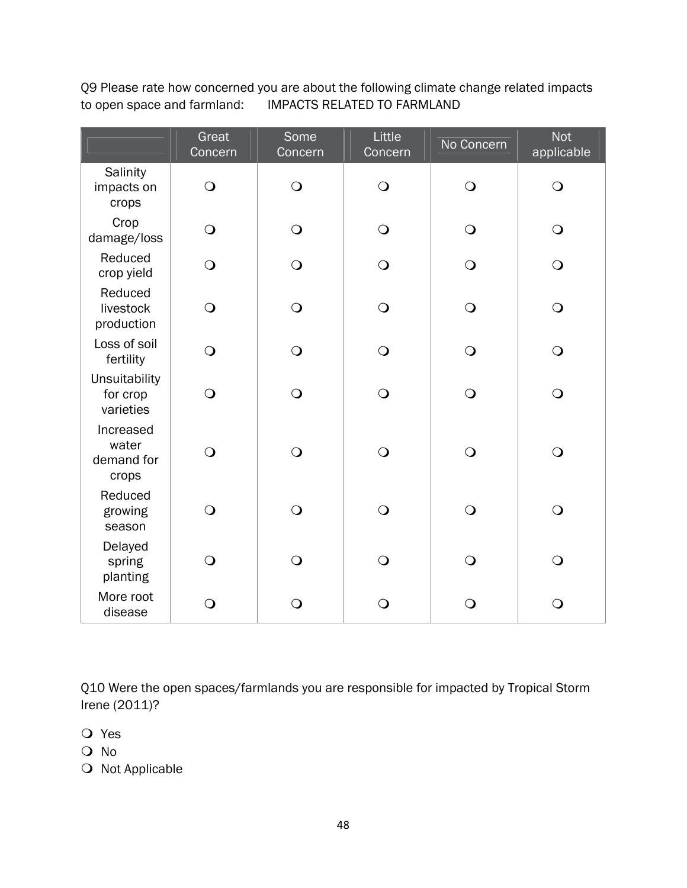Q9 Please rate how concerned you are about the following climate change related impacts to open space and farmland: IMPACTS RELATED TO FARMLAND

| | Great Concern | Some Concern | Little Concern | No Concern | Not applicable |
|---|---|---|---|---|---|
| Salinity impacts on crops | ❍ | ❍ | ❍ | ❍ | ❍ |
| Crop damage/loss | ❍ | ❍ | ❍ | ❍ | ❍ |
| Reduced crop yield | ❍ | ❍ | ❍ | ❍ | ❍ |
| Reduced livestock production | ❍ | ❍ | ❍ | ❍ | ❍ |
| Loss of soil fertility | ❍ | ❍ | ❍ | ❍ | ❍ |
| Unsuitability for crop varieties | ❍ | ❍ | ❍ | ❍ | ❍ |
| Increased water demand for crops | ❍ | ❍ | ❍ | ❍ | ❍ |
| Reduced growing season | ❍ | ❍ | ❍ | ❍ | ❍ |
| Delayed spring planting | ❍ | ❍ | ❍ | ❍ | ❍ |
| More root disease | ❍ | ❍ | ❍ | ❍ | ❍ |

Q10 Were the open spaces/farmlands you are responsible for impacted by Tropical Storm Irene (2011)?

❍ Yes
❍ No
❍ Not Applicable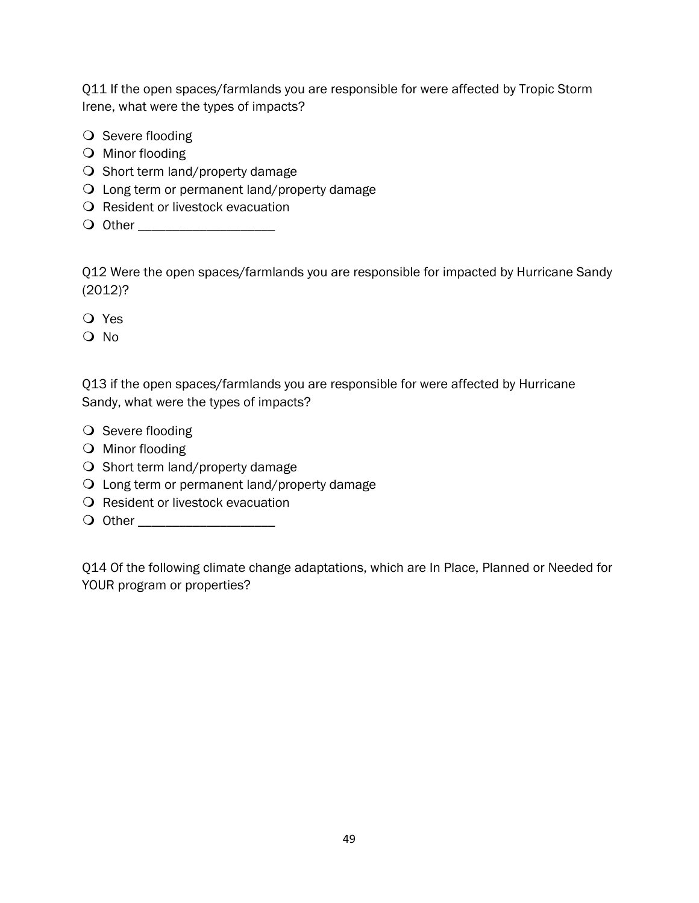Q11 If the open spaces/farmlands you are responsible for were affected by Tropic Storm Irene, what were the types of impacts?

- Severe flooding
- Minor flooding
- Short term land/property damage
- Long term or permanent land/property damage
- Resident or livestock evacuation
- Other ____________________

Q12 Were the open spaces/farmlands you are responsible for impacted by Hurricane Sandy (2012)?

- Yes
- No

Q13 if the open spaces/farmlands you are responsible for were affected by Hurricane Sandy, what were the types of impacts?

- Severe flooding
- Minor flooding
- Short term land/property damage
- Long term or permanent land/property damage
- Resident or livestock evacuation
- Other ____________________

Q14 Of the following climate change adaptations, which are In Place, Planned or Needed for YOUR program or properties?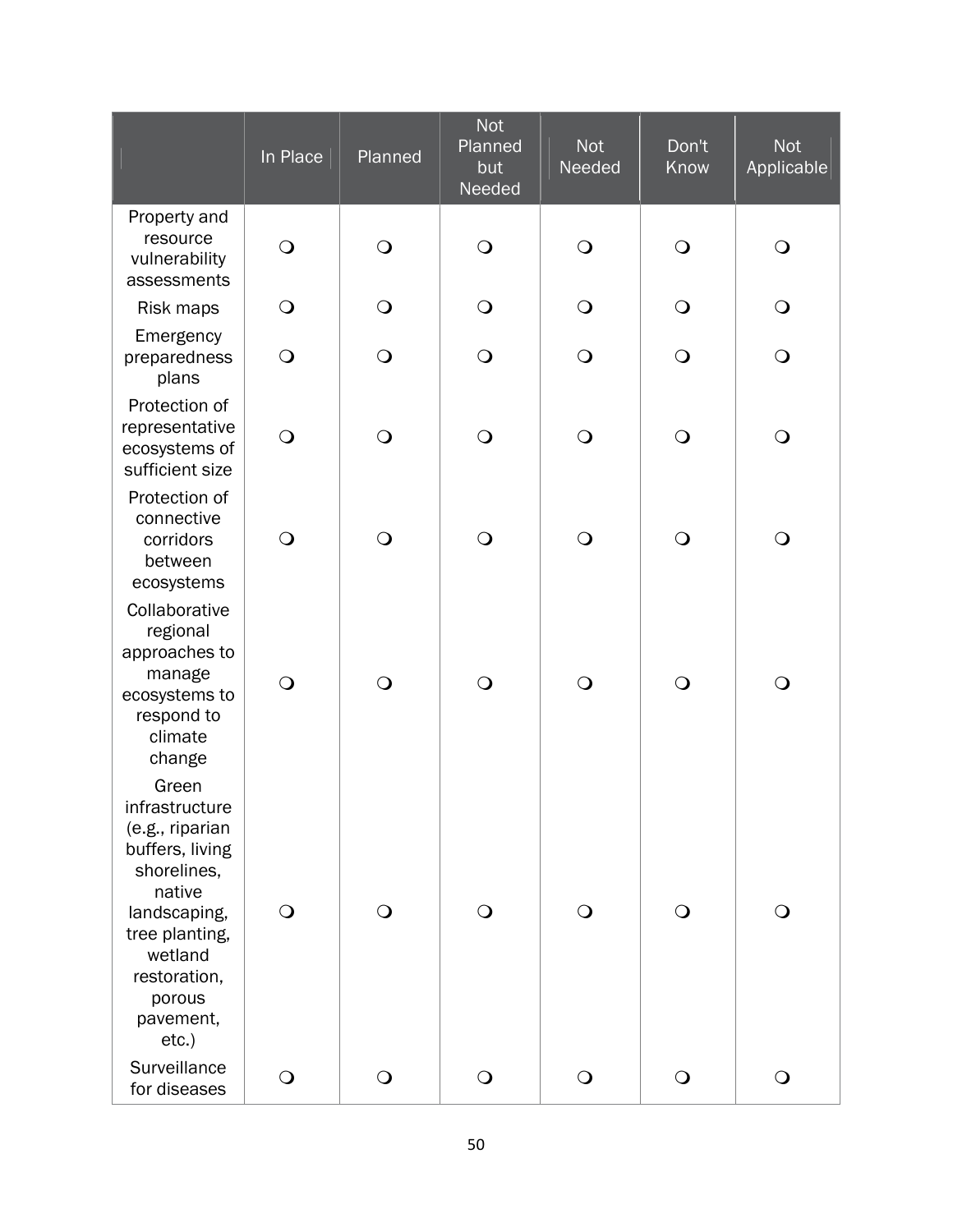| | In Place | Planned | Not Planned but Needed | Not Needed | Don't Know | Not Applicable |
|---|---|---|---|---|---|---|
| Property and resource vulnerability assessments | ❍ | ❍ | ❍ | ❍ | ❍ | ❍ |
| Risk maps | ❍ | ❍ | ❍ | ❍ | ❍ | ❍ |
| Emergency preparedness plans | ❍ | ❍ | ❍ | ❍ | ❍ | ❍ |
| Protection of representative ecosystems of sufficient size | ❍ | ❍ | ❍ | ❍ | ❍ | ❍ |
| Protection of connective corridors between ecosystems | ❍ | ❍ | ❍ | ❍ | ❍ | ❍ |
| Collaborative regional approaches to manage ecosystems to respond to climate change | ❍ | ❍ | ❍ | ❍ | ❍ | ❍ |
| Green infrastructure (e.g., riparian buffers, living shorelines, native landscaping, tree planting, wetland restoration, porous pavement, etc.) | ❍ | ❍ | ❍ | ❍ | ❍ | ❍ |
| Surveillance for diseases | ❍ | ❍ | ❍ | ❍ | ❍ | ❍ |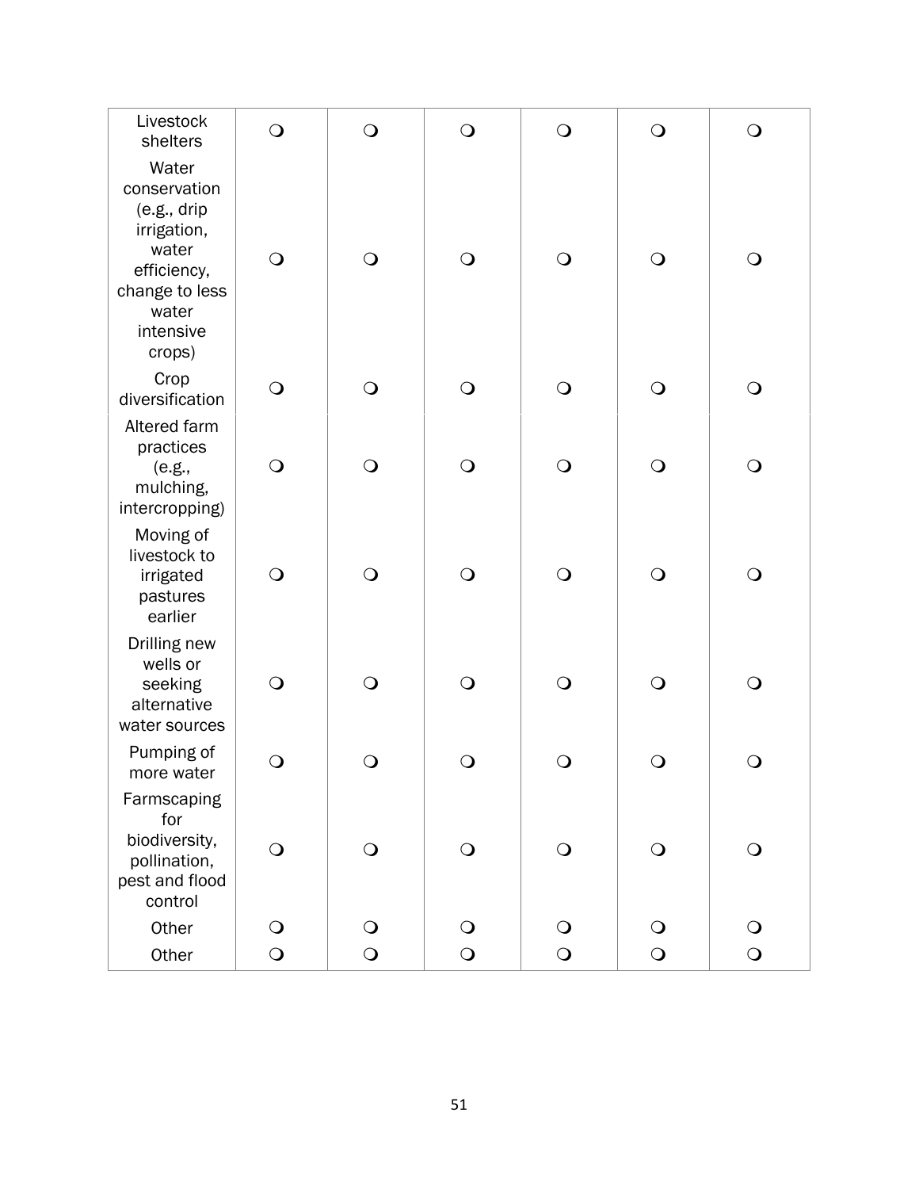| | | | | | | |
|---|---|---|---|---|---|---|
| Livestock shelters | ❍ | ❍ | ❍ | ❍ | ❍ | ❍ |
| Water conservation (e.g., drip irrigation, water efficiency, change to less water intensive crops) | ❍ | ❍ | ❍ | ❍ | ❍ | ❍ |
| Crop diversification | ❍ | ❍ | ❍ | ❍ | ❍ | ❍ |
| Altered farm practices (e.g., mulching, intercropping) | ❍ | ❍ | ❍ | ❍ | ❍ | ❍ |
| Moving of livestock to irrigated pastures earlier | ❍ | ❍ | ❍ | ❍ | ❍ | ❍ |
| Drilling new wells or seeking alternative water sources | ❍ | ❍ | ❍ | ❍ | ❍ | ❍ |
| Pumping of more water | ❍ | ❍ | ❍ | ❍ | ❍ | ❍ |
| Farmscaping for biodiversity, pollination, pest and flood control | ❍ | ❍ | ❍ | ❍ | ❍ | ❍ |
| Other | ❍ | ❍ | ❍ | ❍ | ❍ | ❍ |
| Other | ❍ | ❍ | ❍ | ❍ | ❍ | ❍ |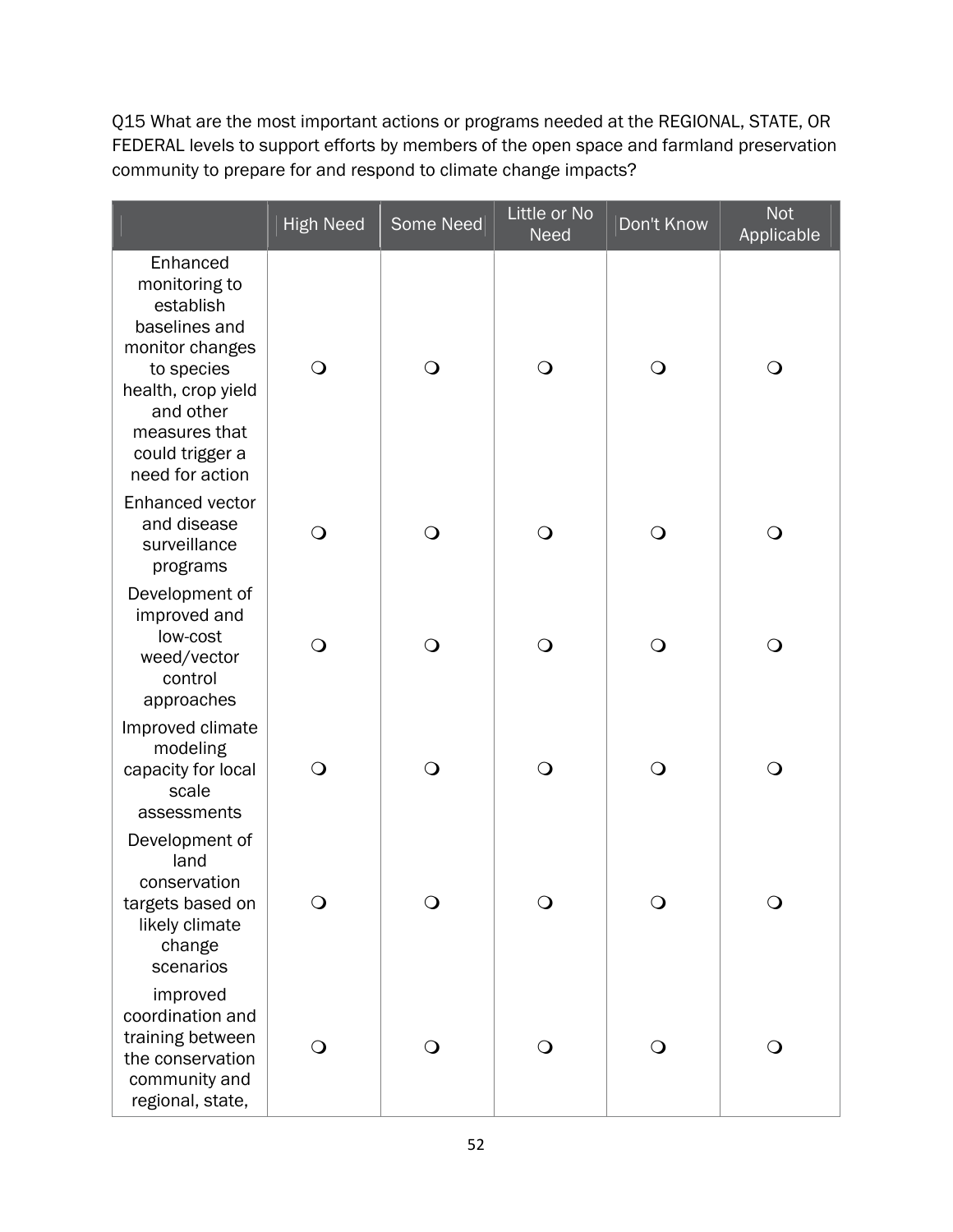Q15 What are the most important actions or programs needed at the REGIONAL, STATE, OR FEDERAL levels to support efforts by members of the open space and farmland preservation community to prepare for and respond to climate change impacts?

| | High Need | Some Need | Little or No Need | Don't Know | Not Applicable |
|---|---|---|---|---|---|
| Enhanced monitoring to establish baselines and monitor changes to species health, crop yield and other measures that could trigger a need for action | ❍ | ❍ | ❍ | ❍ | ❍ |
| Enhanced vector and disease surveillance programs | ❍ | ❍ | ❍ | ❍ | ❍ |
| Development of improved and low-cost weed/vector control approaches | ❍ | ❍ | ❍ | ❍ | ❍ |
| Improved climate modeling capacity for local scale assessments | ❍ | ❍ | ❍ | ❍ | ❍ |
| Development of land conservation targets based on likely climate change scenarios | ❍ | ❍ | ❍ | ❍ | ❍ |
| improved coordination and training between the conservation community and regional, state, | ❍ | ❍ | ❍ | ❍ | ❍ |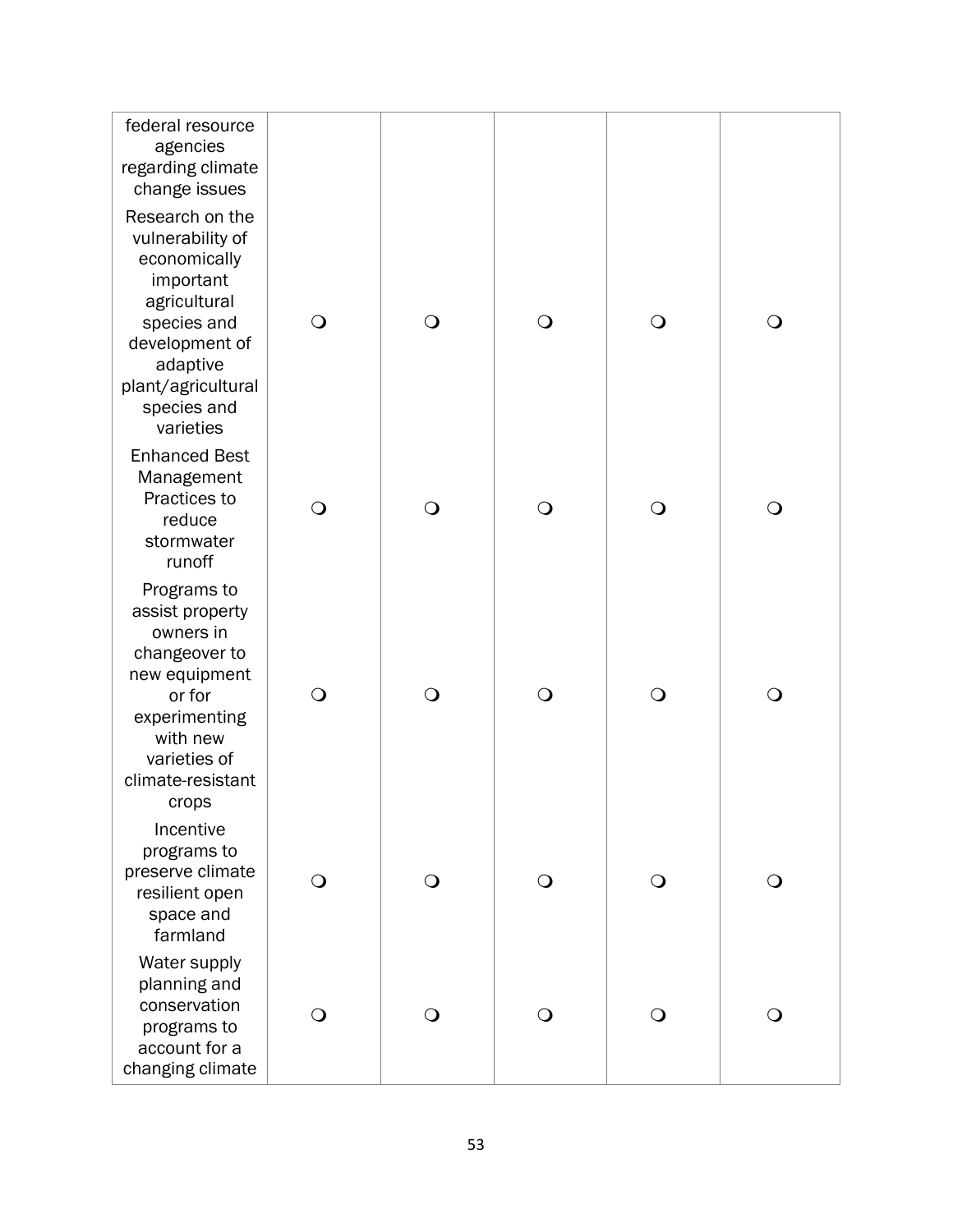| | | | | | |
|---|---|---|---|---|---|
| federal resource agencies regarding climate change issues | | | | | |
| Research on the vulnerability of economically important agricultural species and development of adaptive plant/agricultural species and varieties | ❍ | ❍ | ❍ | ❍ | ❍ |
| Enhanced Best Management Practices to reduce stormwater runoff | ❍ | ❍ | ❍ | ❍ | ❍ |
| Programs to assist property owners in changeover to new equipment or for experimenting with new varieties of climate-resistant crops | ❍ | ❍ | ❍ | ❍ | ❍ |
| Incentive programs to preserve climate resilient open space and farmland | ❍ | ❍ | ❍ | ❍ | ❍ |
| Water supply planning and conservation programs to account for a changing climate | ❍ | ❍ | ❍ | ❍ | ❍ |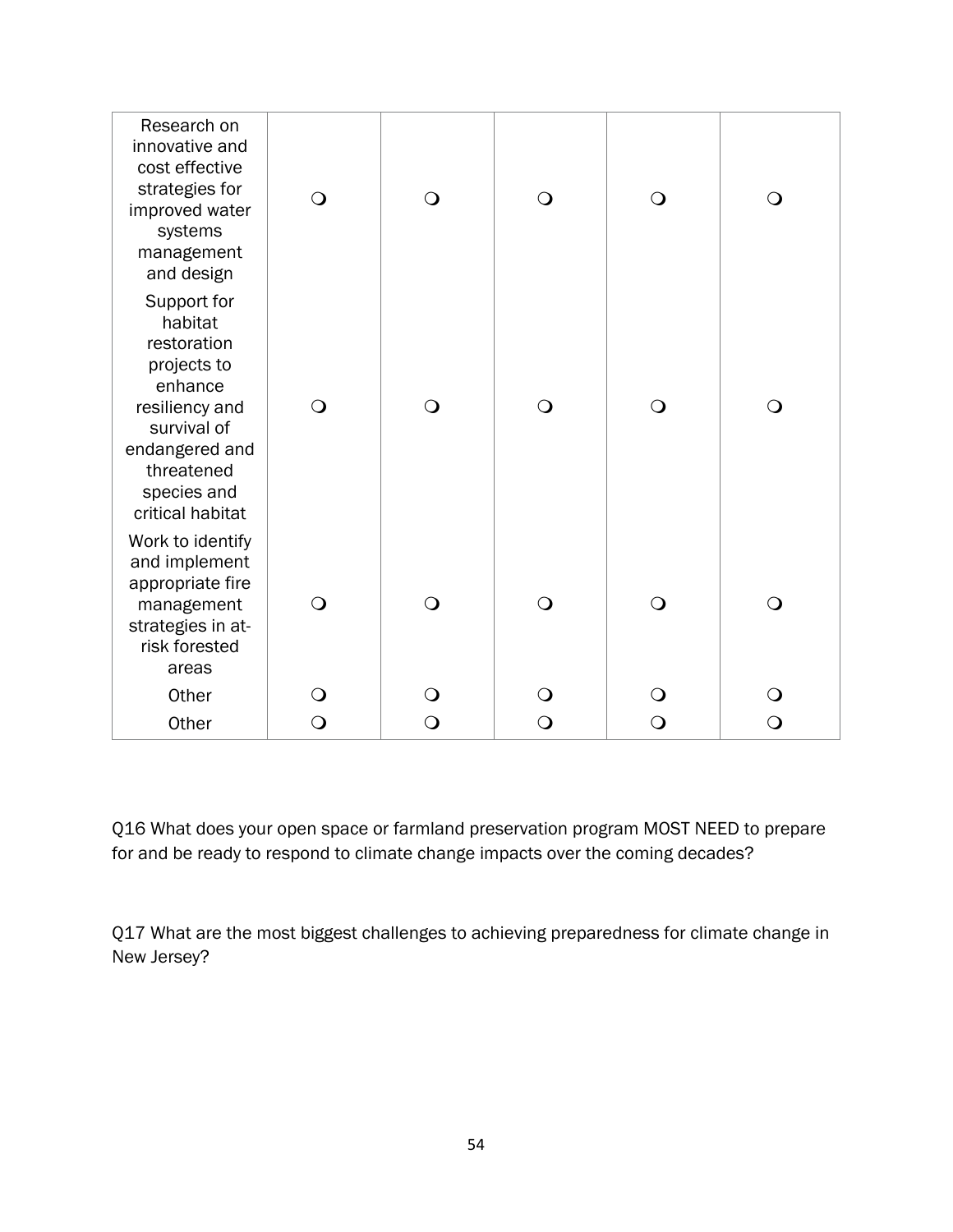| | | | | | |
|---|---|---|---|---|---|
| Research on innovative and cost effective strategies for improved water systems management and design | ❍ | ❍ | ❍ | ❍ | ❍ |
| Support for habitat restoration projects to enhance resiliency and survival of endangered and threatened species and critical habitat | ❍ | ❍ | ❍ | ❍ | ❍ |
| Work to identify and implement appropriate fire management strategies in at-risk forested areas | ❍ | ❍ | ❍ | ❍ | ❍ |
| Other | ❍ | ❍ | ❍ | ❍ | ❍ |
| Other | ❍ | ❍ | ❍ | ❍ | ❍ |

Q16 What does your open space or farmland preservation program MOST NEED to prepare for and be ready to respond to climate change impacts over the coming decades?

Q17 What are the most biggest challenges to achieving preparedness for climate change in New Jersey?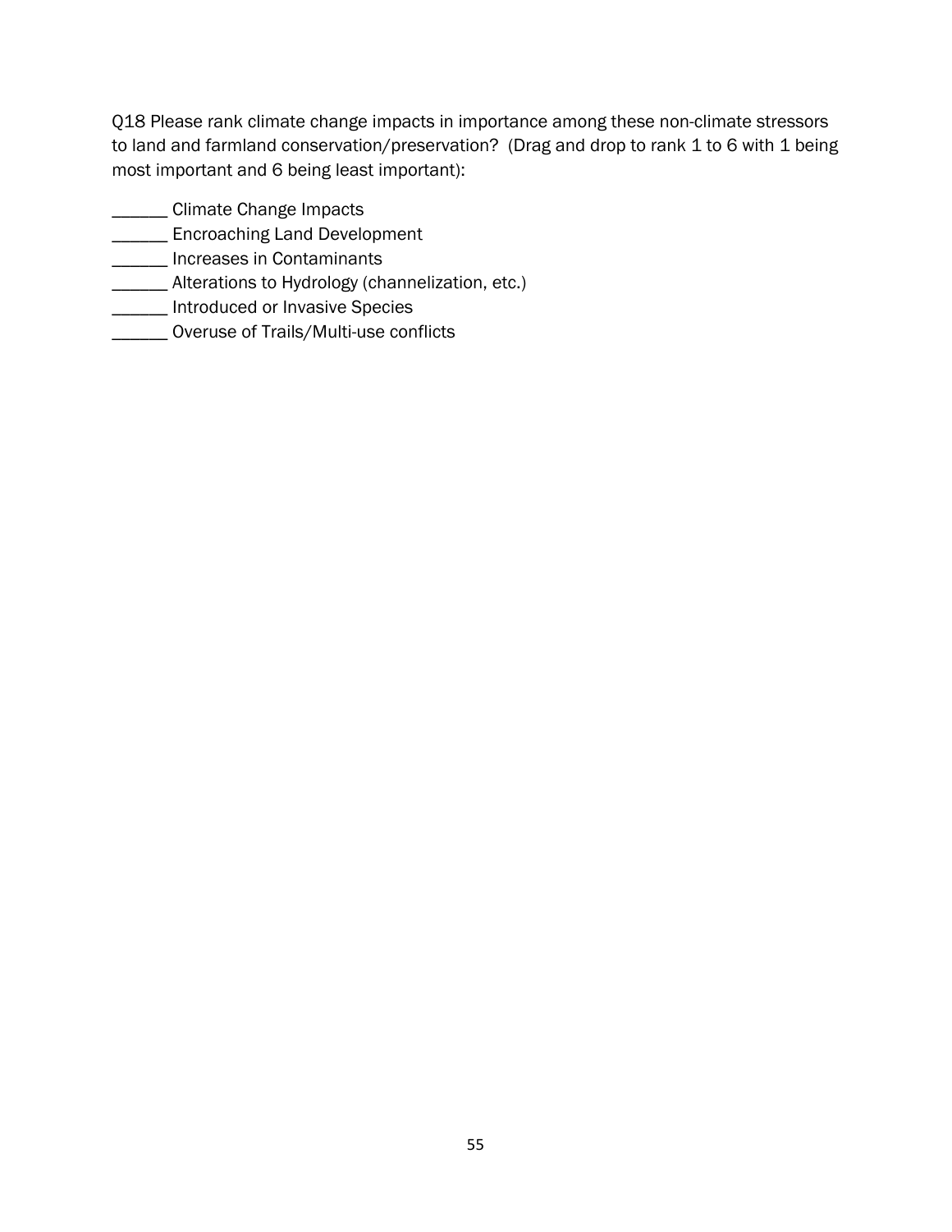Q18 Please rank climate change impacts in importance among these non-climate stressors to land and farmland conservation/preservation? (Drag and drop to rank 1 to 6 with 1 being most important and 6 being least important):

______ Climate Change Impacts
______ Encroaching Land Development
______ Increases in Contaminants
______ Alterations to Hydrology (channelization, etc.)
______ Introduced or Invasive Species
______ Overuse of Trails/Multi-use conflicts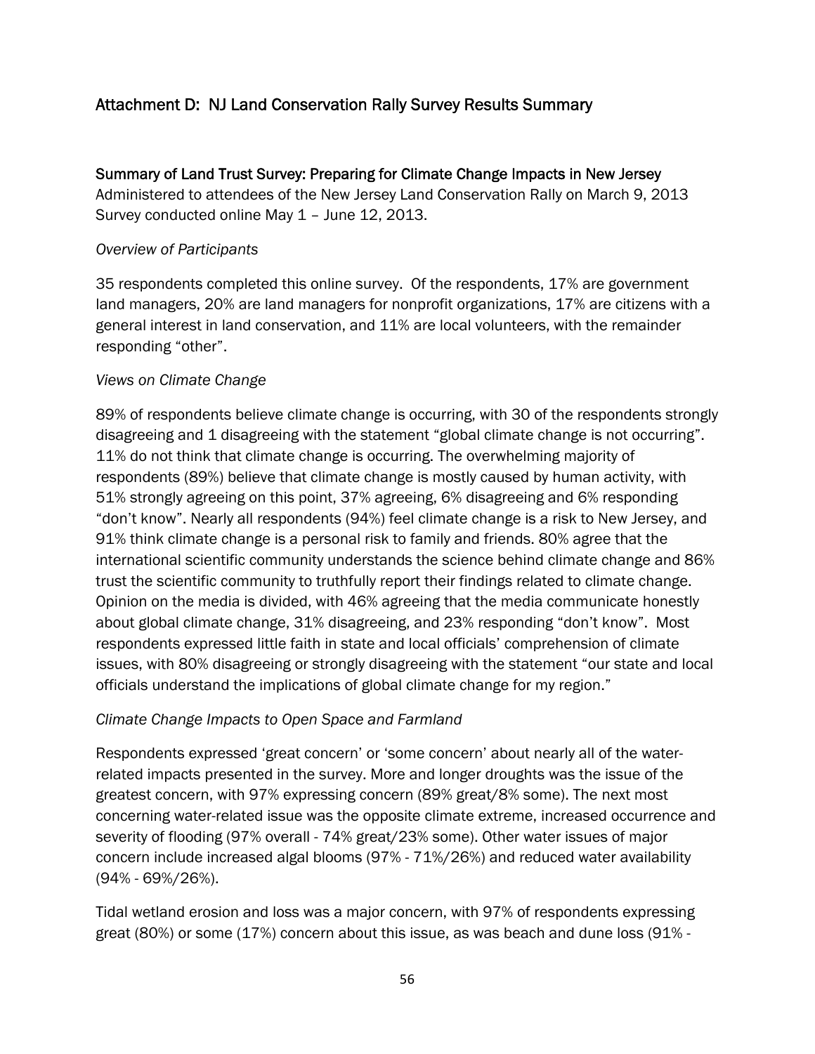## Attachment D: NJ Land Conservation Rally Survey Results Summary

### Summary of Land Trust Survey: Preparing for Climate Change Impacts in New Jersey

Administered to attendees of the New Jersey Land Conservation Rally on March 9, 2013
Survey conducted online May 1 – June 12, 2013.

*Overview of Participants*

35 respondents completed this online survey. Of the respondents, 17% are government land managers, 20% are land managers for nonprofit organizations, 17% are citizens with a general interest in land conservation, and 11% are local volunteers, with the remainder responding "other".

*Views on Climate Change*

89% of respondents believe climate change is occurring, with 30 of the respondents strongly disagreeing and 1 disagreeing with the statement "global climate change is not occurring". 11% do not think that climate change is occurring. The overwhelming majority of respondents (89%) believe that climate change is mostly caused by human activity, with 51% strongly agreeing on this point, 37% agreeing, 6% disagreeing and 6% responding "don't know". Nearly all respondents (94%) feel climate change is a risk to New Jersey, and 91% think climate change is a personal risk to family and friends. 80% agree that the international scientific community understands the science behind climate change and 86% trust the scientific community to truthfully report their findings related to climate change. Opinion on the media is divided, with 46% agreeing that the media communicate honestly about global climate change, 31% disagreeing, and 23% responding "don't know". Most respondents expressed little faith in state and local officials' comprehension of climate issues, with 80% disagreeing or strongly disagreeing with the statement "our state and local officials understand the implications of global climate change for my region."

*Climate Change Impacts to Open Space and Farmland*

Respondents expressed 'great concern' or 'some concern' about nearly all of the water-related impacts presented in the survey. More and longer droughts was the issue of the greatest concern, with 97% expressing concern (89% great/8% some). The next most concerning water-related issue was the opposite climate extreme, increased occurrence and severity of flooding (97% overall - 74% great/23% some). Other water issues of major concern include increased algal blooms (97% - 71%/26%) and reduced water availability (94% - 69%/26%).

Tidal wetland erosion and loss was a major concern, with 97% of respondents expressing great (80%) or some (17%) concern about this issue, as was beach and dune loss (91% -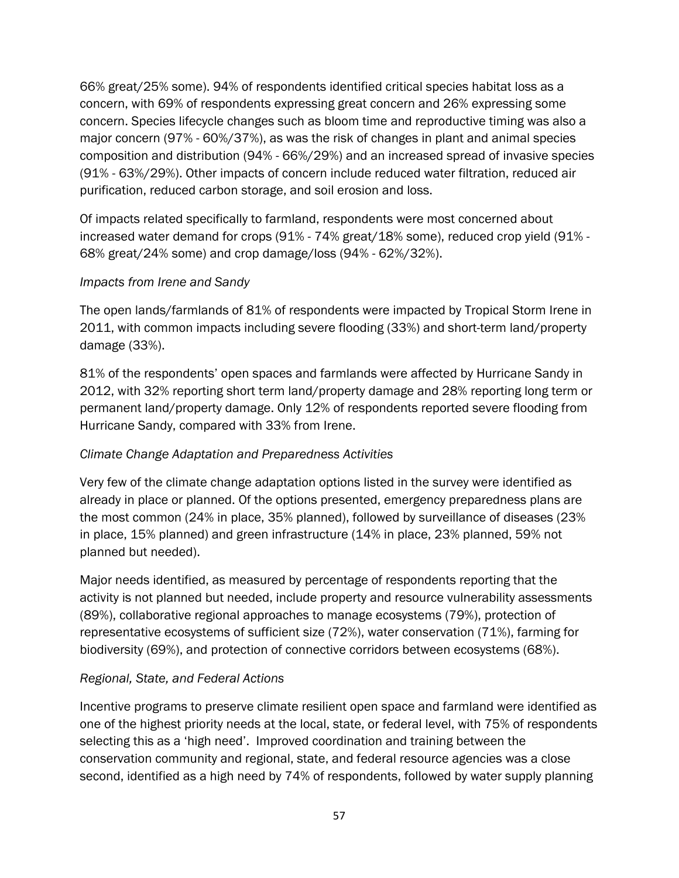66% great/25% some). 94% of respondents identified critical species habitat loss as a concern, with 69% of respondents expressing great concern and 26% expressing some concern. Species lifecycle changes such as bloom time and reproductive timing was also a major concern (97% - 60%/37%), as was the risk of changes in plant and animal species composition and distribution (94% - 66%/29%) and an increased spread of invasive species (91% - 63%/29%). Other impacts of concern include reduced water filtration, reduced air purification, reduced carbon storage, and soil erosion and loss.

Of impacts related specifically to farmland, respondents were most concerned about increased water demand for crops (91% - 74% great/18% some), reduced crop yield (91% - 68% great/24% some) and crop damage/loss (94% - 62%/32%).

*Impacts from Irene and Sandy*

The open lands/farmlands of 81% of respondents were impacted by Tropical Storm Irene in 2011, with common impacts including severe flooding (33%) and short-term land/property damage (33%).

81% of the respondents' open spaces and farmlands were affected by Hurricane Sandy in 2012, with 32% reporting short term land/property damage and 28% reporting long term or permanent land/property damage. Only 12% of respondents reported severe flooding from Hurricane Sandy, compared with 33% from Irene.

*Climate Change Adaptation and Preparedness Activities*

Very few of the climate change adaptation options listed in the survey were identified as already in place or planned. Of the options presented, emergency preparedness plans are the most common (24% in place, 35% planned), followed by surveillance of diseases (23% in place, 15% planned) and green infrastructure (14% in place, 23% planned, 59% not planned but needed).

Major needs identified, as measured by percentage of respondents reporting that the activity is not planned but needed, include property and resource vulnerability assessments (89%), collaborative regional approaches to manage ecosystems (79%), protection of representative ecosystems of sufficient size (72%), water conservation (71%), farming for biodiversity (69%), and protection of connective corridors between ecosystems (68%).

*Regional, State, and Federal Actions*

Incentive programs to preserve climate resilient open space and farmland were identified as one of the highest priority needs at the local, state, or federal level, with 75% of respondents selecting this as a 'high need'. Improved coordination and training between the conservation community and regional, state, and federal resource agencies was a close second, identified as a high need by 74% of respondents, followed by water supply planning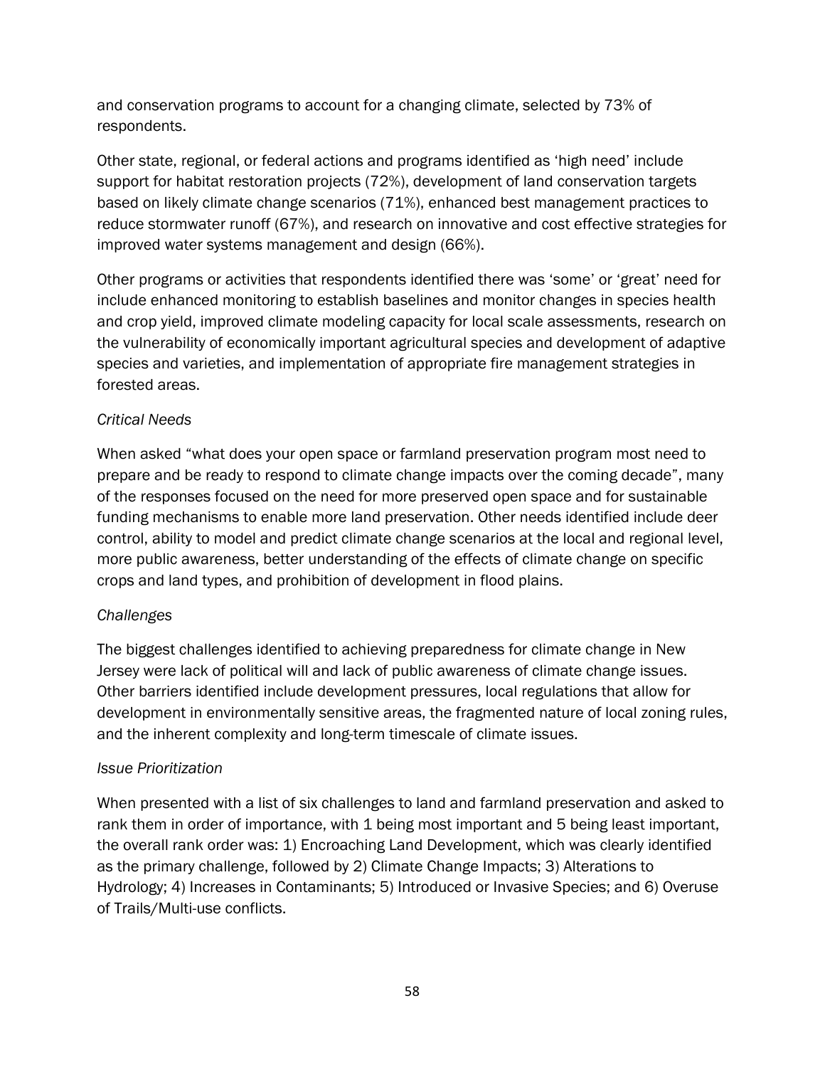and conservation programs to account for a changing climate, selected by 73% of respondents.

Other state, regional, or federal actions and programs identified as 'high need' include support for habitat restoration projects (72%), development of land conservation targets based on likely climate change scenarios (71%), enhanced best management practices to reduce stormwater runoff (67%), and research on innovative and cost effective strategies for improved water systems management and design (66%).

Other programs or activities that respondents identified there was 'some' or 'great' need for include enhanced monitoring to establish baselines and monitor changes in species health and crop yield, improved climate modeling capacity for local scale assessments, research on the vulnerability of economically important agricultural species and development of adaptive species and varieties, and implementation of appropriate fire management strategies in forested areas.

*Critical Needs*

When asked "what does your open space or farmland preservation program most need to prepare and be ready to respond to climate change impacts over the coming decade", many of the responses focused on the need for more preserved open space and for sustainable funding mechanisms to enable more land preservation. Other needs identified include deer control, ability to model and predict climate change scenarios at the local and regional level, more public awareness, better understanding of the effects of climate change on specific crops and land types, and prohibition of development in flood plains.

*Challenges*

The biggest challenges identified to achieving preparedness for climate change in New Jersey were lack of political will and lack of public awareness of climate change issues. Other barriers identified include development pressures, local regulations that allow for development in environmentally sensitive areas, the fragmented nature of local zoning rules, and the inherent complexity and long-term timescale of climate issues.

*Issue Prioritization*

When presented with a list of six challenges to land and farmland preservation and asked to rank them in order of importance, with 1 being most important and 5 being least important, the overall rank order was: 1) Encroaching Land Development, which was clearly identified as the primary challenge, followed by 2) Climate Change Impacts; 3) Alterations to Hydrology; 4) Increases in Contaminants; 5) Introduced or Invasive Species; and 6) Overuse of Trails/Multi-use conflicts.